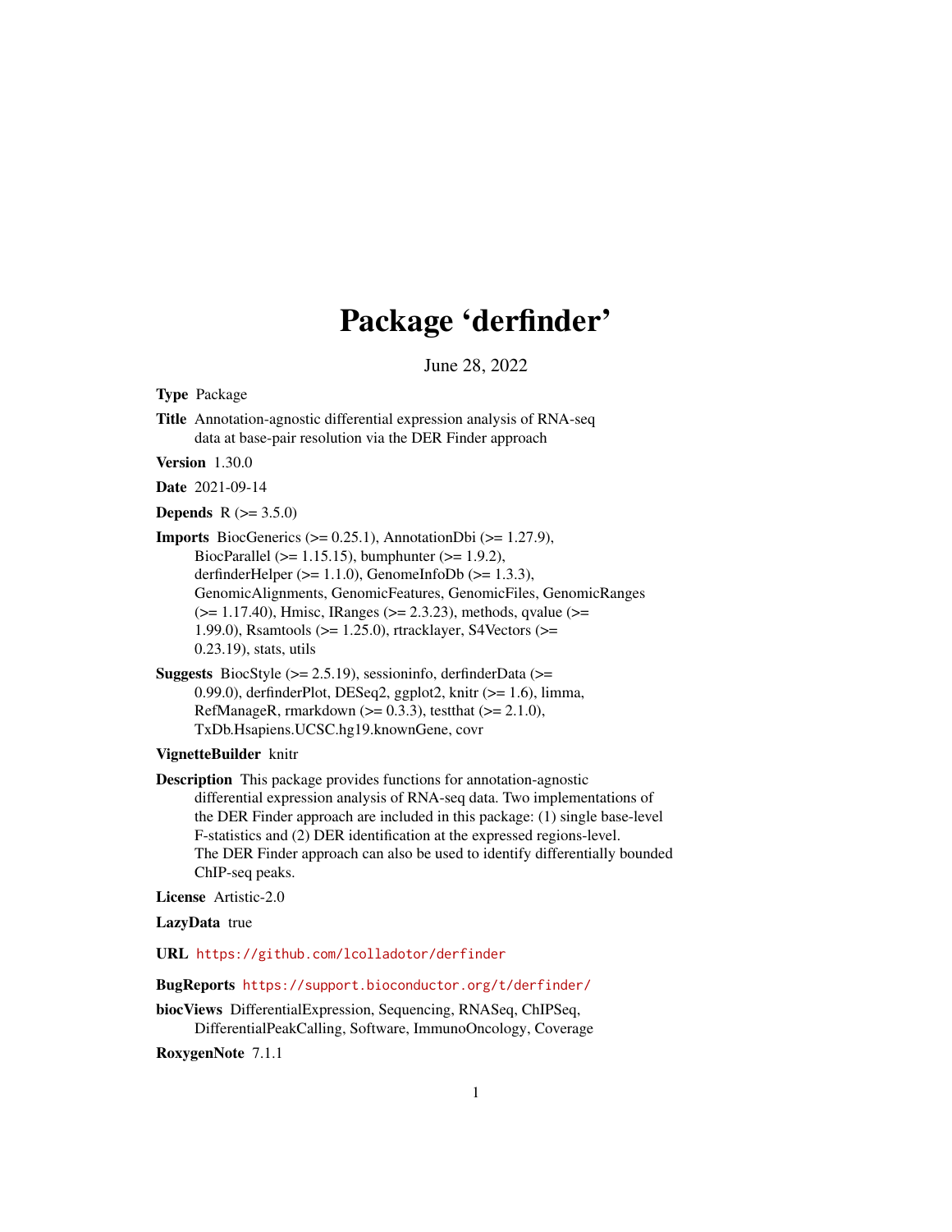# Package 'derfinder'

June 28, 2022

**Type** Package

**Title** Annotation-agnostic differential expression analysis of RNA-seq data at base-pair resolution via the DER Finder approach

**Version** 1.30.0

**Date** 2021-09-14

**Depends** R (>= 3.5.0)

**Imports** BiocGenerics (>= 0.25.1), AnnotationDbi (>= 1.27.9), BiocParallel (>= 1.15.15), bumphunter (>= 1.9.2), derfinderHelper (>= 1.1.0), GenomeInfoDb (>= 1.3.3), GenomicAlignments, GenomicFeatures, GenomicFiles, GenomicRanges (>= 1.17.40), Hmisc, IRanges (>= 2.3.23), methods, qvalue (>= 1.99.0), Rsamtools (>= 1.25.0), rtracklayer, S4Vectors (>= 0.23.19), stats, utils

**Suggests** BiocStyle (>= 2.5.19), sessioninfo, derfinderData (>= 0.99.0), derfinderPlot, DESeq2, ggplot2, knitr (>= 1.6), limma, RefManageR, rmarkdown (>= 0.3.3), testthat (>= 2.1.0), TxDb.Hsapiens.UCSC.hg19.knownGene, covr

**VignetteBuilder** knitr

**Description** This package provides functions for annotation-agnostic differential expression analysis of RNA-seq data. Two implementations of the DER Finder approach are included in this package: (1) single base-level F-statistics and (2) DER identification at the expressed regions-level. The DER Finder approach can also be used to identify differentially bounded ChIP-seq peaks.

**License** Artistic-2.0

**LazyData** true

**URL** https://github.com/lcolladotor/derfinder

**BugReports** https://support.bioconductor.org/t/derfinder/

**biocViews** DifferentialExpression, Sequencing, RNASeq, ChIPSeq, DifferentialPeakCalling, Software, ImmunoOncology, Coverage

**RoxygenNote** 7.1.1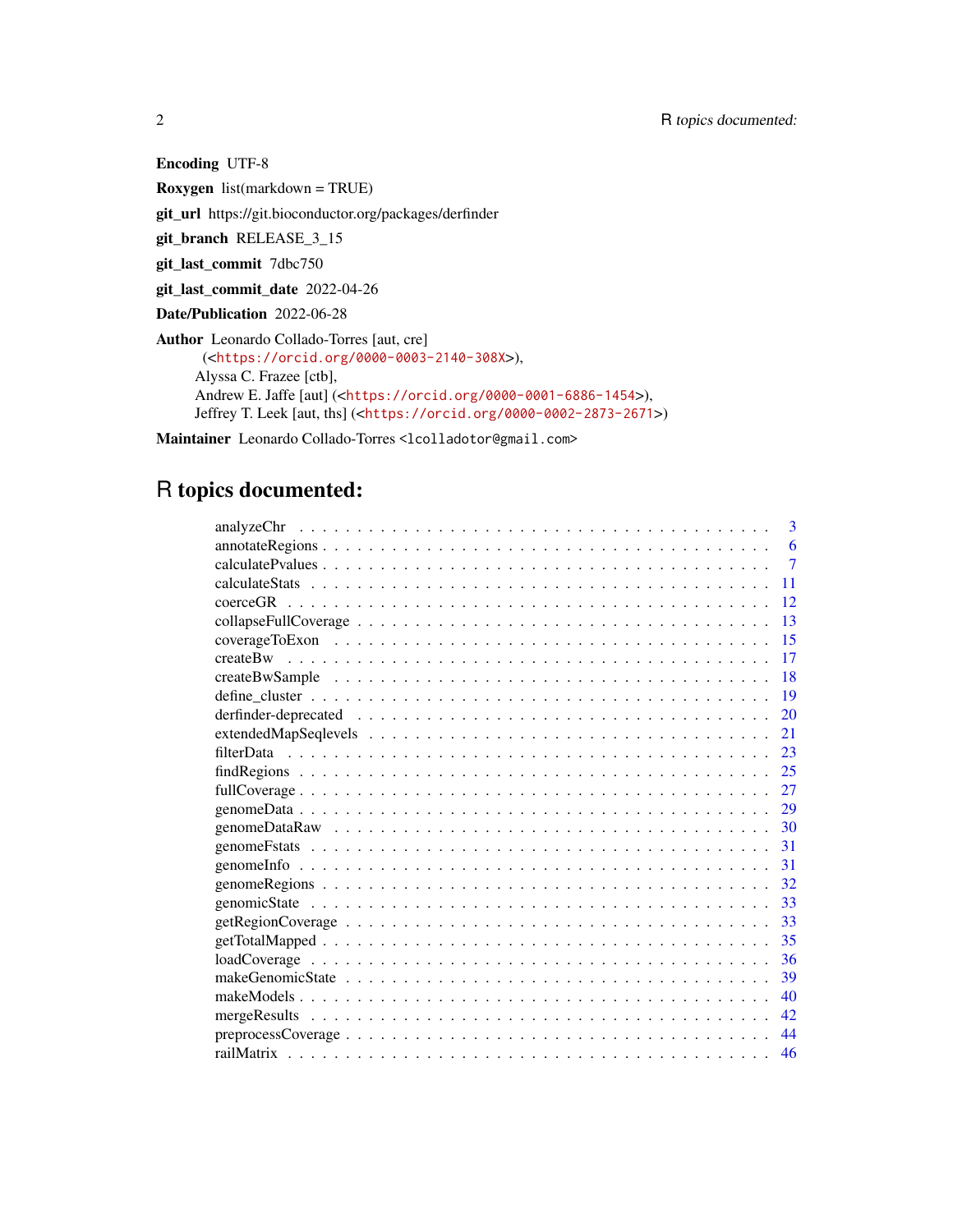**Encoding** UTF-8

**Roxygen** list(markdown = TRUE)

**git_url** https://git.bioconductor.org/packages/derfinder

**git_branch** RELEASE_3_15

**git_last_commit** 7dbc750

**git_last_commit_date** 2022-04-26

**Date/Publication** 2022-06-28

**Author** Leonardo Collado-Torres [aut, cre] (<https://orcid.org/0000-0003-2140-308X>), Alyssa C. Frazee [ctb], Andrew E. Jaffe [aut] (<https://orcid.org/0000-0001-6886-1454>), Jeffrey T. Leek [aut, ths] (<https://orcid.org/0000-0002-2873-2671>)

**Maintainer** Leonardo Collado-Torres <lcolladotor@gmail.com>

# R topics documented:

| Topic | Page |
|---|---|
| analyzeChr | 3 |
| annotateRegions | 6 |
| calculatePvalues | 7 |
| calculateStats | 11 |
| coerceGR | 12 |
| collapseFullCoverage | 13 |
| coverageToExon | 15 |
| createBw | 17 |
| createBwSample | 18 |
| define_cluster | 19 |
| derfinder-deprecated | 20 |
| extendedMapSeqlevels | 21 |
| filterData | 23 |
| findRegions | 25 |
| fullCoverage | 27 |
| genomeData | 29 |
| genomeDataRaw | 30 |
| genomeFstats | 31 |
| genomeInfo | 31 |
| genomeRegions | 32 |
| genomicState | 33 |
| getRegionCoverage | 33 |
| getTotalMapped | 35 |
| loadCoverage | 36 |
| makeGenomicState | 39 |
| makeModels | 40 |
| mergeResults | 42 |
| preprocessCoverage | 44 |
| railMatrix | 46 |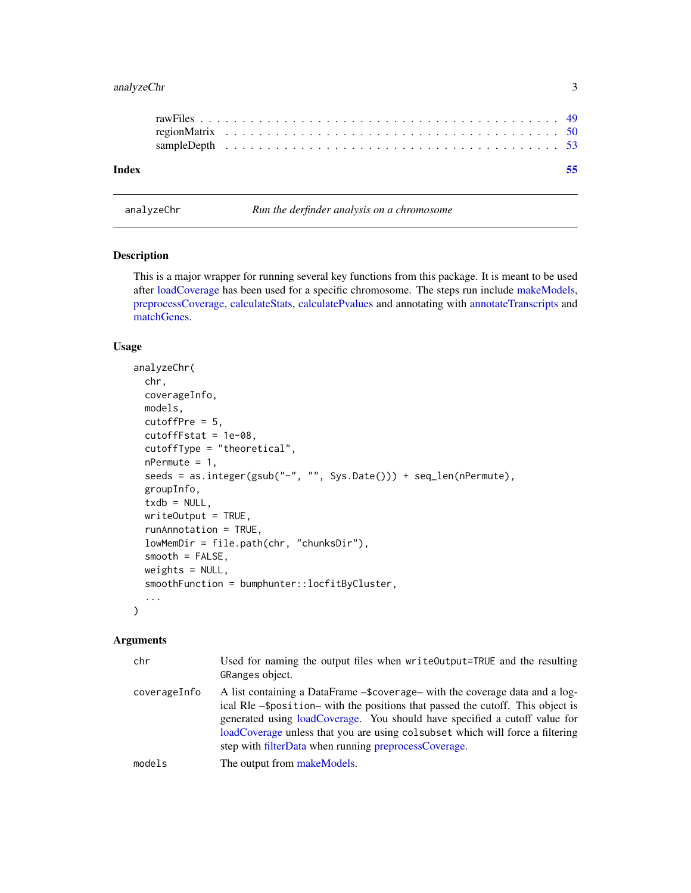rawFiles . . . . . . . . . . . . . . . . . . . . . . . . . . . . . . . . . . . . . . . . 49
regionMatrix . . . . . . . . . . . . . . . . . . . . . . . . . . . . . . . . . . . . . . 50
sampleDepth . . . . . . . . . . . . . . . . . . . . . . . . . . . . . . . . . . . . . . . 53

**Index** **55**

---

## analyzeChr — *Run the derfinder analysis on a chromosome*

### Description

This is a major wrapper for running several key functions from this package. It is meant to be used after loadCoverage has been used for a specific chromosome. The steps run include makeModels, preprocessCoverage, calculateStats, calculatePvalues and annotating with annotateTranscripts and matchGenes.

### Usage

```
analyzeChr(
  chr,
  coverageInfo,
  models,
  cutoffPre = 5,
  cutoffFstat = 1e-08,
  cutoffType = "theoretical",
  nPermute = 1,
  seeds = as.integer(gsub("-", "", Sys.Date())) + seq_len(nPermute),
  groupInfo,
  txdb = NULL,
  writeOutput = TRUE,
  runAnnotation = TRUE,
  lowMemDir = file.path(chr, "chunksDir"),
  smooth = FALSE,
  weights = NULL,
  smoothFunction = bumphunter::locfitByCluster,
  ...
)
```

### Arguments

| | |
|---|---|
| `chr` | Used for naming the output files when `writeOutput=TRUE` and the resulting `GRanges` object. |
| `coverageInfo` | A list containing a DataFrame –`$coverage`– with the coverage data and a logical Rle –`$position`– with the positions that passed the cutoff. This object is generated using loadCoverage. You should have specified a cutoff value for loadCoverage unless that you are using `colsubset` which will force a filtering step with filterData when running preprocessCoverage. |
| `models` | The output from makeModels. |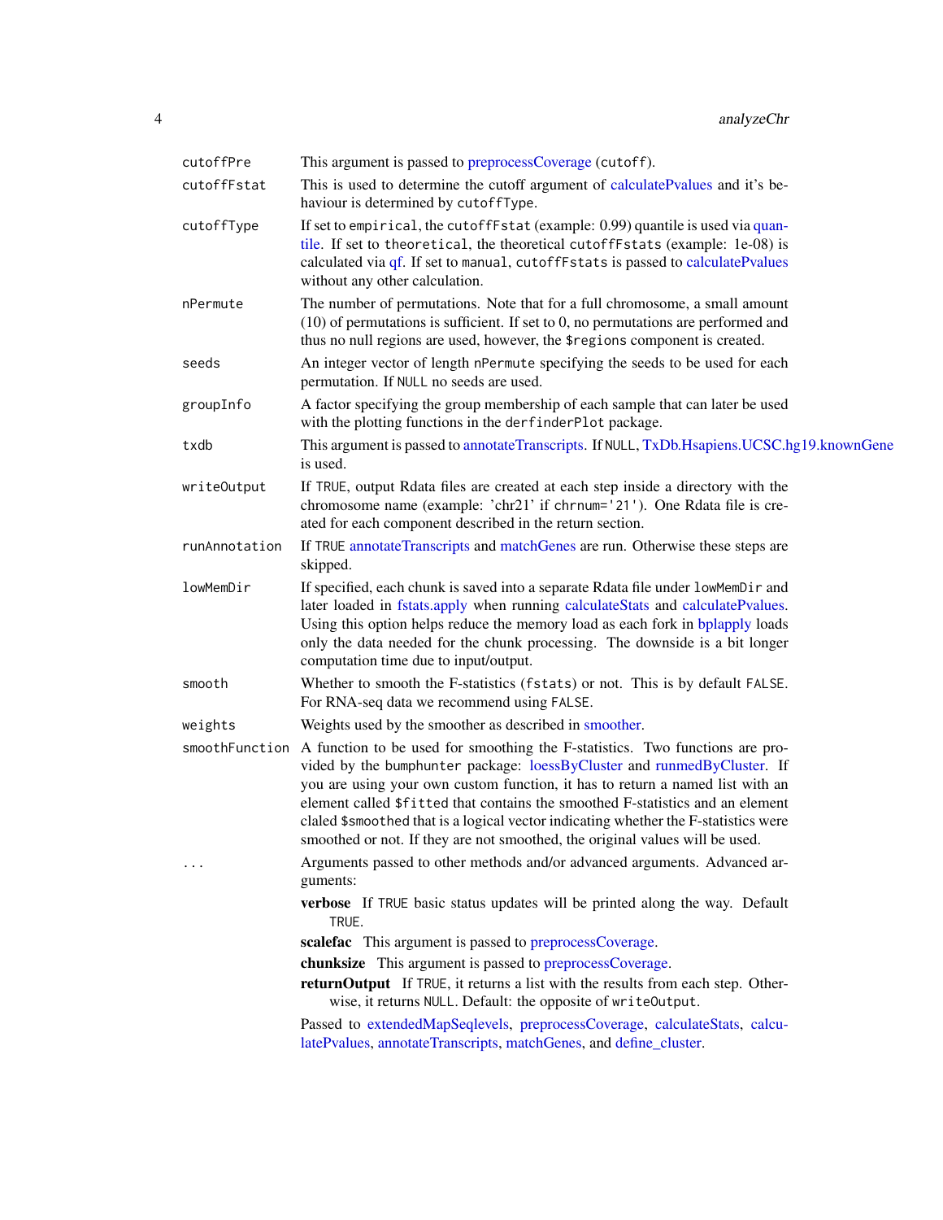| | |
|---|---|
| cutoffPre | This argument is passed to preprocessCoverage (`cutoff`). |
| cutoffFstat | This is used to determine the cutoff argument of calculatePvalues and it's behaviour is determined by `cutoffType`. |
| cutoffType | If set to `empirical`, the `cutoffFstat` (example: 0.99) quantile is used via quantile. If set to `theoretical`, the theoretical `cutoffFstats` (example: 1e-08) is calculated via qf. If set to `manual`, `cutoffFstats` is passed to calculatePvalues without any other calculation. |
| nPermute | The number of permutations. Note that for a full chromosome, a small amount (10) of permutations is sufficient. If set to 0, no permutations are performed and thus no null regions are used, however, the `$regions` component is created. |
| seeds | An integer vector of length `nPermute` specifying the seeds to be used for each permutation. If `NULL` no seeds are used. |
| groupInfo | A factor specifying the group membership of each sample that can later be used with the plotting functions in the `derfinderPlot` package. |
| txdb | This argument is passed to annotateTranscripts. If `NULL`, TxDb.Hsapiens.UCSC.hg19.knownGene is used. |
| writeOutput | If `TRUE`, output Rdata files are created at each step inside a directory with the chromosome name (example: 'chr21' if `chrnum='21'`). One Rdata file is created for each component described in the return section. |
| runAnnotation | If `TRUE` annotateTranscripts and matchGenes are run. Otherwise these steps are skipped. |
| lowMemDir | If specified, each chunk is saved into a separate Rdata file under `lowMemDir` and later loaded in fstats.apply when running calculateStats and calculatePvalues. Using this option helps reduce the memory load as each fork in bplapply loads only the data needed for the chunk processing. The downside is a bit longer computation time due to input/output. |
| smooth | Whether to smooth the F-statistics (`fstats`) or not. This is by default `FALSE`. For RNA-seq data we recommend using `FALSE`. |
| weights | Weights used by the smoother as described in smoother. |
| smoothFunction | A function to be used for smoothing the F-statistics. Two functions are provided by the `bumphunter` package: loessByCluster and runmedByCluster. If you are using your own custom function, it has to return a named list with an element called `$fitted` that contains the smoothed F-statistics and an element claled `$smoothed` that is a logical vector indicating whether the F-statistics were smoothed or not. If they are not smoothed, the original values will be used. |
| ... | Arguments passed to other methods and/or advanced arguments. Advanced arguments:<br>**verbose** If `TRUE` basic status updates will be printed along the way. Default `TRUE`.<br>**scalefac** This argument is passed to preprocessCoverage.<br>**chunksize** This argument is passed to preprocessCoverage.<br>**returnOutput** If `TRUE`, it returns a list with the results from each step. Otherwise, it returns `NULL`. Default: the opposite of `writeOutput`.<br>Passed to extendedMapSeqlevels, preprocessCoverage, calculateStats, calculatePvalues, annotateTranscripts, matchGenes, and define_cluster. |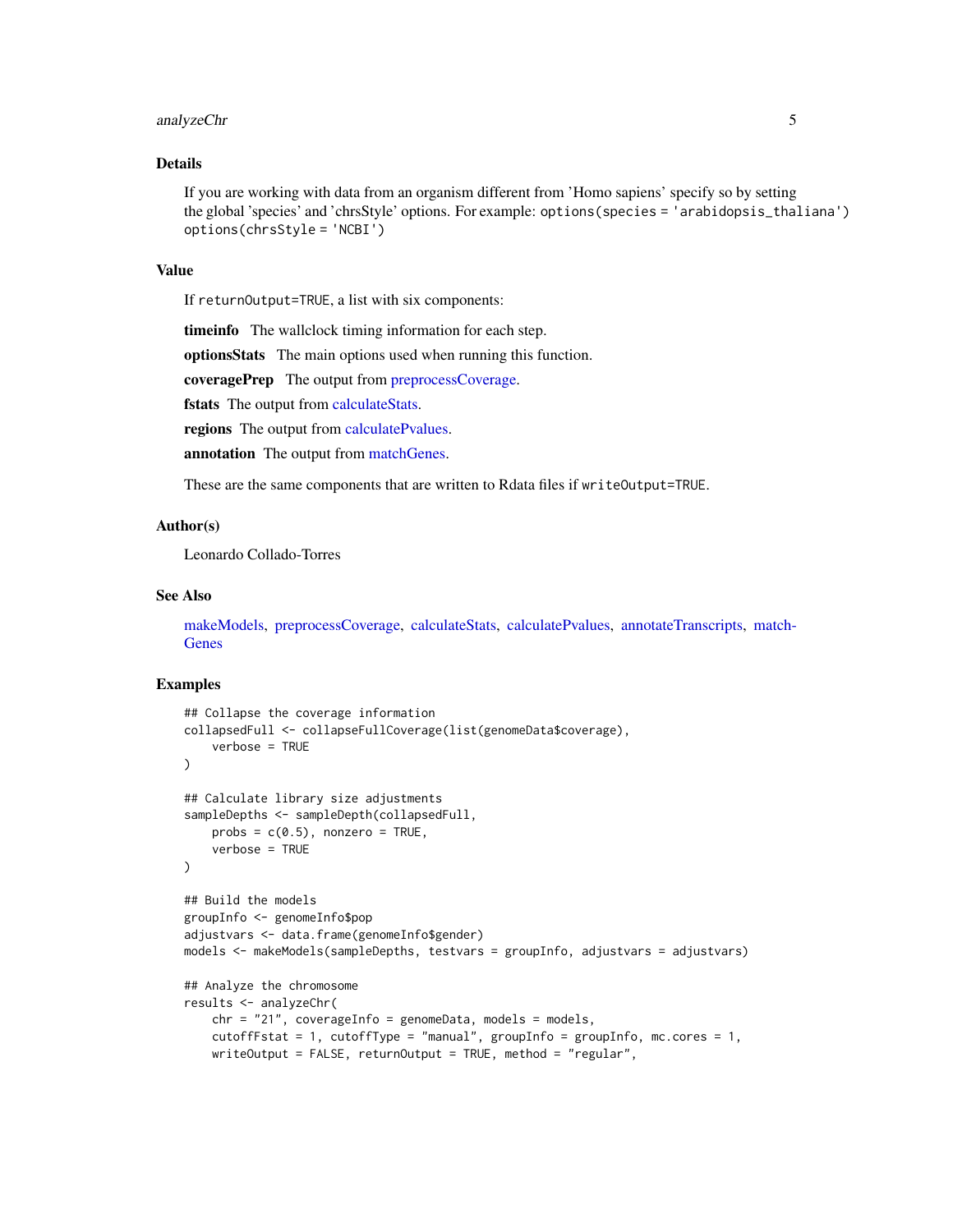## Details

If you are working with data from an organism different from 'Homo sapiens' specify so by setting the global 'species' and 'chrsStyle' options. For example: `options(species = 'arabidopsis_thaliana')` `options(chrsStyle = 'NCBI')`

## Value

If `returnOutput=TRUE`, a list with six components:

**timeinfo** The wallclock timing information for each step.

**optionsStats** The main options used when running this function.

**coveragePrep** The output from preprocessCoverage.

**fstats** The output from calculateStats.

**regions** The output from calculatePvalues.

**annotation** The output from matchGenes.

These are the same components that are written to Rdata files if `writeOutput=TRUE`.

## Author(s)

Leonardo Collado-Torres

## See Also

makeModels, preprocessCoverage, calculateStats, calculatePvalues, annotateTranscripts, matchGenes

## Examples

```
## Collapse the coverage information
collapsedFull <- collapseFullCoverage(list(genomeData$coverage),
    verbose = TRUE
)

## Calculate library size adjustments
sampleDepths <- sampleDepth(collapsedFull,
    probs = c(0.5), nonzero = TRUE,
    verbose = TRUE
)

## Build the models
groupInfo <- genomeInfo$pop
adjustvars <- data.frame(genomeInfo$gender)
models <- makeModels(sampleDepths, testvars = groupInfo, adjustvars = adjustvars)

## Analyze the chromosome
results <- analyzeChr(
    chr = "21", coverageInfo = genomeData, models = models,
    cutoffFstat = 1, cutoffType = "manual", groupInfo = groupInfo, mc.cores = 1,
    writeOutput = FALSE, returnOutput = TRUE, method = "regular",
```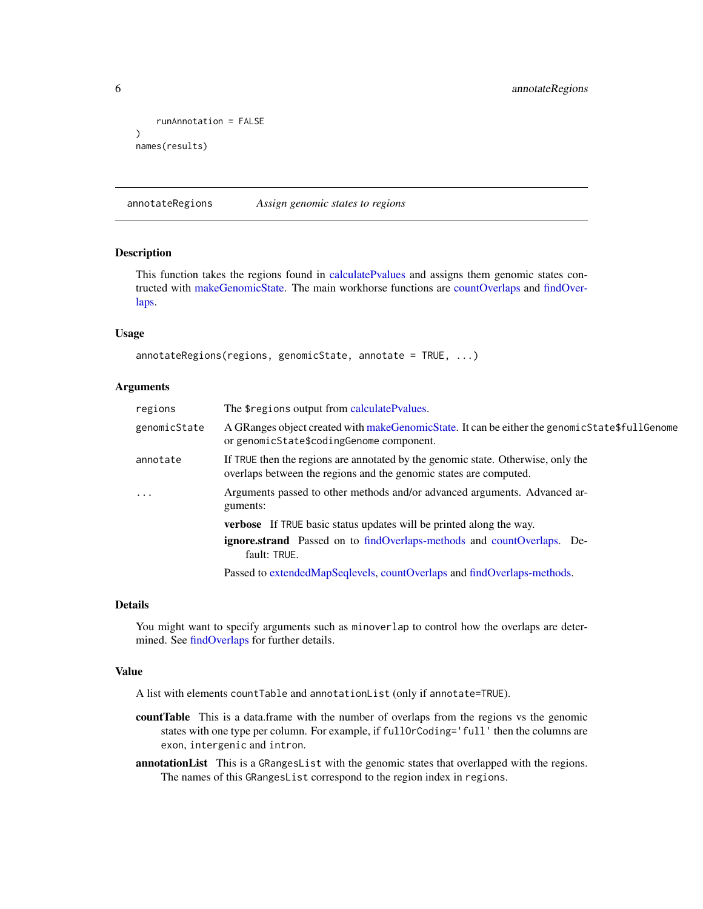```
    runAnnotation = FALSE
)
names(results)
```

## annotateRegions — *Assign genomic states to regions*

### Description

This function takes the regions found in calculatePvalues and assigns them genomic states contructed with makeGenomicState. The main workhorse functions are countOverlaps and findOverlaps.

### Usage

```
annotateRegions(regions, genomicState, annotate = TRUE, ...)
```

### Arguments

| | |
|---|---|
| regions | The `$regions` output from calculatePvalues. |
| genomicState | A GRanges object created with makeGenomicState. It can be either the `genomicState$fullGenome` or `genomicState$codingGenome` component. |
| annotate | If `TRUE` then the regions are annotated by the genomic state. Otherwise, only the overlaps between the regions and the genomic states are computed. |
| ... | Arguments passed to other methods and/or advanced arguments. Advanced arguments:<br>**verbose** If `TRUE` basic status updates will be printed along the way.<br>**ignore.strand** Passed on to findOverlaps-methods and countOverlaps. Default: `TRUE`.<br>Passed to extendedMapSeqlevels, countOverlaps and findOverlaps-methods. |

### Details

You might want to specify arguments such as `minoverlap` to control how the overlaps are determined. See findOverlaps for further details.

### Value

A list with elements `countTable` and `annotationList` (only if `annotate=TRUE`).

**countTable** This is a data.frame with the number of overlaps from the regions vs the genomic states with one type per column. For example, if `fullOrCoding='full'` then the columns are `exon`, `intergenic` and `intron`.

**annotationList** This is a `GRangesList` with the genomic states that overlapped with the regions. The names of this `GRangesList` correspond to the region index in `regions`.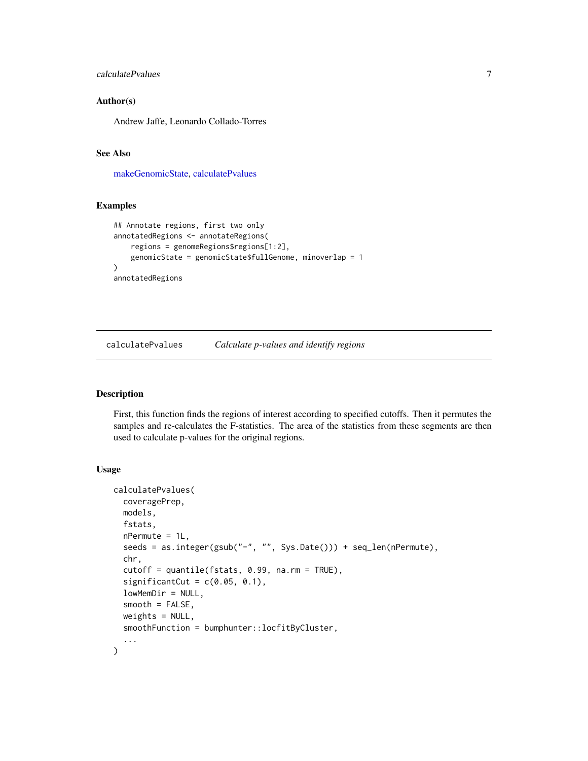### Author(s)

Andrew Jaffe, Leonardo Collado-Torres

### See Also

makeGenomicState, calculatePvalues

### Examples

```
## Annotate regions, first two only
annotatedRegions <- annotateRegions(
    regions = genomeRegions$regions[1:2],
    genomicState = genomicState$fullGenome, minoverlap = 1
)
annotatedRegions
```

---

## calculatePvalues — *Calculate p-values and identify regions*

---

### Description

First, this function finds the regions of interest according to specified cutoffs. Then it permutes the samples and re-calculates the F-statistics. The area of the statistics from these segments are then used to calculate p-values for the original regions.

### Usage

```
calculatePvalues(
  coveragePrep,
  models,
  fstats,
  nPermute = 1L,
  seeds = as.integer(gsub("-", "", Sys.Date())) + seq_len(nPermute),
  chr,
  cutoff = quantile(fstats, 0.99, na.rm = TRUE),
  significantCut = c(0.05, 0.1),
  lowMemDir = NULL,
  smooth = FALSE,
  weights = NULL,
  smoothFunction = bumphunter::locfitByCluster,
  ...
)
```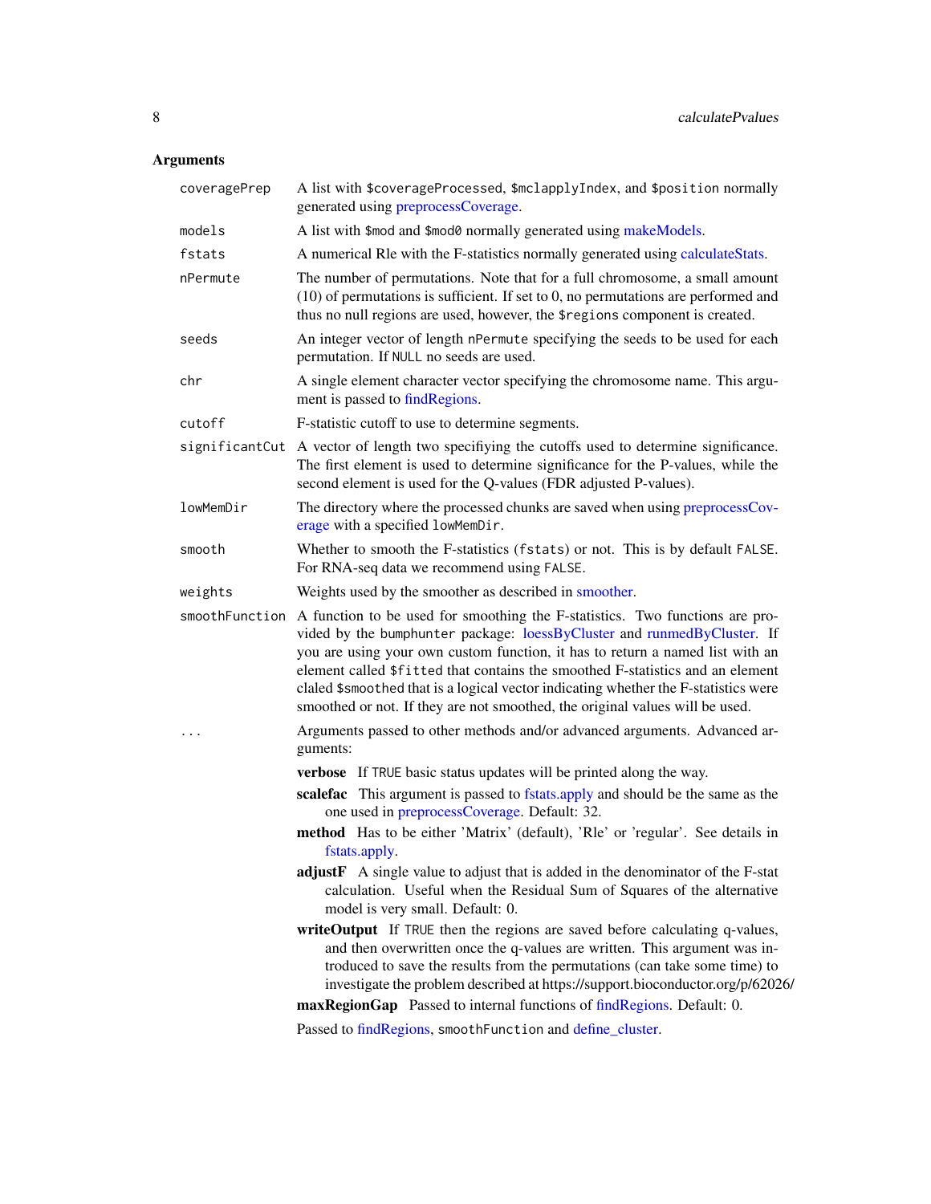## Arguments

| | |
|---|---|
| `coveragePrep` | A list with `$coverageProcessed`, `$mclapplyIndex`, and `$position` normally generated using preprocessCoverage. |
| `models` | A list with `$mod` and `$mod0` normally generated using makeModels. |
| `fstats` | A numerical Rle with the F-statistics normally generated using calculateStats. |
| `nPermute` | The number of permutations. Note that for a full chromosome, a small amount (10) of permutations is sufficient. If set to 0, no permutations are performed and thus no null regions are used, however, the `$regions` component is created. |
| `seeds` | An integer vector of length `nPermute` specifying the seeds to be used for each permutation. If `NULL` no seeds are used. |
| `chr` | A single element character vector specifying the chromosome name. This argument is passed to findRegions. |
| `cutoff` | F-statistic cutoff to use to determine segments. |
| `significantCut` | A vector of length two specifiying the cutoffs used to determine significance. The first element is used to determine significance for the P-values, while the second element is used for the Q-values (FDR adjusted P-values). |
| `lowMemDir` | The directory where the processed chunks are saved when using preprocessCoverage with a specified `lowMemDir`. |
| `smooth` | Whether to smooth the F-statistics (`fstats`) or not. This is by default `FALSE`. For RNA-seq data we recommend using `FALSE`. |
| `weights` | Weights used by the smoother as described in smoother. |
| `smoothFunction` | A function to be used for smoothing the F-statistics. Two functions are provided by the `bumphunter` package: loessByCluster and runmedByCluster. If you are using your own custom function, it has to return a named list with an element called `$fitted` that contains the smoothed F-statistics and an element claled `$smoothed` that is a logical vector indicating whether the F-statistics were smoothed or not. If they are not smoothed, the original values will be used. |
| `...` | Arguments passed to other methods and/or advanced arguments. Advanced arguments: |

**verbose** If `TRUE` basic status updates will be printed along the way.

**scalefac** This argument is passed to fstats.apply and should be the same as the one used in preprocessCoverage. Default: 32.

**method** Has to be either 'Matrix' (default), 'Rle' or 'regular'. See details in fstats.apply.

**adjustF** A single value to adjust that is added in the denominator of the F-stat calculation. Useful when the Residual Sum of Squares of the alternative model is very small. Default: 0.

**writeOutput** If `TRUE` then the regions are saved before calculating q-values, and then overwritten once the q-values are written. This argument was introduced to save the results from the permutations (can take some time) to investigate the problem described at https://support.bioconductor.org/p/62026/

**maxRegionGap** Passed to internal functions of findRegions. Default: 0.

Passed to findRegions, `smoothFunction` and define_cluster.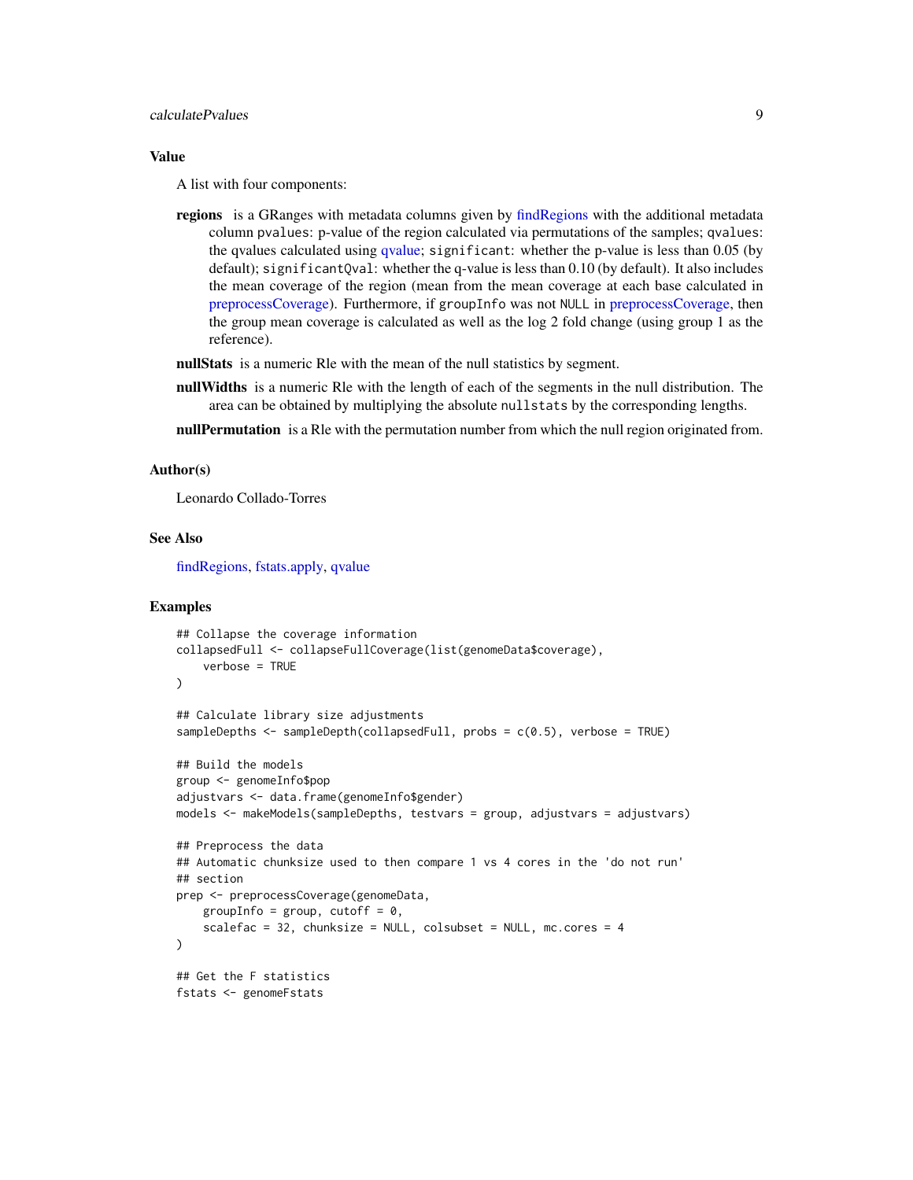### Value

A list with four components:

**regions** is a GRanges with metadata columns given by findRegions with the additional metadata column pvalues: p-value of the region calculated via permutations of the samples; qvalues: the qvalues calculated using qvalue; significant: whether the p-value is less than 0.05 (by default); significantQval: whether the q-value is less than 0.10 (by default). It also includes the mean coverage of the region (mean from the mean coverage at each base calculated in preprocessCoverage). Furthermore, if groupInfo was not NULL in preprocessCoverage, then the group mean coverage is calculated as well as the log 2 fold change (using group 1 as the reference).

**nullStats** is a numeric Rle with the mean of the null statistics by segment.

**nullWidths** is a numeric Rle with the length of each of the segments in the null distribution. The area can be obtained by multiplying the absolute nullstats by the corresponding lengths.

**nullPermutation** is a Rle with the permutation number from which the null region originated from.

### Author(s)

Leonardo Collado-Torres

### See Also

findRegions, fstats.apply, qvalue

### Examples

```
## Collapse the coverage information
collapsedFull <- collapseFullCoverage(list(genomeData$coverage),
    verbose = TRUE
)

## Calculate library size adjustments
sampleDepths <- sampleDepth(collapsedFull, probs = c(0.5), verbose = TRUE)

## Build the models
group <- genomeInfo$pop
adjustvars <- data.frame(genomeInfo$gender)
models <- makeModels(sampleDepths, testvars = group, adjustvars = adjustvars)

## Preprocess the data
## Automatic chunksize used to then compare 1 vs 4 cores in the 'do not run'
## section
prep <- preprocessCoverage(genomeData,
    groupInfo = group, cutoff = 0,
    scalefac = 32, chunksize = NULL, colsubset = NULL, mc.cores = 4
)

## Get the F statistics
fstats <- genomeFstats
```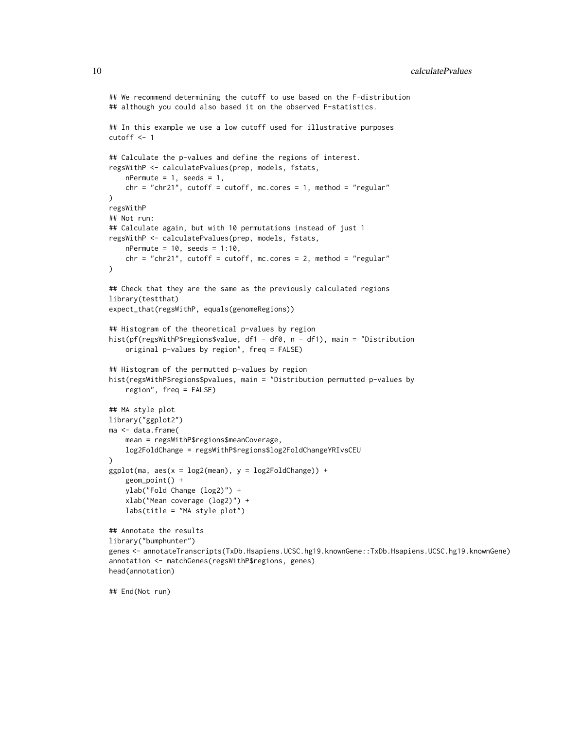```
## We recommend determining the cutoff to use based on the F-distribution
## although you could also based it on the observed F-statistics.

## In this example we use a low cutoff used for illustrative purposes
cutoff <- 1

## Calculate the p-values and define the regions of interest.
regsWithP <- calculatePvalues(prep, models, fstats,
    nPermute = 1, seeds = 1,
    chr = "chr21", cutoff = cutoff, mc.cores = 1, method = "regular"
)
regsWithP
## Not run:
## Calculate again, but with 10 permutations instead of just 1
regsWithP <- calculatePvalues(prep, models, fstats,
    nPermute = 10, seeds = 1:10,
    chr = "chr21", cutoff = cutoff, mc.cores = 2, method = "regular"
)

## Check that they are the same as the previously calculated regions
library(testthat)
expect_that(regsWithP, equals(genomeRegions))

## Histogram of the theoretical p-values by region
hist(pf(regsWithP$regions$value, df1 - df0, n - df1), main = "Distribution
    original p-values by region", freq = FALSE)

## Histogram of the permutted p-values by region
hist(regsWithP$regions$pvalues, main = "Distribution permutted p-values by
    region", freq = FALSE)

## MA style plot
library("ggplot2")
ma <- data.frame(
    mean = regsWithP$regions$meanCoverage,
    log2FoldChange = regsWithP$regions$log2FoldChangeYRIvsCEU
)
ggplot(ma, aes(x = log2(mean), y = log2FoldChange)) +
    geom_point() +
    ylab("Fold Change (log2)") +
    xlab("Mean coverage (log2)") +
    labs(title = "MA style plot")

## Annotate the results
library("bumphunter")
genes <- annotateTranscripts(TxDb.Hsapiens.UCSC.hg19.knownGene::TxDb.Hsapiens.UCSC.hg19.knownGene)
annotation <- matchGenes(regsWithP$regions, genes)
head(annotation)

## End(Not run)
```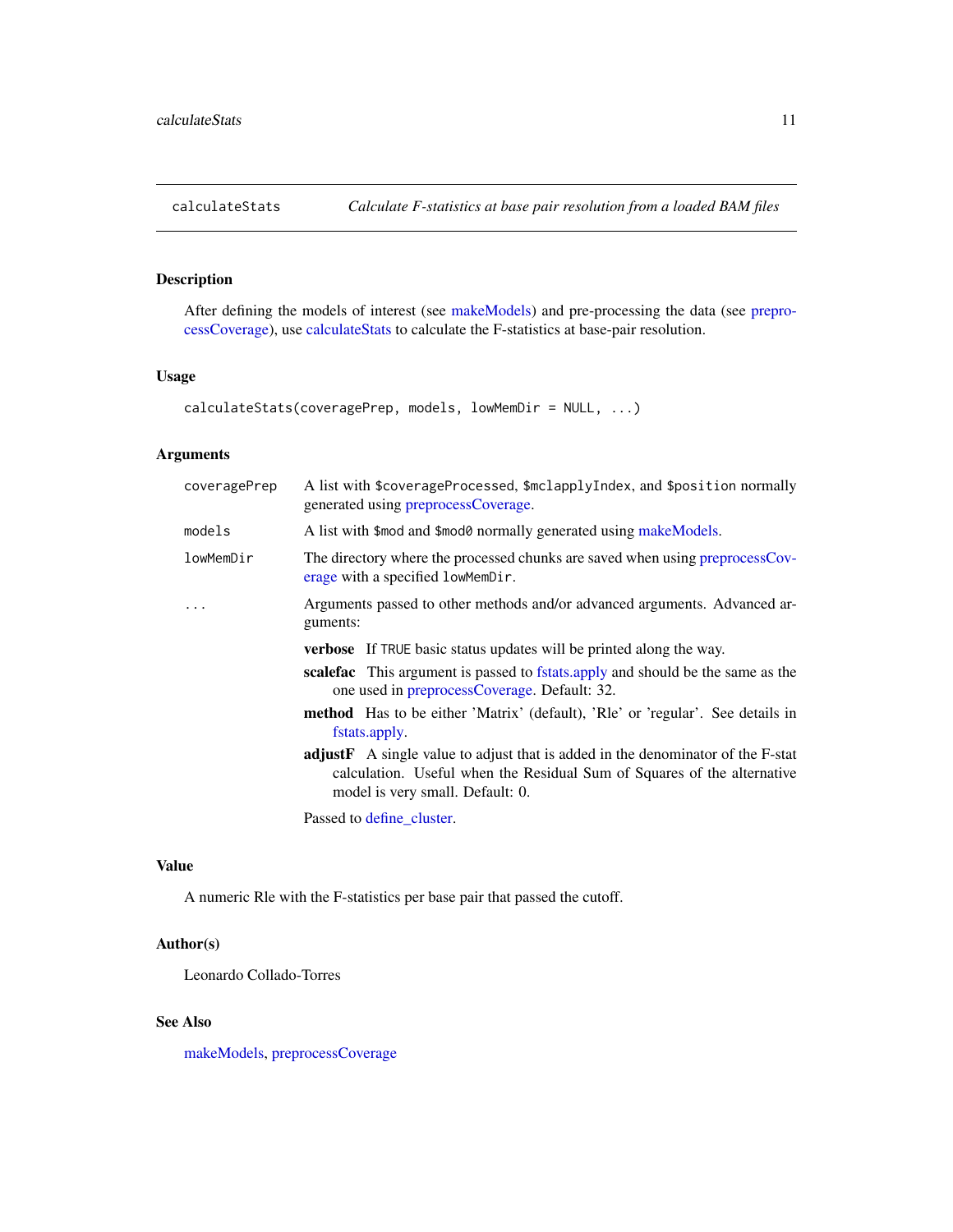## calculateStats — *Calculate F-statistics at base pair resolution from a loaded BAM files*

### Description

After defining the models of interest (see makeModels) and pre-processing the data (see preprocessCoverage), use calculateStats to calculate the F-statistics at base-pair resolution.

### Usage

```
calculateStats(coveragePrep, models, lowMemDir = NULL, ...)
```

### Arguments

| | |
|---|---|
| coveragePrep | A list with `$coverageProcessed`, `$mclapplyIndex`, and `$position` normally generated using preprocessCoverage. |
| models | A list with `$mod` and `$mod0` normally generated using makeModels. |
| lowMemDir | The directory where the processed chunks are saved when using preprocessCoverage with a specified `lowMemDir`. |
| ... | Arguments passed to other methods and/or advanced arguments. Advanced arguments:<br>**verbose** If `TRUE` basic status updates will be printed along the way.<br>**scalefac** This argument is passed to fstats.apply and should be the same as the one used in preprocessCoverage. Default: 32.<br>**method** Has to be either 'Matrix' (default), 'Rle' or 'regular'. See details in fstats.apply.<br>**adjustF** A single value to adjust that is added in the denominator of the F-stat calculation. Useful when the Residual Sum of Squares of the alternative model is very small. Default: 0.<br>Passed to define_cluster. |

### Value

A numeric Rle with the F-statistics per base pair that passed the cutoff.

### Author(s)

Leonardo Collado-Torres

### See Also

makeModels, preprocessCoverage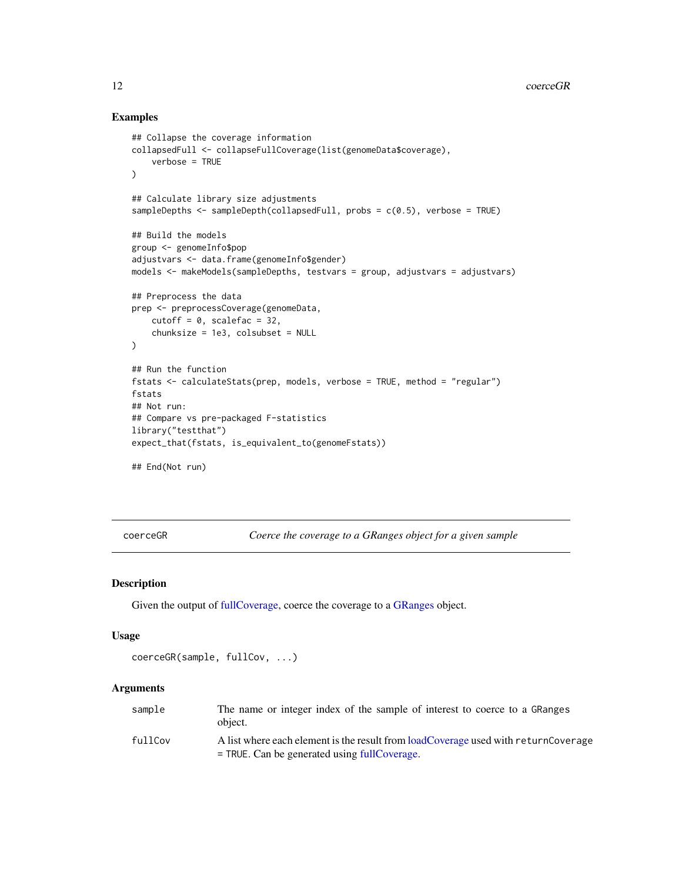### Examples

```
## Collapse the coverage information
collapsedFull <- collapseFullCoverage(list(genomeData$coverage),
    verbose = TRUE
)

## Calculate library size adjustments
sampleDepths <- sampleDepth(collapsedFull, probs = c(0.5), verbose = TRUE)

## Build the models
group <- genomeInfo$pop
adjustvars <- data.frame(genomeInfo$gender)
models <- makeModels(sampleDepths, testvars = group, adjustvars = adjustvars)

## Preprocess the data
prep <- preprocessCoverage(genomeData,
    cutoff = 0, scalefac = 32,
    chunksize = 1e3, colsubset = NULL
)

## Run the function
fstats <- calculateStats(prep, models, verbose = TRUE, method = "regular")
fstats
## Not run:
## Compare vs pre-packaged F-statistics
library("testthat")
expect_that(fstats, is_equivalent_to(genomeFstats))

## End(Not run)
```

---

`coerceGR` — *Coerce the coverage to a GRanges object for a given sample*

---

### Description

Given the output of fullCoverage, coerce the coverage to a GRanges object.

### Usage

```
coerceGR(sample, fullCov, ...)
```

### Arguments

| | |
|---|---|
| `sample` | The name or integer index of the sample of interest to coerce to a `GRanges` object. |
| `fullCov` | A list where each element is the result from loadCoverage used with `returnCoverage = TRUE`. Can be generated using fullCoverage. |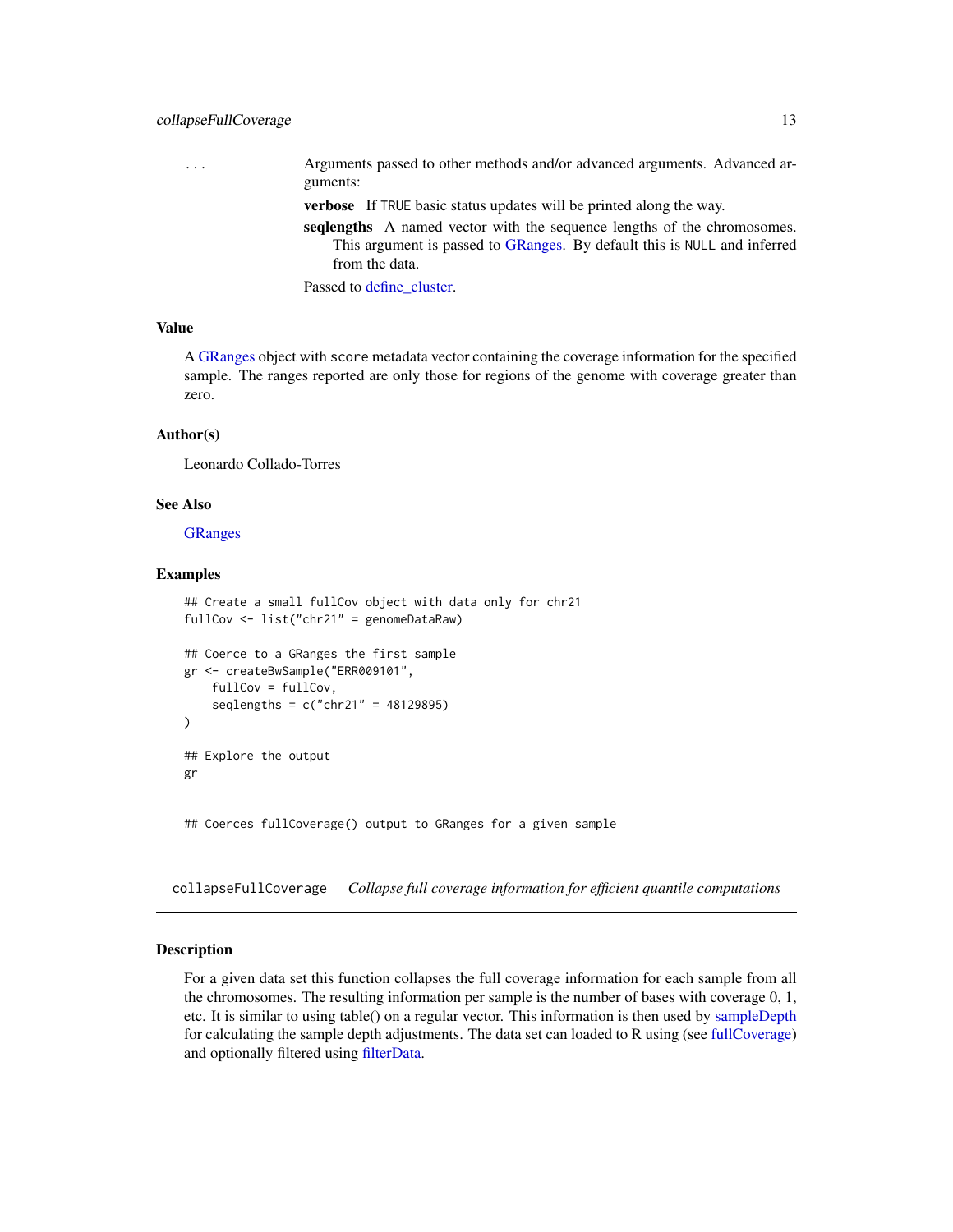... Arguments passed to other methods and/or advanced arguments. Advanced arguments:

**verbose** If TRUE basic status updates will be printed along the way.

**seqlengths** A named vector with the sequence lengths of the chromosomes. This argument is passed to GRanges. By default this is NULL and inferred from the data.

Passed to define_cluster.

### Value

A GRanges object with score metadata vector containing the coverage information for the specified sample. The ranges reported are only those for regions of the genome with coverage greater than zero.

### Author(s)

Leonardo Collado-Torres

### See Also

GRanges

### Examples

```
## Create a small fullCov object with data only for chr21
fullCov <- list("chr21" = genomeDataRaw)

## Coerce to a GRanges the first sample
gr <- createBwSample("ERR009101",
    fullCov = fullCov,
    seqlengths = c("chr21" = 48129895)
)

## Explore the output
gr


## Coerces fullCoverage() output to GRanges for a given sample
```

---

## collapseFullCoverage *Collapse full coverage information for efficient quantile computations*

### Description

For a given data set this function collapses the full coverage information for each sample from all the chromosomes. The resulting information per sample is the number of bases with coverage 0, 1, etc. It is similar to using table() on a regular vector. This information is then used by sampleDepth for calculating the sample depth adjustments. The data set can loaded to R using (see fullCoverage) and optionally filtered using filterData.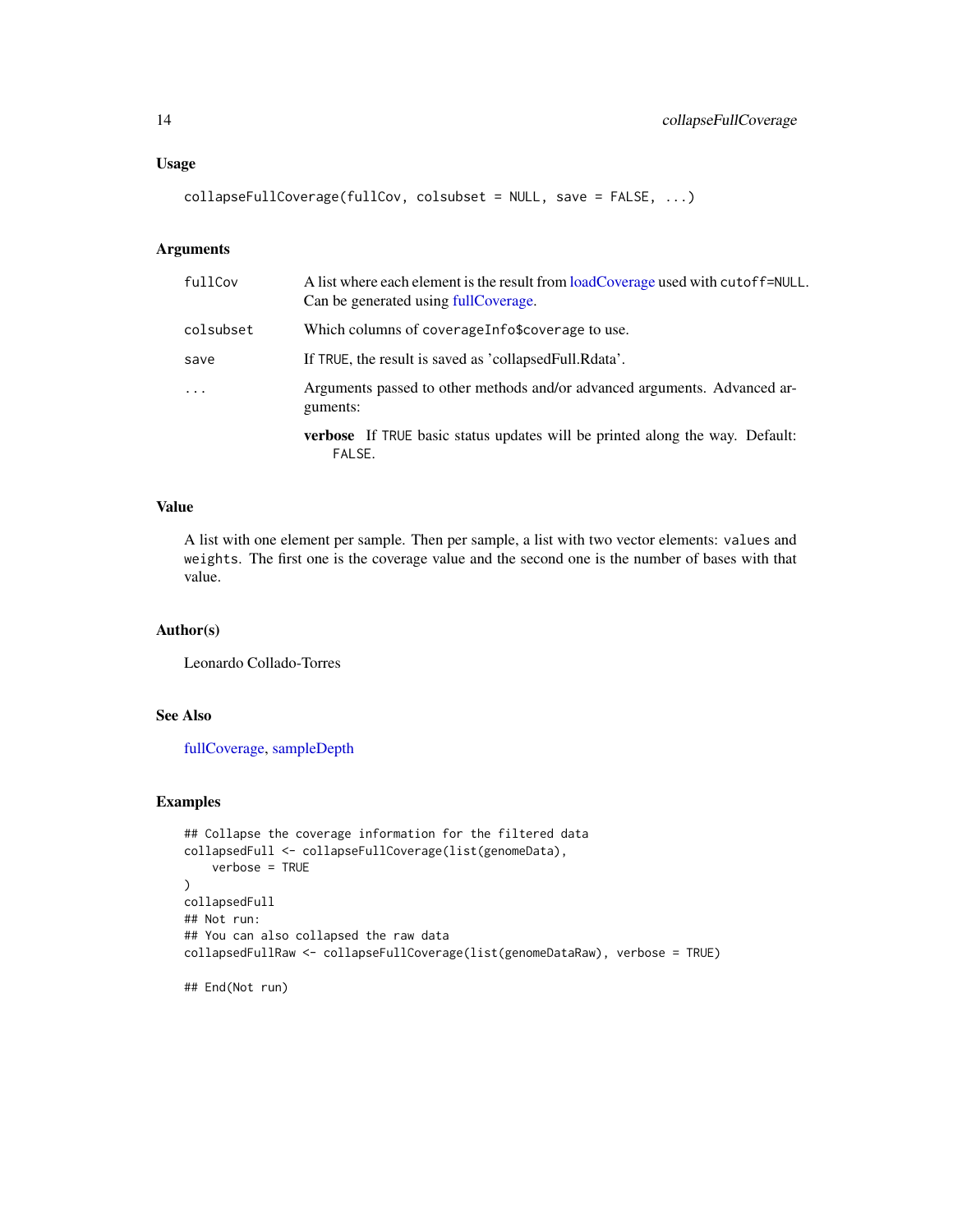## Usage

```
collapseFullCoverage(fullCov, colsubset = NULL, save = FALSE, ...)
```

## Arguments

| | |
|---|---|
| fullCov | A list where each element is the result from loadCoverage used with `cutoff=NULL`. Can be generated using fullCoverage. |
| colsubset | Which columns of `coverageInfo$coverage` to use. |
| save | If `TRUE`, the result is saved as 'collapsedFull.Rdata'. |
| ... | Arguments passed to other methods and/or advanced arguments. Advanced arguments: **verbose** If `TRUE` basic status updates will be printed along the way. Default: `FALSE`. |

## Value

A list with one element per sample. Then per sample, a list with two vector elements: `values` and `weights`. The first one is the coverage value and the second one is the number of bases with that value.

## Author(s)

Leonardo Collado-Torres

## See Also

fullCoverage, sampleDepth

## Examples

```
## Collapse the coverage information for the filtered data
collapsedFull <- collapseFullCoverage(list(genomeData),
    verbose = TRUE
)
collapsedFull
## Not run:
## You can also collapsed the raw data
collapsedFullRaw <- collapseFullCoverage(list(genomeDataRaw), verbose = TRUE)

## End(Not run)
```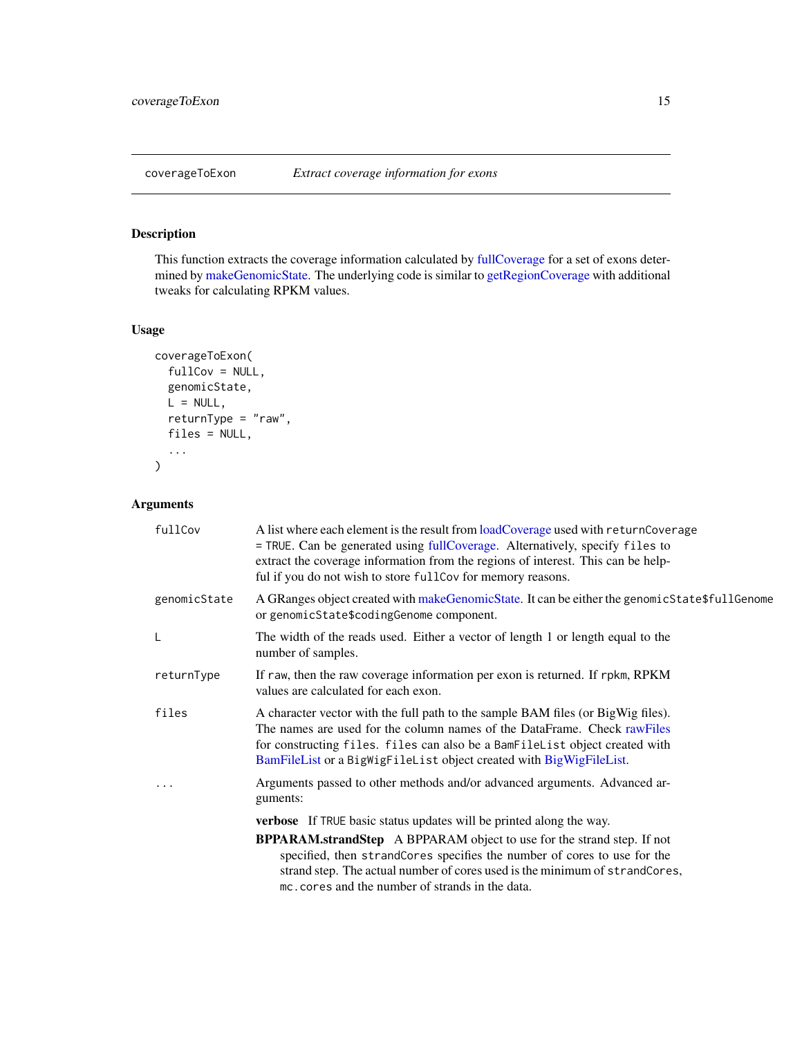## coverageToExon — *Extract coverage information for exons*

### Description

This function extracts the coverage information calculated by fullCoverage for a set of exons determined by makeGenomicState. The underlying code is similar to getRegionCoverage with additional tweaks for calculating RPKM values.

### Usage

```
coverageToExon(
  fullCov = NULL,
  genomicState,
  L = NULL,
  returnType = "raw",
  files = NULL,
  ...
)
```

### Arguments

| | |
|---|---|
| `fullCov` | A list where each element is the result from loadCoverage used with `returnCoverage = TRUE`. Can be generated using fullCoverage. Alternatively, specify `files` to extract the coverage information from the regions of interest. This can be helpful if you do not wish to store `fullCov` for memory reasons. |
| `genomicState` | A GRanges object created with makeGenomicState. It can be either the `genomicState$fullGenome` or `genomicState$codingGenome` component. |
| `L` | The width of the reads used. Either a vector of length 1 or length equal to the number of samples. |
| `returnType` | If `raw`, then the raw coverage information per exon is returned. If `rpkm`, RPKM values are calculated for each exon. |
| `files` | A character vector with the full path to the sample BAM files (or BigWig files). The names are used for the column names of the DataFrame. Check rawFiles for constructing `files`. `files` can also be a `BamFileList` object created with BamFileList or a `BigWigFileList` object created with BigWigFileList. |
| `...` | Arguments passed to other methods and/or advanced arguments. Advanced arguments: |

**verbose** If `TRUE` basic status updates will be printed along the way.

**BPPARAM.strandStep** A BPPARAM object to use for the strand step. If not specified, then `strandCores` specifies the number of cores to use for the strand step. The actual number of cores used is the minimum of `strandCores`, `mc.cores` and the number of strands in the data.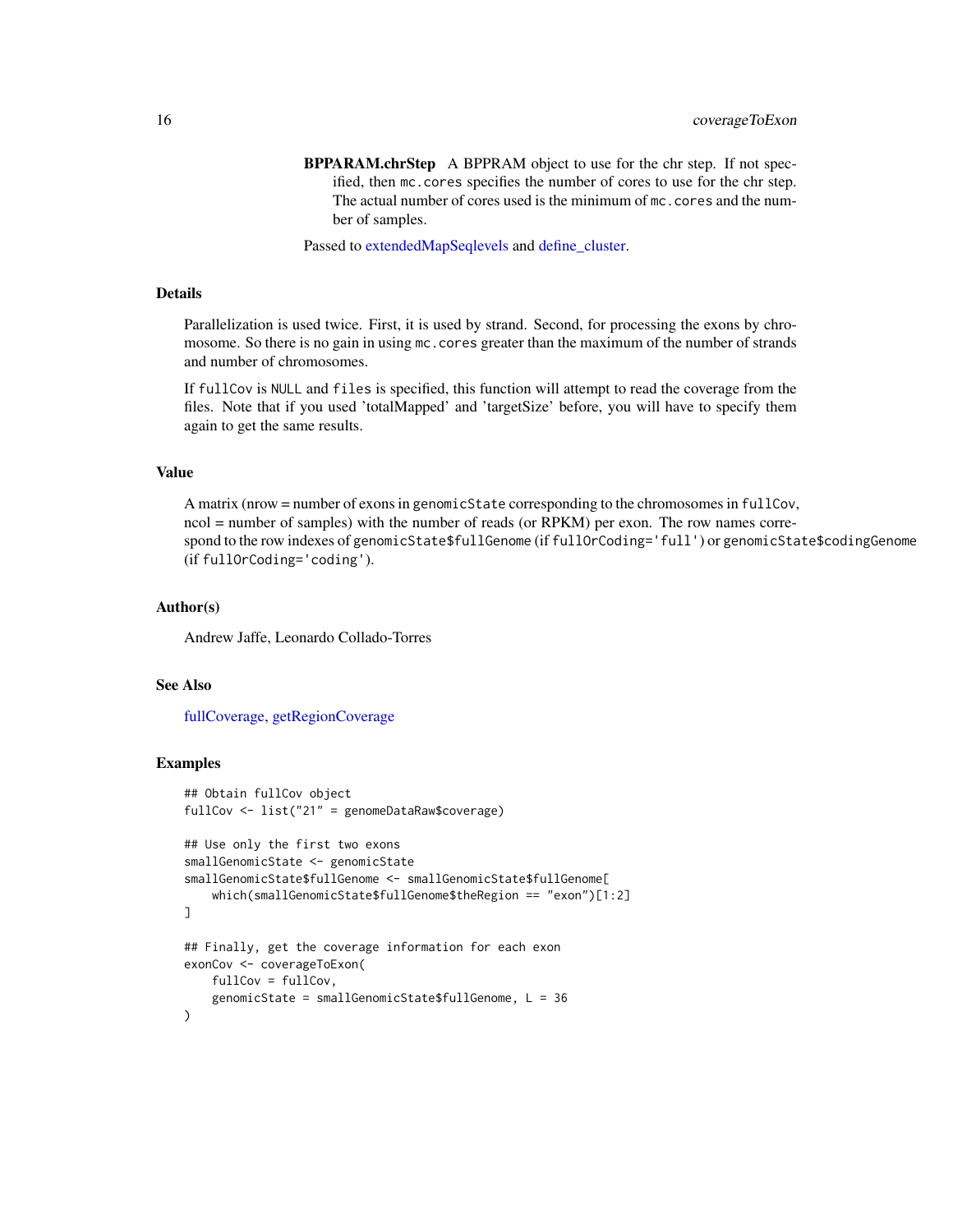**BPPARAM.chrStep** A BPPRAM object to use for the chr step. If not specified, then `mc.cores` specifies the number of cores to use for the chr step. The actual number of cores used is the minimum of `mc.cores` and the number of samples.

Passed to extendedMapSeqlevels and define_cluster.

## Details

Parallelization is used twice. First, it is used by strand. Second, for processing the exons by chromosome. So there is no gain in using `mc.cores` greater than the maximum of the number of strands and number of chromosomes.

If `fullCov` is `NULL` and `files` is specified, this function will attempt to read the coverage from the files. Note that if you used 'totalMapped' and 'targetSize' before, you will have to specify them again to get the same results.

## Value

A matrix (nrow = number of exons in `genomicState` corresponding to the chromosomes in `fullCov`, ncol = number of samples) with the number of reads (or RPKM) per exon. The row names correspond to the row indexes of `genomicState$fullGenome` (if `fullOrCoding='full'`) or `genomicState$codingGenome` (if `fullOrCoding='coding'`).

## Author(s)

Andrew Jaffe, Leonardo Collado-Torres

## See Also

fullCoverage, getRegionCoverage

## Examples

```
## Obtain fullCov object
fullCov <- list("21" = genomeDataRaw$coverage)

## Use only the first two exons
smallGenomicState <- genomicState
smallGenomicState$fullGenome <- smallGenomicState$fullGenome[
    which(smallGenomicState$fullGenome$theRegion == "exon")[1:2]
]

## Finally, get the coverage information for each exon
exonCov <- coverageToExon(
    fullCov = fullCov,
    genomicState = smallGenomicState$fullGenome, L = 36
)
```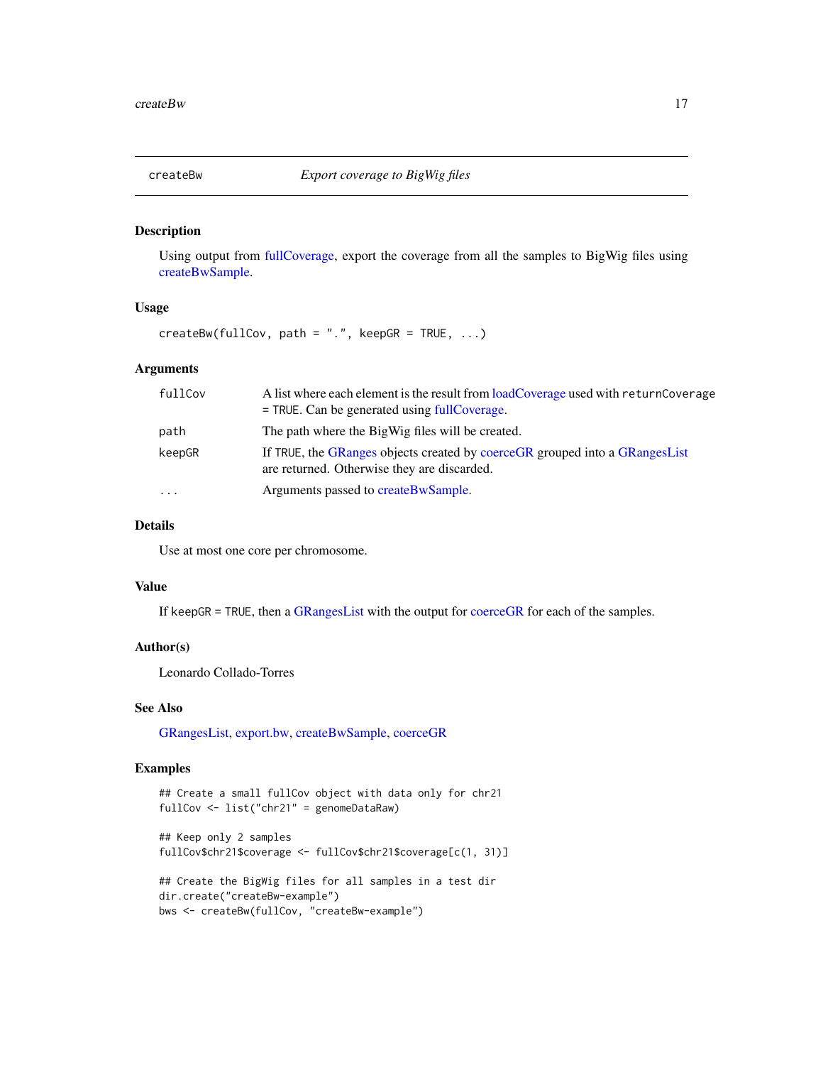## createBw — *Export coverage to BigWig files*

### Description

Using output from fullCoverage, export the coverage from all the samples to BigWig files using createBwSample.

### Usage

```
createBw(fullCov, path = ".", keepGR = TRUE, ...)
```

### Arguments

| | |
|---|---|
| `fullCov` | A list where each element is the result from loadCoverage used with `returnCoverage = TRUE`. Can be generated using fullCoverage. |
| `path` | The path where the BigWig files will be created. |
| `keepGR` | If `TRUE`, the GRanges objects created by coerceGR grouped into a GRangesList are returned. Otherwise they are discarded. |
| `...` | Arguments passed to createBwSample. |

### Details

Use at most one core per chromosome.

### Value

If `keepGR = TRUE`, then a GRangesList with the output for coerceGR for each of the samples.

### Author(s)

Leonardo Collado-Torres

### See Also

GRangesList, export.bw, createBwSample, coerceGR

### Examples

```
## Create a small fullCov object with data only for chr21
fullCov <- list("chr21" = genomeDataRaw)

## Keep only 2 samples
fullCov$chr21$coverage <- fullCov$chr21$coverage[c(1, 31)]

## Create the BigWig files for all samples in a test dir
dir.create("createBw-example")
bws <- createBw(fullCov, "createBw-example")
```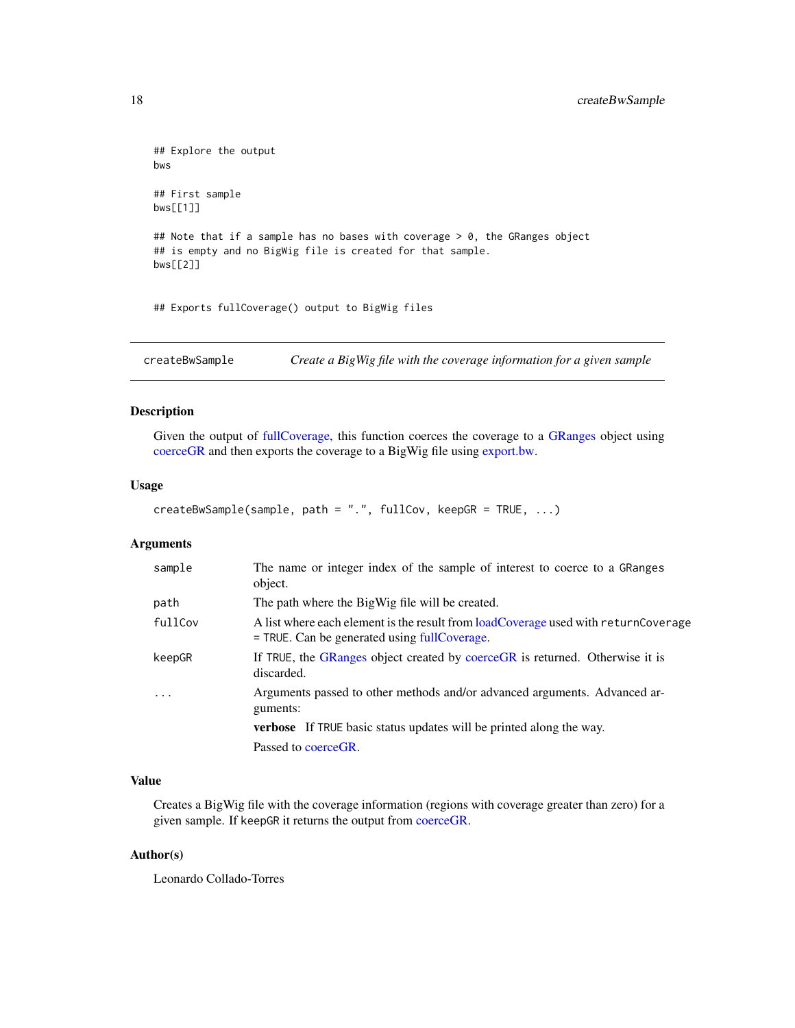```
## Explore the output
bws

## First sample
bws[[1]]

## Note that if a sample has no bases with coverage > 0, the GRanges object
## is empty and no BigWig file is created for that sample.
bws[[2]]


## Exports fullCoverage() output to BigWig files
```

---

## createBwSample — *Create a BigWig file with the coverage information for a given sample*

---

### Description

Given the output of fullCoverage, this function coerces the coverage to a GRanges object using coerceGR and then exports the coverage to a BigWig file using export.bw.

### Usage

```
createBwSample(sample, path = ".", fullCov, keepGR = TRUE, ...)
```

### Arguments

| | |
|---|---|
| `sample` | The name or integer index of the sample of interest to coerce to a `GRanges` object. |
| `path` | The path where the BigWig file will be created. |
| `fullCov` | A list where each element is the result from loadCoverage used with `returnCoverage = TRUE`. Can be generated using fullCoverage. |
| `keepGR` | If `TRUE`, the GRanges object created by coerceGR is returned. Otherwise it is discarded. |
| `...` | Arguments passed to other methods and/or advanced arguments. Advanced arguments:<br>**verbose** If `TRUE` basic status updates will be printed along the way.<br>Passed to coerceGR. |

### Value

Creates a BigWig file with the coverage information (regions with coverage greater than zero) for a given sample. If `keepGR` it returns the output from coerceGR.

### Author(s)

Leonardo Collado-Torres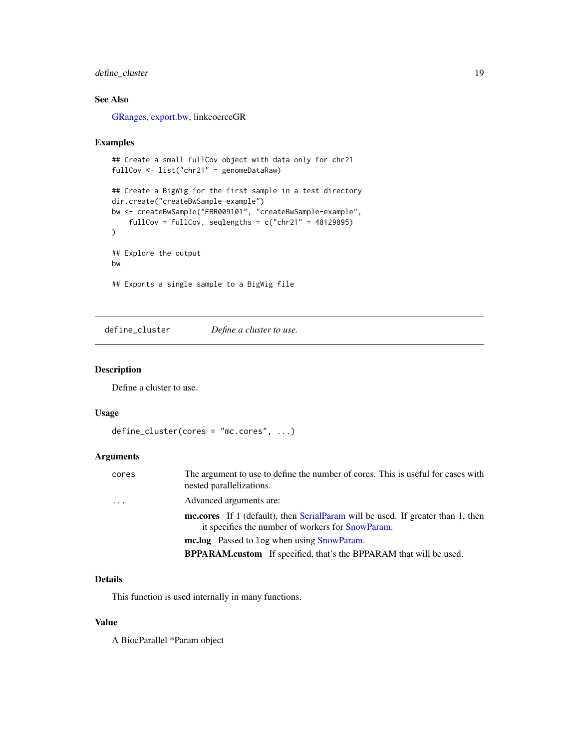### See Also

GRanges, export.bw, linkcoerceGR

### Examples

```
## Create a small fullCov object with data only for chr21
fullCov <- list("chr21" = genomeDataRaw)

## Create a BigWig for the first sample in a test directory
dir.create("createBwSample-example")
bw <- createBwSample("ERR009101", "createBwSample-example",
    fullCov = fullCov, seqlengths = c("chr21" = 48129895)
)

## Explore the output
bw

## Exports a single sample to a BigWig file
```

---

## define_cluster    *Define a cluster to use.*

### Description

Define a cluster to use.

### Usage

```
define_cluster(cores = "mc.cores", ...)
```

### Arguments

| | |
|---|---|
| cores | The argument to use to define the number of cores. This is useful for cases with nested parallelizations. |
| ... | Advanced arguments are:<br>**mc.cores** If 1 (default), then SerialParam will be used. If greater than 1, then it specifies the number of workers for SnowParam.<br>**mc.log** Passed to log when using SnowParam.<br>**BPPARAM.custom** If specified, that's the BPPARAM that will be used. |

### Details

This function is used internally in many functions.

### Value

A BiocParallel *Param object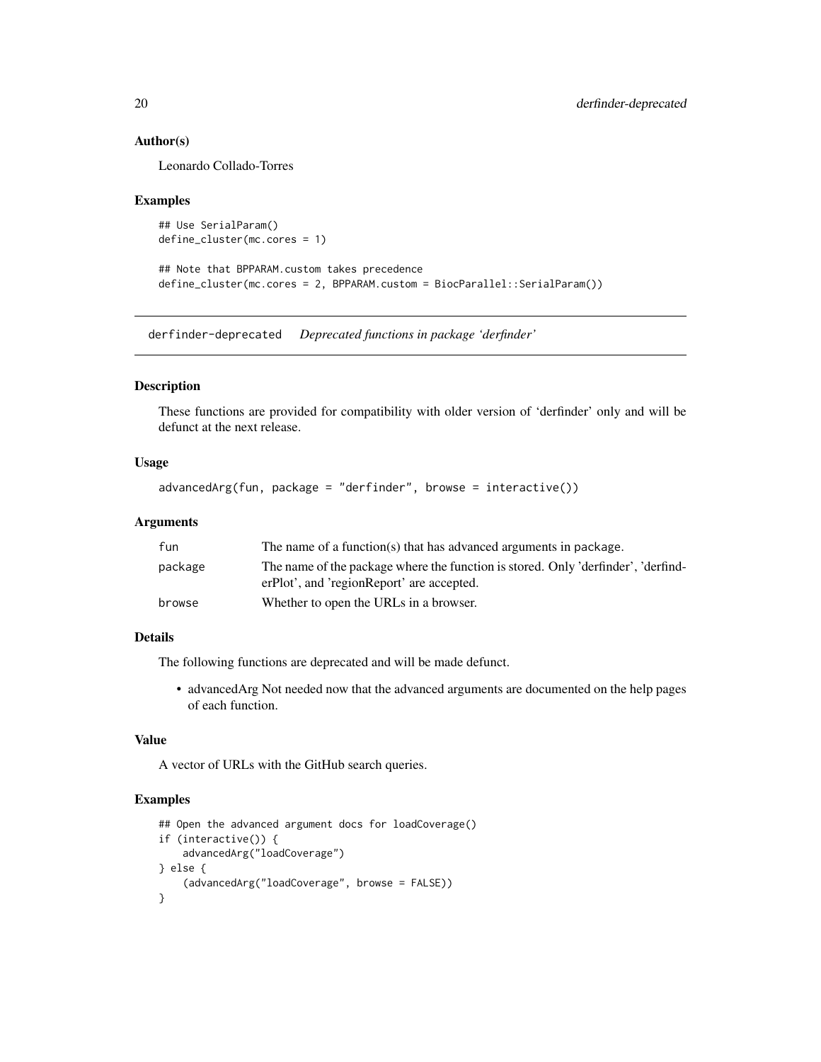### Author(s)

Leonardo Collado-Torres

### Examples

```
## Use SerialParam()
define_cluster(mc.cores = 1)

## Note that BPPARAM.custom takes precedence
define_cluster(mc.cores = 2, BPPARAM.custom = BiocParallel::SerialParam())
```

---

## derfinder-deprecated *Deprecated functions in package 'derfinder'*

### Description

These functions are provided for compatibility with older version of 'derfinder' only and will be defunct at the next release.

### Usage

```
advancedArg(fun, package = "derfinder", browse = interactive())
```

### Arguments

| | |
|---|---|
| fun | The name of a function(s) that has advanced arguments in package. |
| package | The name of the package where the function is stored. Only 'derfinder', 'derfinderPlot', and 'regionReport' are accepted. |
| browse | Whether to open the URLs in a browser. |

### Details

The following functions are deprecated and will be made defunct.

- advancedArg Not needed now that the advanced arguments are documented on the help pages of each function.

### Value

A vector of URLs with the GitHub search queries.

### Examples

```
## Open the advanced argument docs for loadCoverage()
if (interactive()) {
    advancedArg("loadCoverage")
} else {
    (advancedArg("loadCoverage", browse = FALSE))
}
```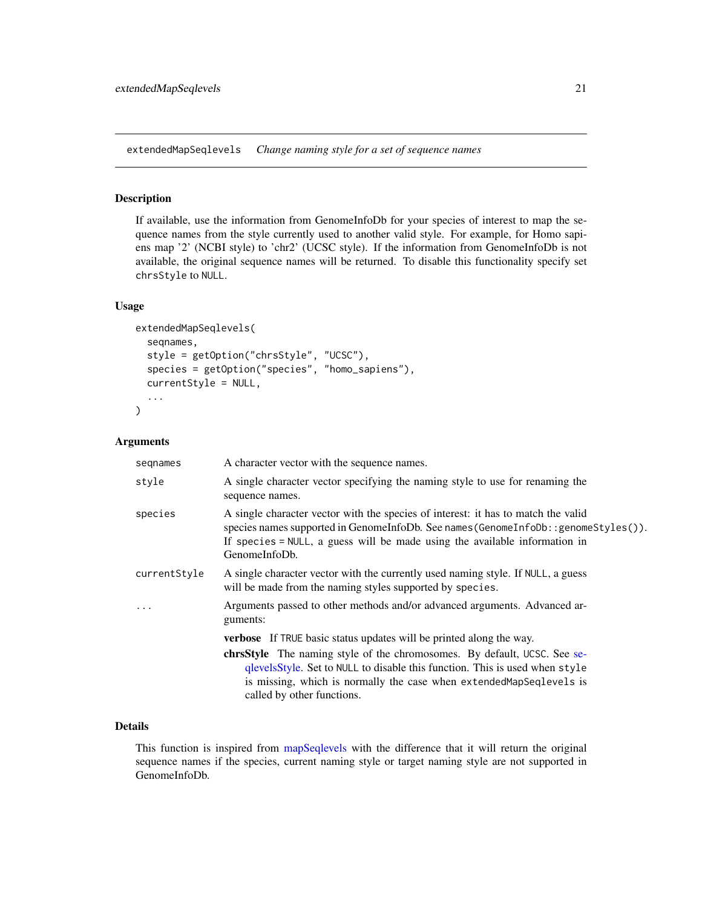## extendedMapSeqlevels — *Change naming style for a set of sequence names*

### Description

If available, use the information from GenomeInfoDb for your species of interest to map the sequence names from the style currently used to another valid style. For example, for Homo sapiens map '2' (NCBI style) to 'chr2' (UCSC style). If the information from GenomeInfoDb is not available, the original sequence names will be returned. To disable this functionality specify set `chrsStyle` to `NULL`.

### Usage

```
extendedMapSeqlevels(
  seqnames,
  style = getOption("chrsStyle", "UCSC"),
  species = getOption("species", "homo_sapiens"),
  currentStyle = NULL,
  ...
)
```

### Arguments

| | |
|---|---|
| `seqnames` | A character vector with the sequence names. |
| `style` | A single character vector specifying the naming style to use for renaming the sequence names. |
| `species` | A single character vector with the species of interest: it has to match the valid species names supported in GenomeInfoDb. See `names(GenomeInfoDb::genomeStyles())`. If `species = NULL`, a guess will be made using the available information in GenomeInfoDb. |
| `currentStyle` | A single character vector with the currently used naming style. If `NULL`, a guess will be made from the naming styles supported by `species`. |
| `...` | Arguments passed to other methods and/or advanced arguments. Advanced arguments: **verbose** If `TRUE` basic status updates will be printed along the way. **chrsStyle** The naming style of the chromosomes. By default, `UCSC`. See seqlevelsStyle. Set to `NULL` to disable this function. This is used when `style` is missing, which is normally the case when `extendedMapSeqlevels` is called by other functions. |

### Details

This function is inspired from mapSeqlevels with the difference that it will return the original sequence names if the species, current naming style or target naming style are not supported in GenomeInfoDb.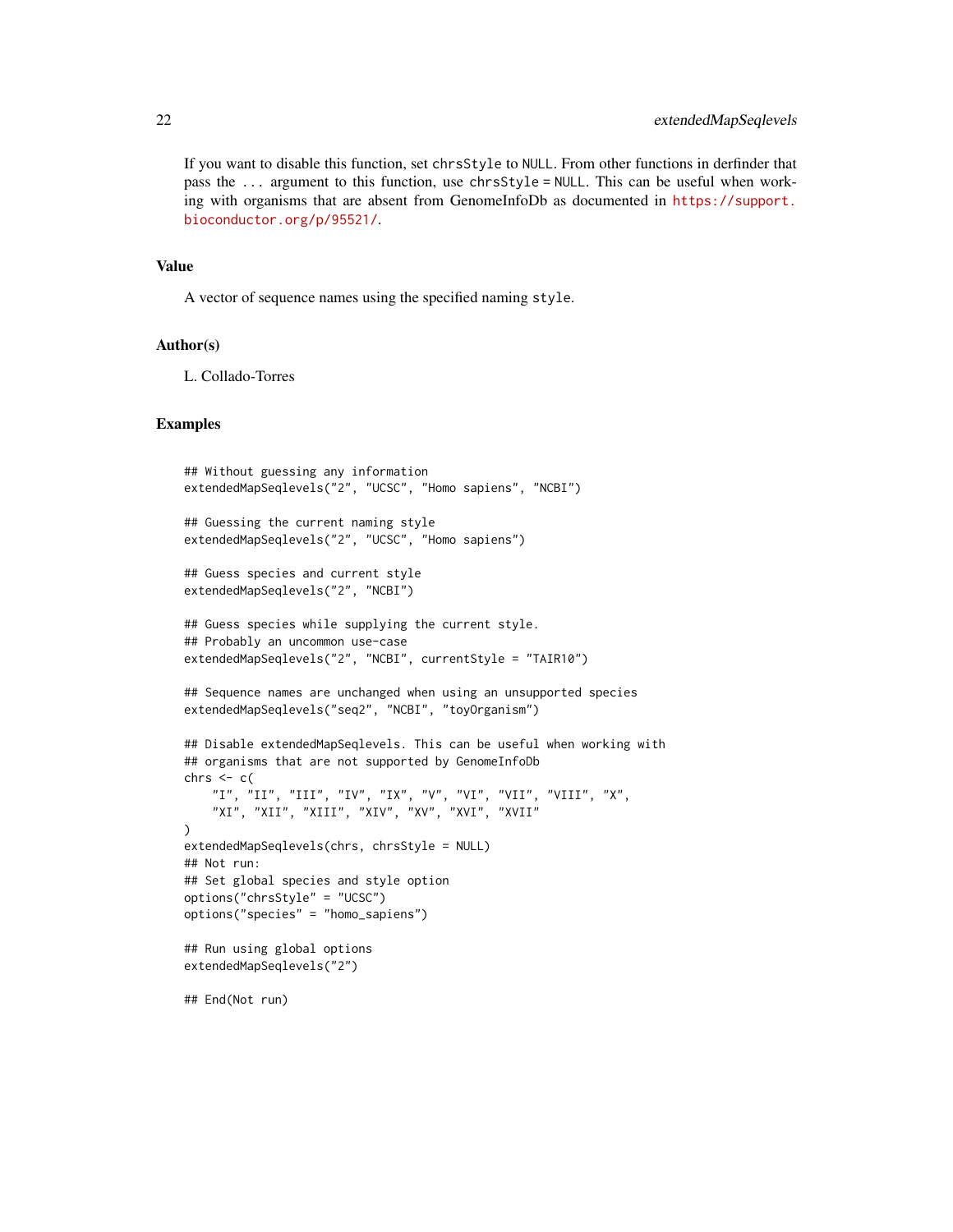If you want to disable this function, set `chrsStyle` to `NULL`. From other functions in derfinder that pass the `...` argument to this function, use `chrsStyle = NULL`. This can be useful when working with organisms that are absent from GenomeInfoDb as documented in https://support.bioconductor.org/p/95521/.

## Value

A vector of sequence names using the specified naming `style`.

## Author(s)

L. Collado-Torres

## Examples

```
## Without guessing any information
extendedMapSeqlevels("2", "UCSC", "Homo sapiens", "NCBI")

## Guessing the current naming style
extendedMapSeqlevels("2", "UCSC", "Homo sapiens")

## Guess species and current style
extendedMapSeqlevels("2", "NCBI")

## Guess species while supplying the current style.
## Probably an uncommon use-case
extendedMapSeqlevels("2", "NCBI", currentStyle = "TAIR10")

## Sequence names are unchanged when using an unsupported species
extendedMapSeqlevels("seq2", "NCBI", "toyOrganism")

## Disable extendedMapSeqlevels. This can be useful when working with
## organisms that are not supported by GenomeInfoDb
chrs <- c(
    "I", "II", "III", "IV", "IX", "V", "VI", "VII", "VIII", "X",
    "XI", "XII", "XIII", "XIV", "XV", "XVI", "XVII"
)
extendedMapSeqlevels(chrs, chrsStyle = NULL)
## Not run:
## Set global species and style option
options("chrsStyle" = "UCSC")
options("species" = "homo_sapiens")

## Run using global options
extendedMapSeqlevels("2")

## End(Not run)
```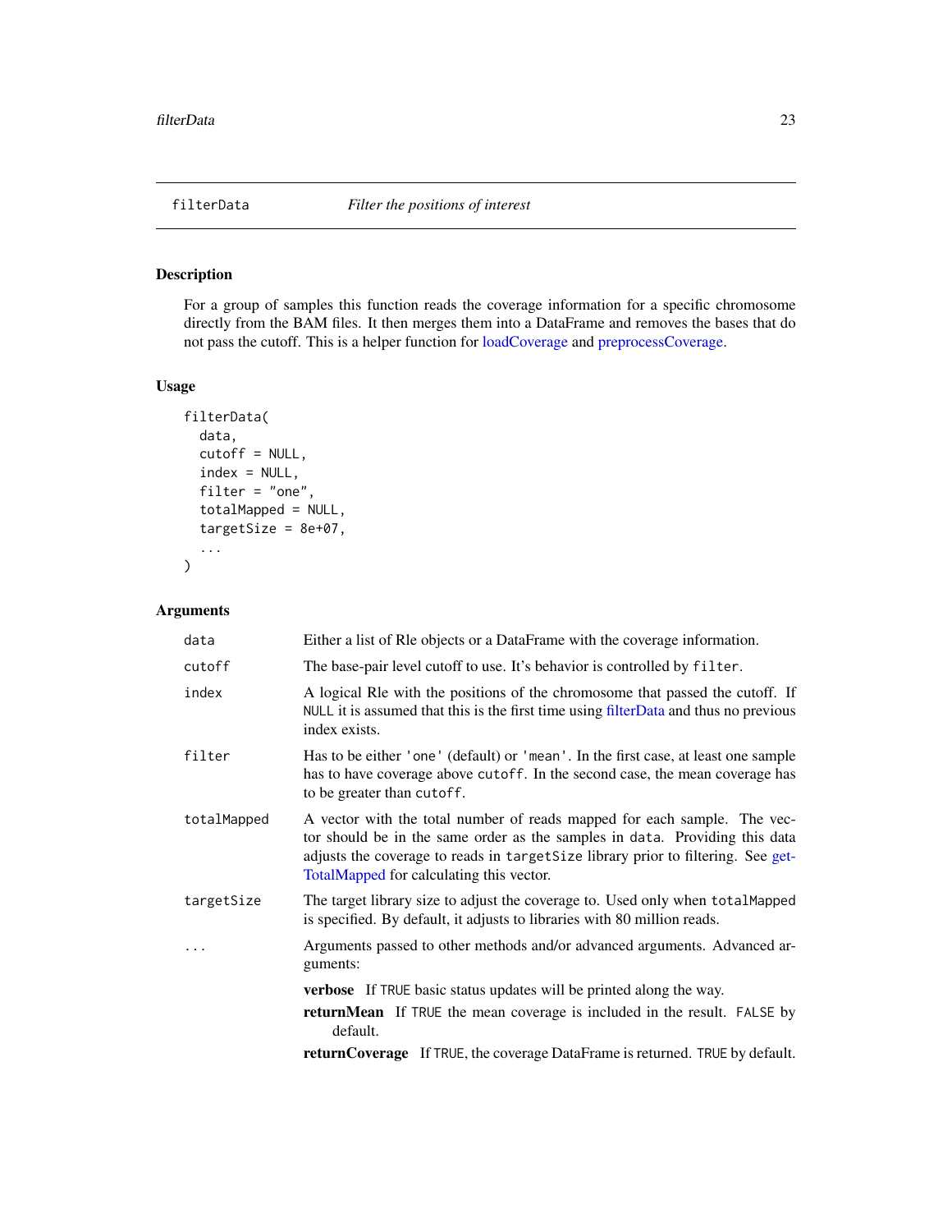## filterData *Filter the positions of interest*

### Description

For a group of samples this function reads the coverage information for a specific chromosome directly from the BAM files. It then merges them into a DataFrame and removes the bases that do not pass the cutoff. This is a helper function for loadCoverage and preprocessCoverage.

### Usage

```
filterData(
  data,
  cutoff = NULL,
  index = NULL,
  filter = "one",
  totalMapped = NULL,
  targetSize = 8e+07,
  ...
)
```

### Arguments

| | |
|---|---|
| `data` | Either a list of Rle objects or a DataFrame with the coverage information. |
| `cutoff` | The base-pair level cutoff to use. It's behavior is controlled by `filter`. |
| `index` | A logical Rle with the positions of the chromosome that passed the cutoff. If `NULL` it is assumed that this is the first time using filterData and thus no previous index exists. |
| `filter` | Has to be either `'one'` (default) or `'mean'`. In the first case, at least one sample has to have coverage above `cutoff`. In the second case, the mean coverage has to be greater than `cutoff`. |
| `totalMapped` | A vector with the total number of reads mapped for each sample. The vector should be in the same order as the samples in `data`. Providing this data adjusts the coverage to reads in `targetSize` library prior to filtering. See getTotalMapped for calculating this vector. |
| `targetSize` | The target library size to adjust the coverage to. Used only when `totalMapped` is specified. By default, it adjusts to libraries with 80 million reads. |
| `...` | Arguments passed to other methods and/or advanced arguments. Advanced arguments:<br>**verbose** If `TRUE` basic status updates will be printed along the way.<br>**returnMean** If `TRUE` the mean coverage is included in the result. `FALSE` by default.<br>**returnCoverage** If `TRUE`, the coverage DataFrame is returned. `TRUE` by default. |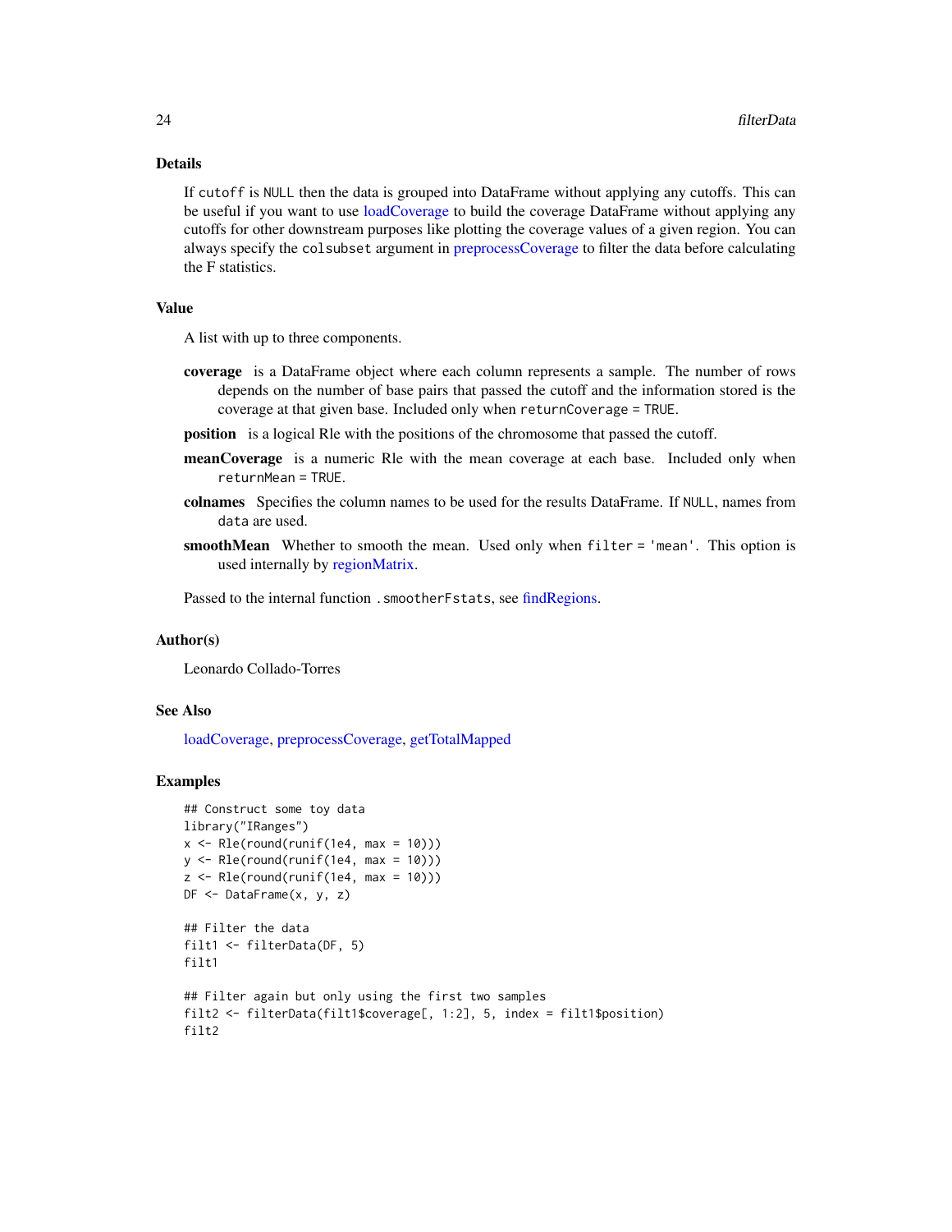### Details

If `cutoff` is `NULL` then the data is grouped into DataFrame without applying any cutoffs. This can be useful if you want to use loadCoverage to build the coverage DataFrame without applying any cutoffs for other downstream purposes like plotting the coverage values of a given region. You can always specify the `colsubset` argument in preprocessCoverage to filter the data before calculating the F statistics.

### Value

A list with up to three components.

**coverage** is a DataFrame object where each column represents a sample. The number of rows depends on the number of base pairs that passed the cutoff and the information stored is the coverage at that given base. Included only when `returnCoverage = TRUE`.

**position** is a logical Rle with the positions of the chromosome that passed the cutoff.

**meanCoverage** is a numeric Rle with the mean coverage at each base. Included only when `returnMean = TRUE`.

**colnames** Specifies the column names to be used for the results DataFrame. If `NULL`, names from `data` are used.

**smoothMean** Whether to smooth the mean. Used only when `filter = 'mean'`. This option is used internally by regionMatrix.

Passed to the internal function `.smootherFstats`, see findRegions.

### Author(s)

Leonardo Collado-Torres

### See Also

loadCoverage, preprocessCoverage, getTotalMapped

### Examples

```
## Construct some toy data
library("IRanges")
x <- Rle(round(runif(1e4, max = 10)))
y <- Rle(round(runif(1e4, max = 10)))
z <- Rle(round(runif(1e4, max = 10)))
DF <- DataFrame(x, y, z)

## Filter the data
filt1 <- filterData(DF, 5)
filt1

## Filter again but only using the first two samples
filt2 <- filterData(filt1$coverage[, 1:2], 5, index = filt1$position)
filt2
```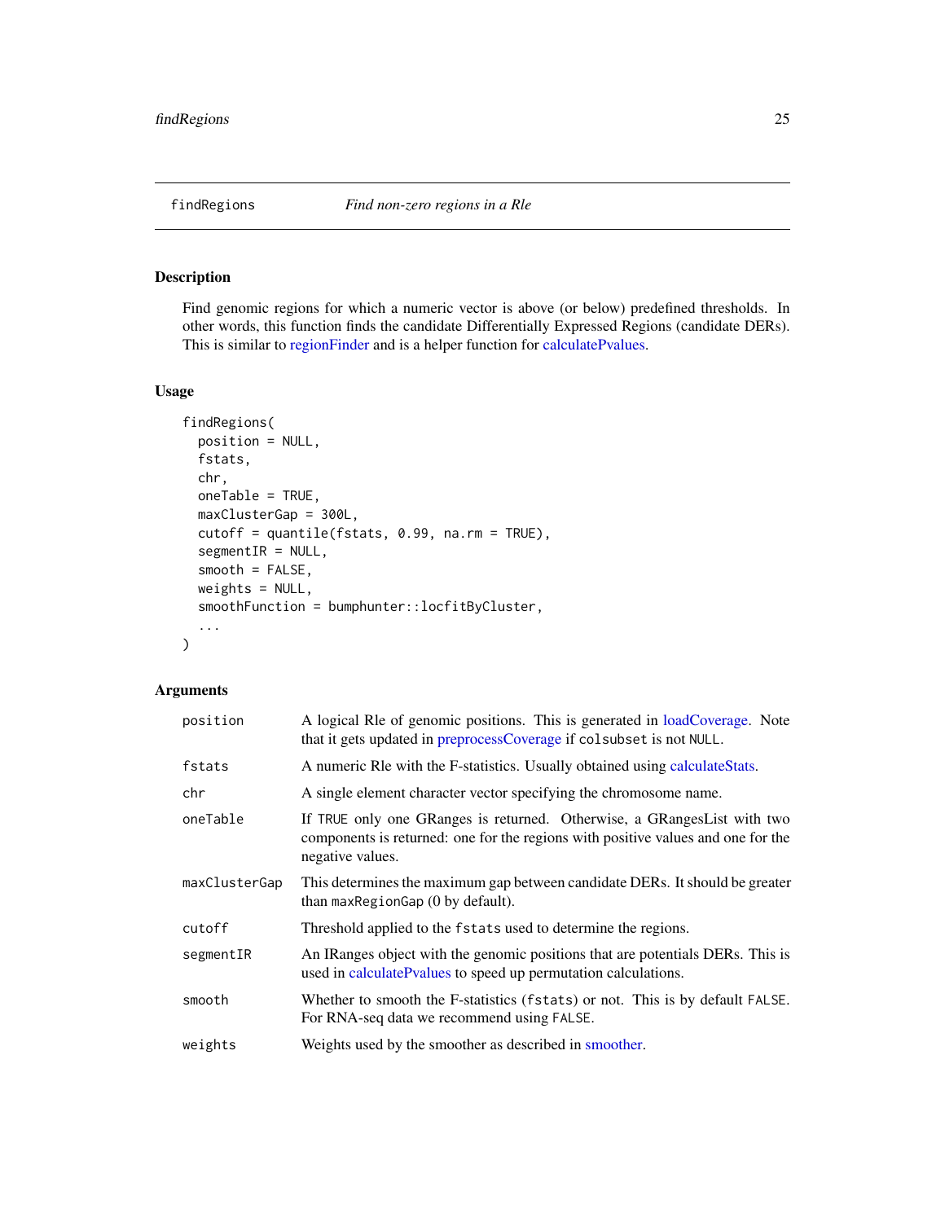# findRegions — *Find non-zero regions in a Rle*

## Description

Find genomic regions for which a numeric vector is above (or below) predefined thresholds. In other words, this function finds the candidate Differentially Expressed Regions (candidate DERs). This is similar to regionFinder and is a helper function for calculatePvalues.

## Usage

```
findRegions(
  position = NULL,
  fstats,
  chr,
  oneTable = TRUE,
  maxClusterGap = 300L,
  cutoff = quantile(fstats, 0.99, na.rm = TRUE),
  segmentIR = NULL,
  smooth = FALSE,
  weights = NULL,
  smoothFunction = bumphunter::locfitByCluster,
  ...
)
```

## Arguments

| | |
|---|---|
| `position` | A logical Rle of genomic positions. This is generated in loadCoverage. Note that it gets updated in preprocessCoverage if `colsubset` is not `NULL`. |
| `fstats` | A numeric Rle with the F-statistics. Usually obtained using calculateStats. |
| `chr` | A single element character vector specifying the chromosome name. |
| `oneTable` | If `TRUE` only one GRanges is returned. Otherwise, a GRangesList with two components is returned: one for the regions with positive values and one for the negative values. |
| `maxClusterGap` | This determines the maximum gap between candidate DERs. It should be greater than `maxRegionGap` (0 by default). |
| `cutoff` | Threshold applied to the `fstats` used to determine the regions. |
| `segmentIR` | An IRanges object with the genomic positions that are potentials DERs. This is used in calculatePvalues to speed up permutation calculations. |
| `smooth` | Whether to smooth the F-statistics (`fstats`) or not. This is by default `FALSE`. For RNA-seq data we recommend using `FALSE`. |
| `weights` | Weights used by the smoother as described in smoother. |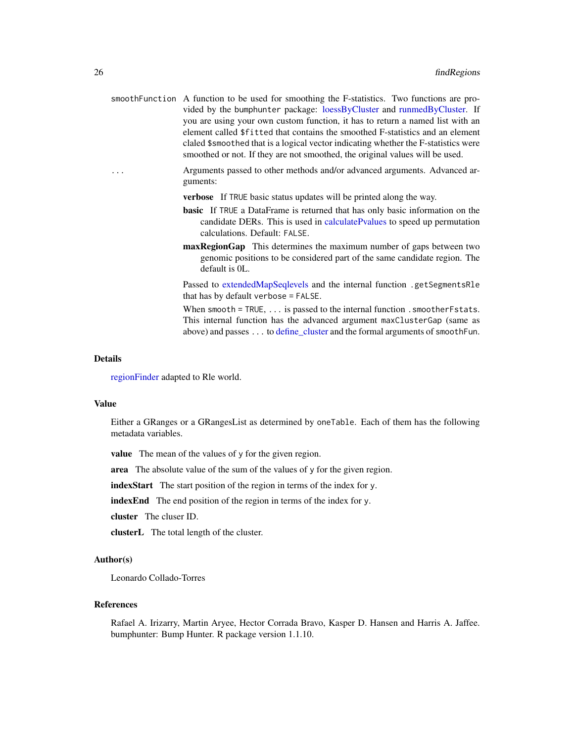smoothFunction A function to be used for smoothing the F-statistics. Two functions are provided by the bumphunter package: loessByCluster and runmedByCluster. If you are using your own custom function, it has to return a named list with an element called $fitted that contains the smoothed F-statistics and an element claled $smoothed that is a logical vector indicating whether the F-statistics were smoothed or not. If they are not smoothed, the original values will be used.

... Arguments passed to other methods and/or advanced arguments. Advanced arguments:

**verbose** If TRUE basic status updates will be printed along the way.

**basic** If TRUE a DataFrame is returned that has only basic information on the candidate DERs. This is used in calculatePvalues to speed up permutation calculations. Default: FALSE.

**maxRegionGap** This determines the maximum number of gaps between two genomic positions to be considered part of the same candidate region. The default is 0L.

Passed to extendedMapSeqlevels and the internal function .getSegmentsRle that has by default verbose = FALSE.

When smooth = TRUE, ... is passed to the internal function .smootherFstats. This internal function has the advanced argument maxClusterGap (same as above) and passes ... to define_cluster and the formal arguments of smoothFun.

## Details

regionFinder adapted to Rle world.

## Value

Either a GRanges or a GRangesList as determined by oneTable. Each of them has the following metadata variables.

**value** The mean of the values of y for the given region.

**area** The absolute value of the sum of the values of y for the given region.

**indexStart** The start position of the region in terms of the index for y.

**indexEnd** The end position of the region in terms of the index for y.

**cluster** The cluser ID.

**clusterL** The total length of the cluster.

## Author(s)

Leonardo Collado-Torres

## References

Rafael A. Irizarry, Martin Aryee, Hector Corrada Bravo, Kasper D. Hansen and Harris A. Jaffee. bumphunter: Bump Hunter. R package version 1.1.10.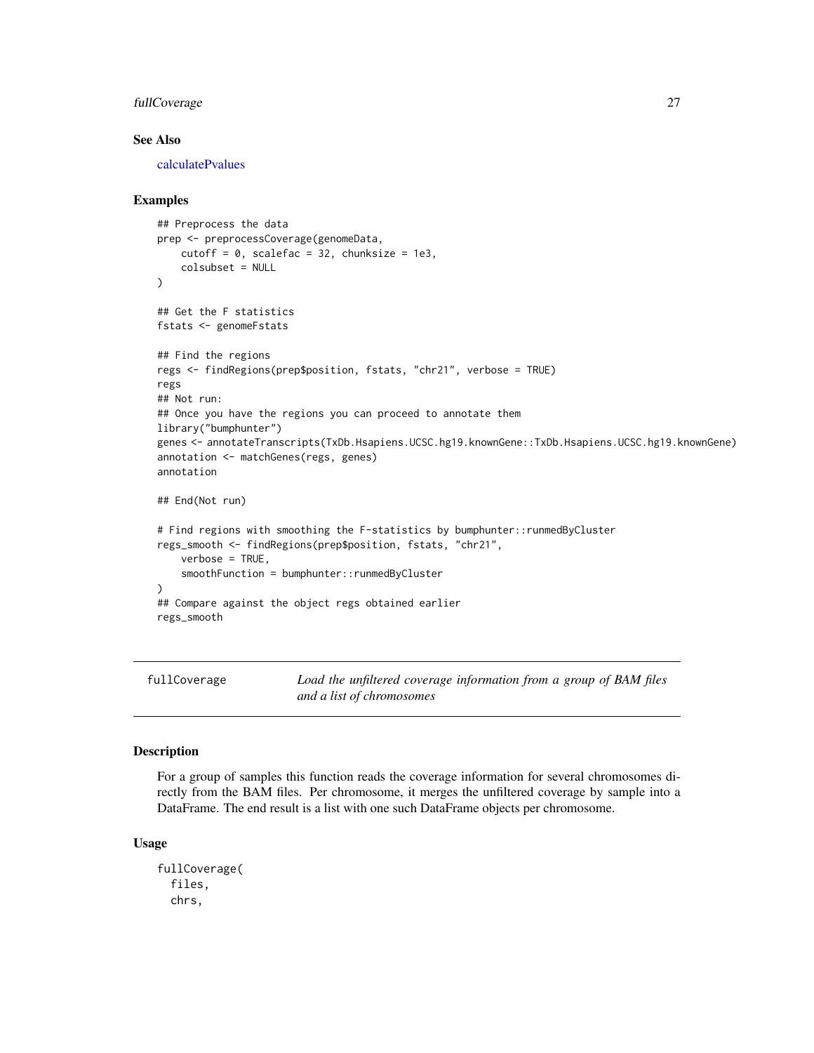### See Also

calculatePvalues

### Examples

```
## Preprocess the data
prep <- preprocessCoverage(genomeData,
    cutoff = 0, scalefac = 32, chunksize = 1e3,
    colsubset = NULL
)

## Get the F statistics
fstats <- genomeFstats

## Find the regions
regs <- findRegions(prep$position, fstats, "chr21", verbose = TRUE)
regs
## Not run:
## Once you have the regions you can proceed to annotate them
library("bumphunter")
genes <- annotateTranscripts(TxDb.Hsapiens.UCSC.hg19.knownGene::TxDb.Hsapiens.UCSC.hg19.knownGene)
annotation <- matchGenes(regs, genes)
annotation

## End(Not run)

# Find regions with smoothing the F-statistics by bumphunter::runmedByCluster
regs_smooth <- findRegions(prep$position, fstats, "chr21",
    verbose = TRUE,
    smoothFunction = bumphunter::runmedByCluster
)
## Compare against the object regs obtained earlier
regs_smooth
```

---

## fullCoverage — *Load the unfiltered coverage information from a group of BAM files and a list of chromosomes*

### Description

For a group of samples this function reads the coverage information for several chromosomes directly from the BAM files. Per chromosome, it merges the unfiltered coverage by sample into a DataFrame. The end result is a list with one such DataFrame objects per chromosome.

### Usage

```
fullCoverage(
  files,
  chrs,
```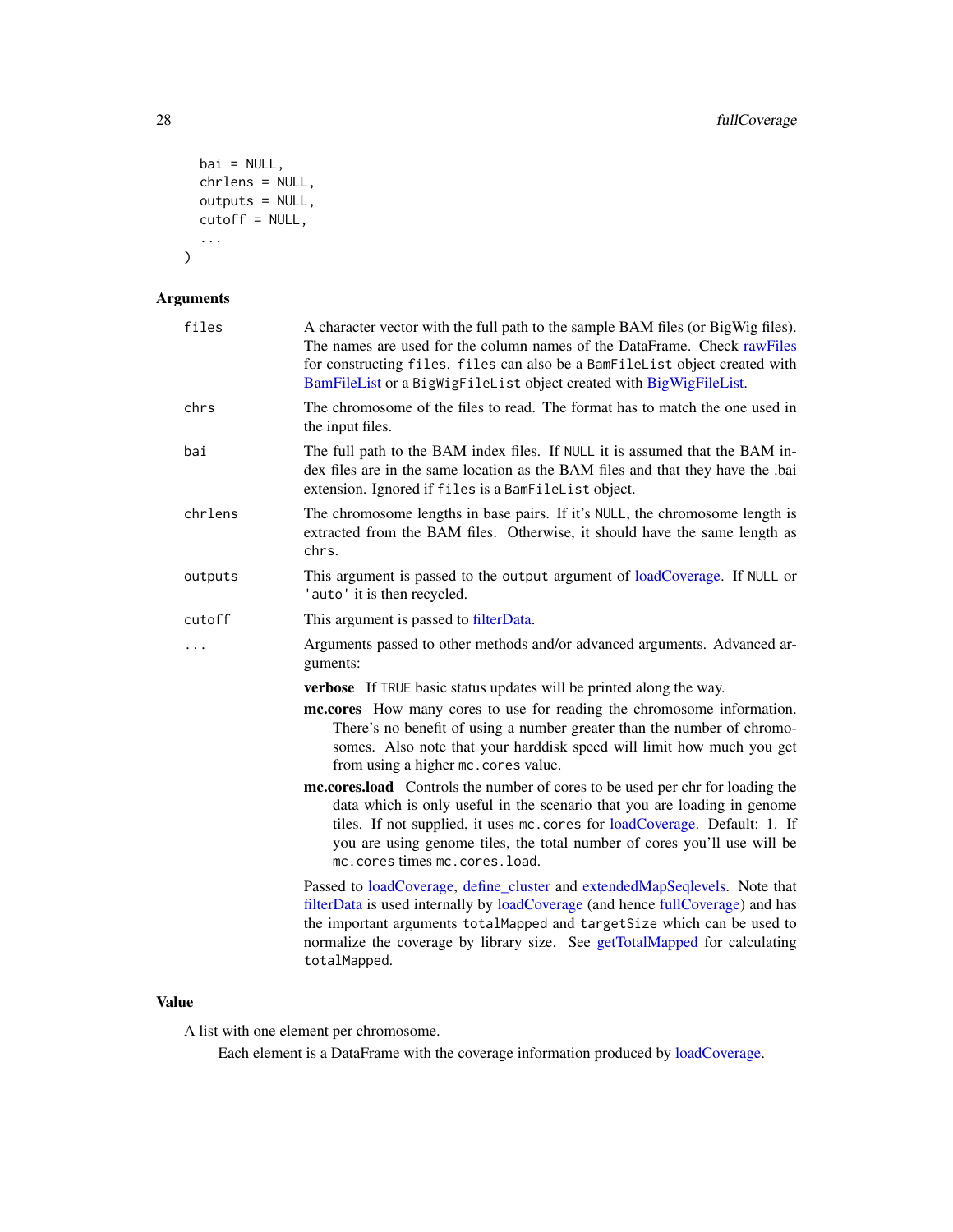```
  bai = NULL,
  chrlens = NULL,
  outputs = NULL,
  cutoff = NULL,
  ...
)
```

## Arguments

**files** A character vector with the full path to the sample BAM files (or BigWig files). The names are used for the column names of the DataFrame. Check rawFiles for constructing `files`. `files` can also be a `BamFileList` object created with BamFileList or a `BigWigFileList` object created with BigWigFileList.

**chrs** The chromosome of the files to read. The format has to match the one used in the input files.

**bai** The full path to the BAM index files. If `NULL` it is assumed that the BAM index files are in the same location as the BAM files and that they have the .bai extension. Ignored if `files` is a `BamFileList` object.

**chrlens** The chromosome lengths in base pairs. If it's `NULL`, the chromosome length is extracted from the BAM files. Otherwise, it should have the same length as `chrs`.

**outputs** This argument is passed to the `output` argument of loadCoverage. If `NULL` or `'auto'` it is then recycled.

**cutoff** This argument is passed to filterData.

**...** Arguments passed to other methods and/or advanced arguments. Advanced arguments:

- **verbose** If `TRUE` basic status updates will be printed along the way.
- **mc.cores** How many cores to use for reading the chromosome information. There's no benefit of using a number greater than the number of chromosomes. Also note that your harddisk speed will limit how much you get from using a higher `mc.cores` value.
- **mc.cores.load** Controls the number of cores to be used per chr for loading the data which is only useful in the scenario that you are loading in genome tiles. If not supplied, it uses `mc.cores` for loadCoverage. Default: 1. If you are using genome tiles, the total number of cores you'll use will be `mc.cores` times `mc.cores.load`.

Passed to loadCoverage, define_cluster and extendedMapSeqlevels. Note that filterData is used internally by loadCoverage (and hence fullCoverage) and has the important arguments `totalMapped` and `targetSize` which can be used to normalize the coverage by library size. See getTotalMapped for calculating `totalMapped`.

## Value

A list with one element per chromosome.

Each element is a DataFrame with the coverage information produced by loadCoverage.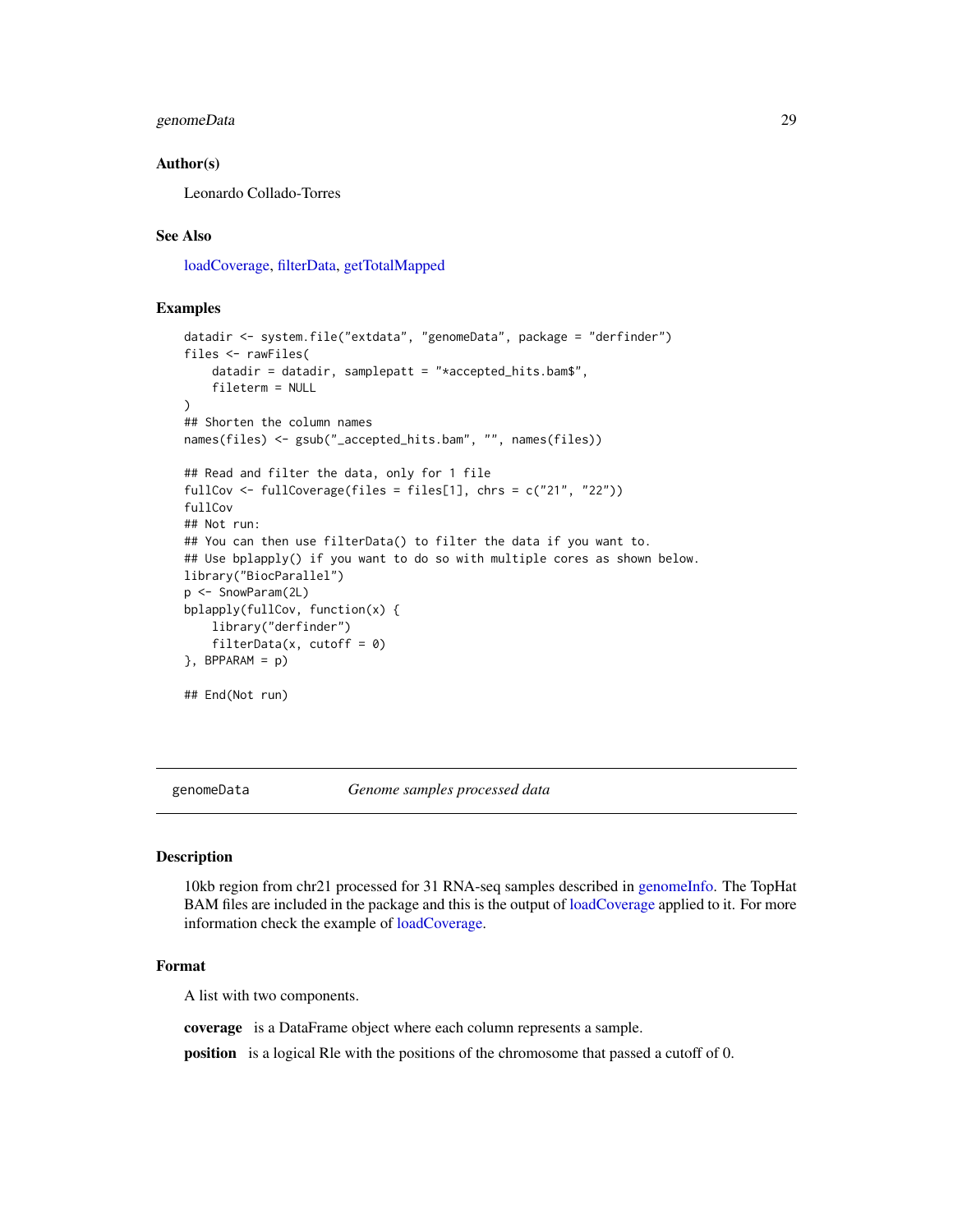### Author(s)

Leonardo Collado-Torres

### See Also

loadCoverage, filterData, getTotalMapped

### Examples

```
datadir <- system.file("extdata", "genomeData", package = "derfinder")
files <- rawFiles(
    datadir = datadir, samplepatt = "*accepted_hits.bam$",
    fileterm = NULL
)
## Shorten the column names
names(files) <- gsub("_accepted_hits.bam", "", names(files))

## Read and filter the data, only for 1 file
fullCov <- fullCoverage(files = files[1], chrs = c("21", "22"))
fullCov
## Not run:
## You can then use filterData() to filter the data if you want to.
## Use bplapply() if you want to do so with multiple cores as shown below.
library("BiocParallel")
p <- SnowParam(2L)
bplapply(fullCov, function(x) {
    library("derfinder")
    filterData(x, cutoff = 0)
}, BPPARAM = p)

## End(Not run)
```

---

## genomeData *Genome samples processed data*

---

### Description

10kb region from chr21 processed for 31 RNA-seq samples described in genomeInfo. The TopHat BAM files are included in the package and this is the output of loadCoverage applied to it. For more information check the example of loadCoverage.

### Format

A list with two components.

**coverage** is a DataFrame object where each column represents a sample.

**position** is a logical Rle with the positions of the chromosome that passed a cutoff of 0.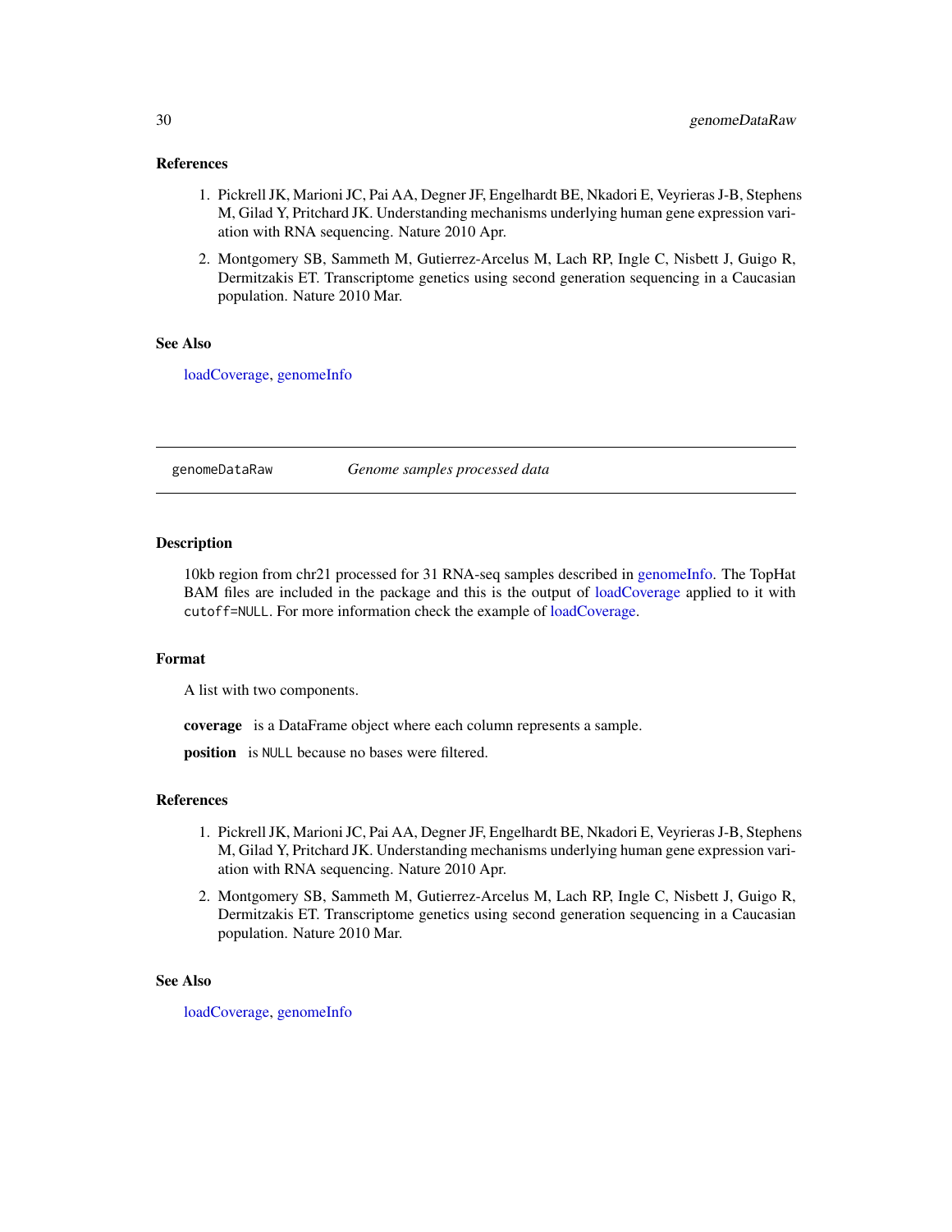### References

1. Pickrell JK, Marioni JC, Pai AA, Degner JF, Engelhardt BE, Nkadori E, Veyrieras J-B, Stephens M, Gilad Y, Pritchard JK. Understanding mechanisms underlying human gene expression variation with RNA sequencing. Nature 2010 Apr.
2. Montgomery SB, Sammeth M, Gutierrez-Arcelus M, Lach RP, Ingle C, Nisbett J, Guigo R, Dermitzakis ET. Transcriptome genetics using second generation sequencing in a Caucasian population. Nature 2010 Mar.

### See Also

loadCoverage, genomeInfo

---

## genomeDataRaw — *Genome samples processed data*

### Description

10kb region from chr21 processed for 31 RNA-seq samples described in genomeInfo. The TopHat BAM files are included in the package and this is the output of loadCoverage applied to it with `cutoff=NULL`. For more information check the example of loadCoverage.

### Format

A list with two components.

**coverage** is a DataFrame object where each column represents a sample.

**position** is `NULL` because no bases were filtered.

### References

1. Pickrell JK, Marioni JC, Pai AA, Degner JF, Engelhardt BE, Nkadori E, Veyrieras J-B, Stephens M, Gilad Y, Pritchard JK. Understanding mechanisms underlying human gene expression variation with RNA sequencing. Nature 2010 Apr.
2. Montgomery SB, Sammeth M, Gutierrez-Arcelus M, Lach RP, Ingle C, Nisbett J, Guigo R, Dermitzakis ET. Transcriptome genetics using second generation sequencing in a Caucasian population. Nature 2010 Mar.

### See Also

loadCoverage, genomeInfo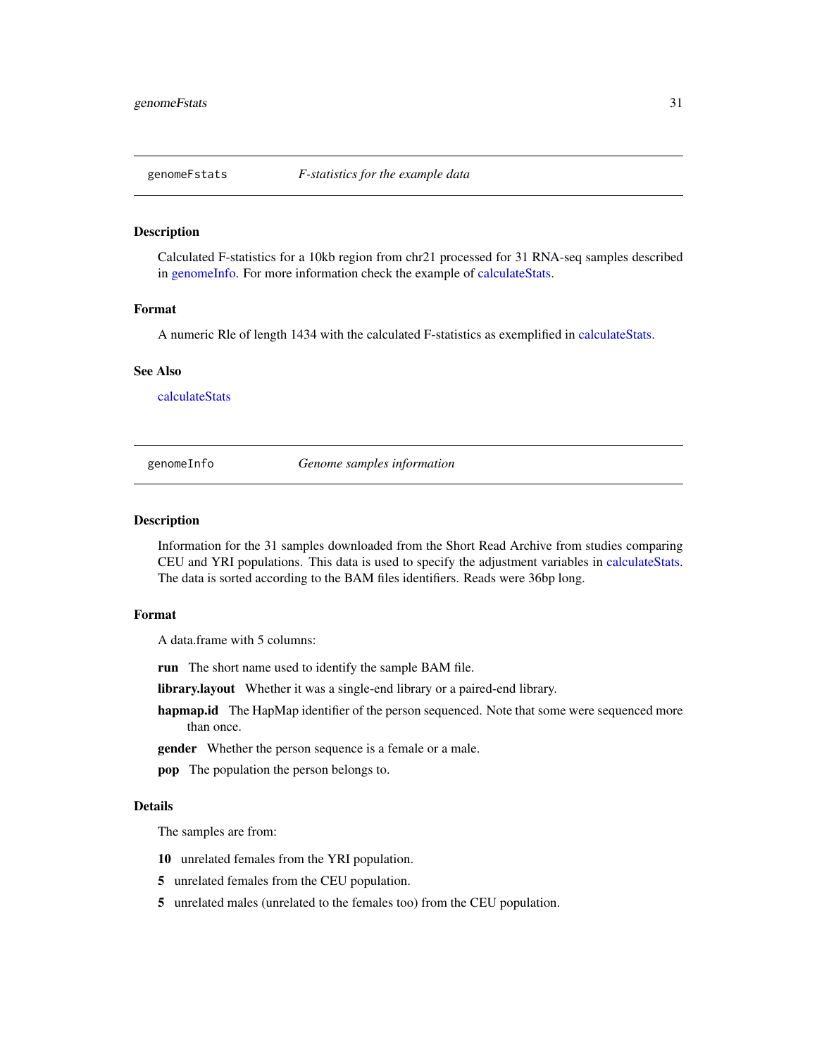## genomeFstats *F-statistics for the example data*

### Description

Calculated F-statistics for a 10kb region from chr21 processed for 31 RNA-seq samples described in genomeInfo. For more information check the example of calculateStats.

### Format

A numeric Rle of length 1434 with the calculated F-statistics as exemplified in calculateStats.

### See Also

calculateStats

## genomeInfo *Genome samples information*

### Description

Information for the 31 samples downloaded from the Short Read Archive from studies comparing CEU and YRI populations. This data is used to specify the adjustment variables in calculateStats. The data is sorted according to the BAM files identifiers. Reads were 36bp long.

### Format

A data.frame with 5 columns:

- **run** The short name used to identify the sample BAM file.
- **library.layout** Whether it was a single-end library or a paired-end library.
- **hapmap.id** The HapMap identifier of the person sequenced. Note that some were sequenced more than once.
- **gender** Whether the person sequence is a female or a male.
- **pop** The population the person belongs to.

### Details

The samples are from:

- **10** unrelated females from the YRI population.
- **5** unrelated females from the CEU population.
- **5** unrelated males (unrelated to the females too) from the CEU population.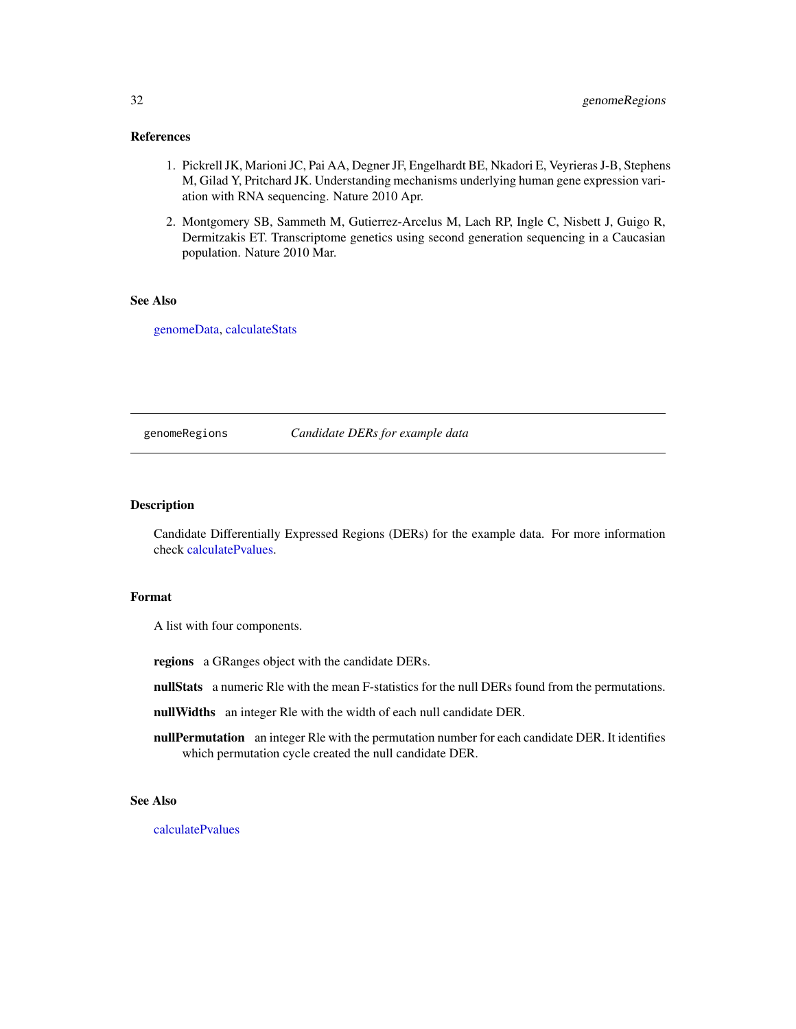### References

1. Pickrell JK, Marioni JC, Pai AA, Degner JF, Engelhardt BE, Nkadori E, Veyrieras J-B, Stephens M, Gilad Y, Pritchard JK. Understanding mechanisms underlying human gene expression variation with RNA sequencing. Nature 2010 Apr.
2. Montgomery SB, Sammeth M, Gutierrez-Arcelus M, Lach RP, Ingle C, Nisbett J, Guigo R, Dermitzakis ET. Transcriptome genetics using second generation sequencing in a Caucasian population. Nature 2010 Mar.

### See Also

genomeData, calculateStats

---

## genomeRegions — *Candidate DERs for example data*

### Description

Candidate Differentially Expressed Regions (DERs) for the example data. For more information check calculatePvalues.

### Format

A list with four components.

**regions** a GRanges object with the candidate DERs.

**nullStats** a numeric Rle with the mean F-statistics for the null DERs found from the permutations.

**nullWidths** an integer Rle with the width of each null candidate DER.

**nullPermutation** an integer Rle with the permutation number for each candidate DER. It identifies which permutation cycle created the null candidate DER.

### See Also

calculatePvalues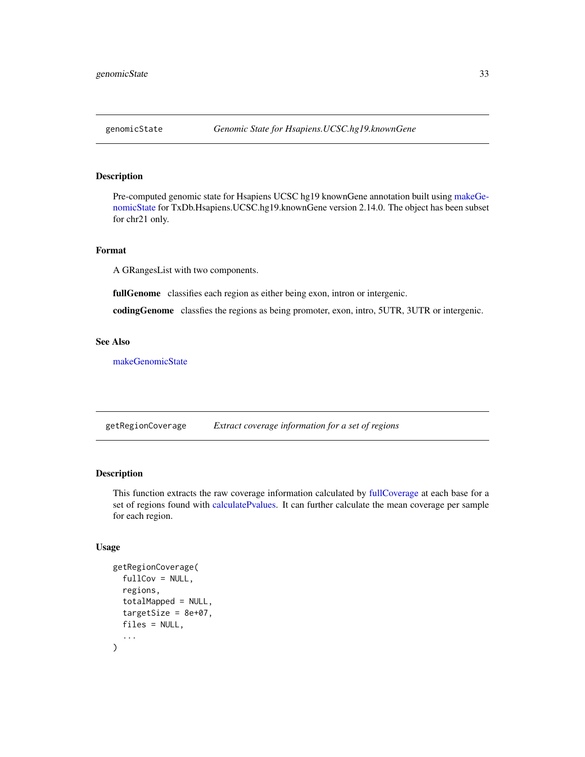## genomicState *Genomic State for Hsapiens.UCSC.hg19.knownGene*

### Description

Pre-computed genomic state for Hsapiens UCSC hg19 knownGene annotation built using makeGenomicState for TxDb.Hsapiens.UCSC.hg19.knownGene version 2.14.0. The object has been subset for chr21 only.

### Format

A GRangesList with two components.

**fullGenome** classifies each region as either being exon, intron or intergenic.

**codingGenome** classfies the regions as being promoter, exon, intro, 5UTR, 3UTR or intergenic.

### See Also

makeGenomicState

## getRegionCoverage *Extract coverage information for a set of regions*

### Description

This function extracts the raw coverage information calculated by fullCoverage at each base for a set of regions found with calculatePvalues. It can further calculate the mean coverage per sample for each region.

### Usage

```
getRegionCoverage(
  fullCov = NULL,
  regions,
  totalMapped = NULL,
  targetSize = 8e+07,
  files = NULL,
  ...
)
```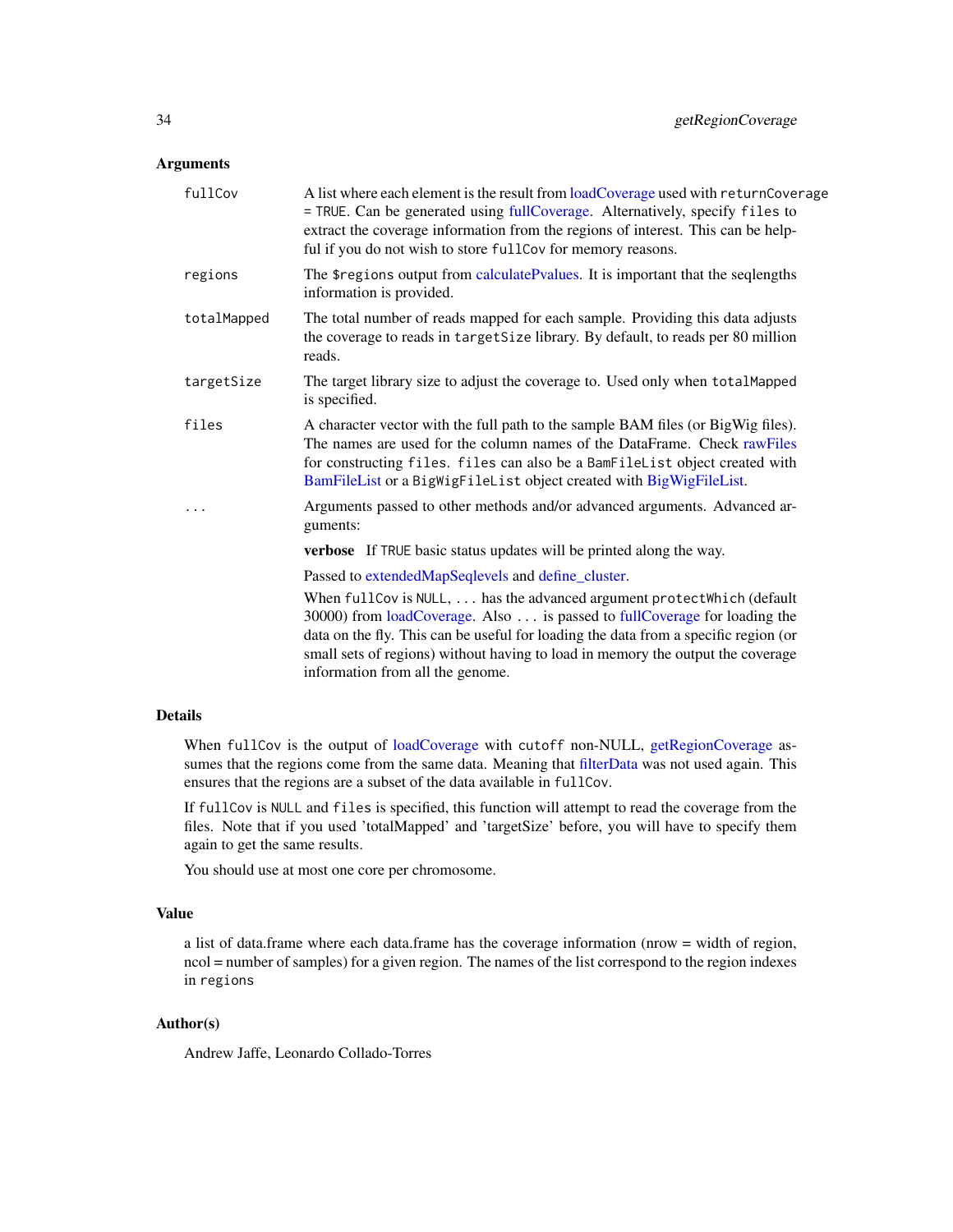## Arguments

| | |
|---|---|
| `fullCov` | A list where each element is the result from loadCoverage used with `returnCoverage = TRUE`. Can be generated using fullCoverage. Alternatively, specify `files` to extract the coverage information from the regions of interest. This can be helpful if you do not wish to store `fullCov` for memory reasons. |
| `regions` | The `$regions` output from calculatePvalues. It is important that the seqlengths information is provided. |
| `totalMapped` | The total number of reads mapped for each sample. Providing this data adjusts the coverage to reads in `targetSize` library. By default, to reads per 80 million reads. |
| `targetSize` | The target library size to adjust the coverage to. Used only when `totalMapped` is specified. |
| `files` | A character vector with the full path to the sample BAM files (or BigWig files). The names are used for the column names of the DataFrame. Check rawFiles for constructing `files`. `files` can also be a `BamFileList` object created with BamFileList or a `BigWigFileList` object created with BigWigFileList. |
| `...` | Arguments passed to other methods and/or advanced arguments. Advanced arguments:<br>**verbose** If `TRUE` basic status updates will be printed along the way.<br>Passed to extendedMapSeqlevels and define_cluster.<br>When `fullCov` is `NULL`, `...` has the advanced argument `protectWhich` (default 30000) from loadCoverage. Also `...` is passed to fullCoverage for loading the data on the fly. This can be useful for loading the data from a specific region (or small sets of regions) without having to load in memory the output the coverage information from all the genome. |

## Details

When `fullCov` is the output of loadCoverage with `cutoff` non-NULL, getRegionCoverage assumes that the regions come from the same data. Meaning that filterData was not used again. This ensures that the regions are a subset of the data available in `fullCov`.

If `fullCov` is `NULL` and `files` is specified, this function will attempt to read the coverage from the files. Note that if you used 'totalMapped' and 'targetSize' before, you will have to specify them again to get the same results.

You should use at most one core per chromosome.

## Value

a list of data.frame where each data.frame has the coverage information (nrow = width of region, ncol = number of samples) for a given region. The names of the list correspond to the region indexes in `regions`

## Author(s)

Andrew Jaffe, Leonardo Collado-Torres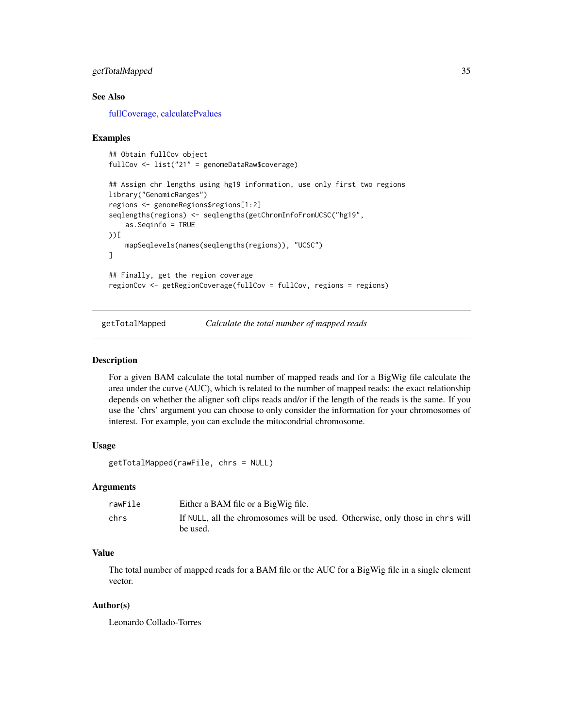### See Also

fullCoverage, calculatePvalues

### Examples

```
## Obtain fullCov object
fullCov <- list("21" = genomeDataRaw$coverage)

## Assign chr lengths using hg19 information, use only first two regions
library("GenomicRanges")
regions <- genomeRegions$regions[1:2]
seqlengths(regions) <- seqlengths(getChromInfoFromUCSC("hg19",
    as.Seqinfo = TRUE
))[
    mapSeqlevels(names(seqlengths(regions)), "UCSC")
]

## Finally, get the region coverage
regionCov <- getRegionCoverage(fullCov = fullCov, regions = regions)
```

---

## getTotalMapped — *Calculate the total number of mapped reads*

### Description

For a given BAM calculate the total number of mapped reads and for a BigWig file calculate the area under the curve (AUC), which is related to the number of mapped reads: the exact relationship depends on whether the aligner soft clips reads and/or if the length of the reads is the same. If you use the 'chrs' argument you can choose to only consider the information for your chromosomes of interest. For example, you can exclude the mitocondrial chromosome.

### Usage

```
getTotalMapped(rawFile, chrs = NULL)
```

### Arguments

| | |
|---|---|
| rawFile | Either a BAM file or a BigWig file. |
| chrs | If NULL, all the chromosomes will be used. Otherwise, only those in chrs will be used. |

### Value

The total number of mapped reads for a BAM file or the AUC for a BigWig file in a single element vector.

### Author(s)

Leonardo Collado-Torres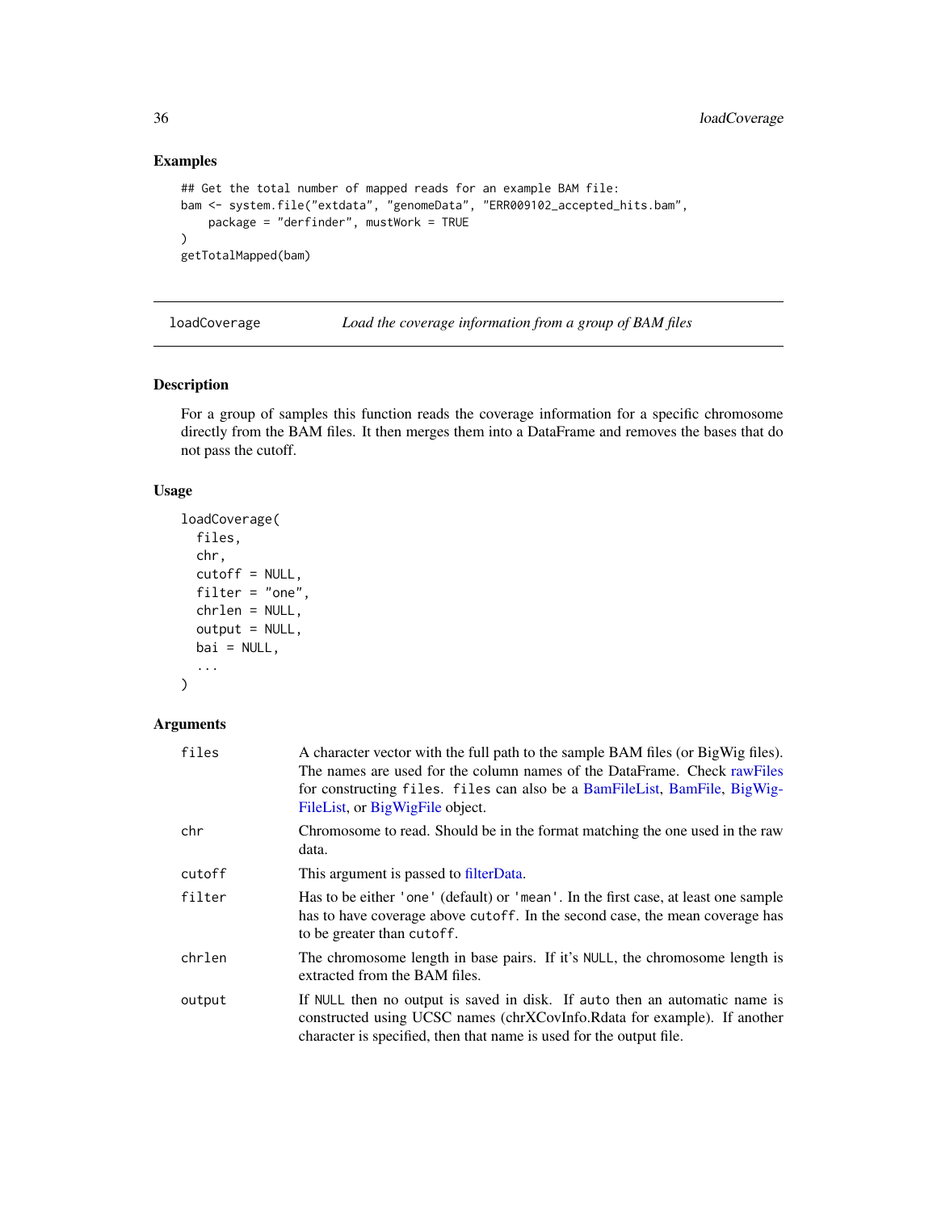## Examples

```
## Get the total number of mapped reads for an example BAM file:
bam <- system.file("extdata", "genomeData", "ERR009102_accepted_hits.bam",
    package = "derfinder", mustWork = TRUE
)
getTotalMapped(bam)
```

---

# loadCoverage *Load the coverage information from a group of BAM files*

## Description

For a group of samples this function reads the coverage information for a specific chromosome directly from the BAM files. It then merges them into a DataFrame and removes the bases that do not pass the cutoff.

## Usage

```
loadCoverage(
  files,
  chr,
  cutoff = NULL,
  filter = "one",
  chrlen = NULL,
  output = NULL,
  bai = NULL,
  ...
)
```

## Arguments

| | |
|---|---|
| files | A character vector with the full path to the sample BAM files (or BigWig files). The names are used for the column names of the DataFrame. Check rawFiles for constructing files. files can also be a BamFileList, BamFile, BigWigFileList, or BigWigFile object. |
| chr | Chromosome to read. Should be in the format matching the one used in the raw data. |
| cutoff | This argument is passed to filterData. |
| filter | Has to be either 'one' (default) or 'mean'. In the first case, at least one sample has to have coverage above cutoff. In the second case, the mean coverage has to be greater than cutoff. |
| chrlen | The chromosome length in base pairs. If it's NULL, the chromosome length is extracted from the BAM files. |
| output | If NULL then no output is saved in disk. If auto then an automatic name is constructed using UCSC names (chrXCovInfo.Rdata for example). If another character is specified, then that name is used for the output file. |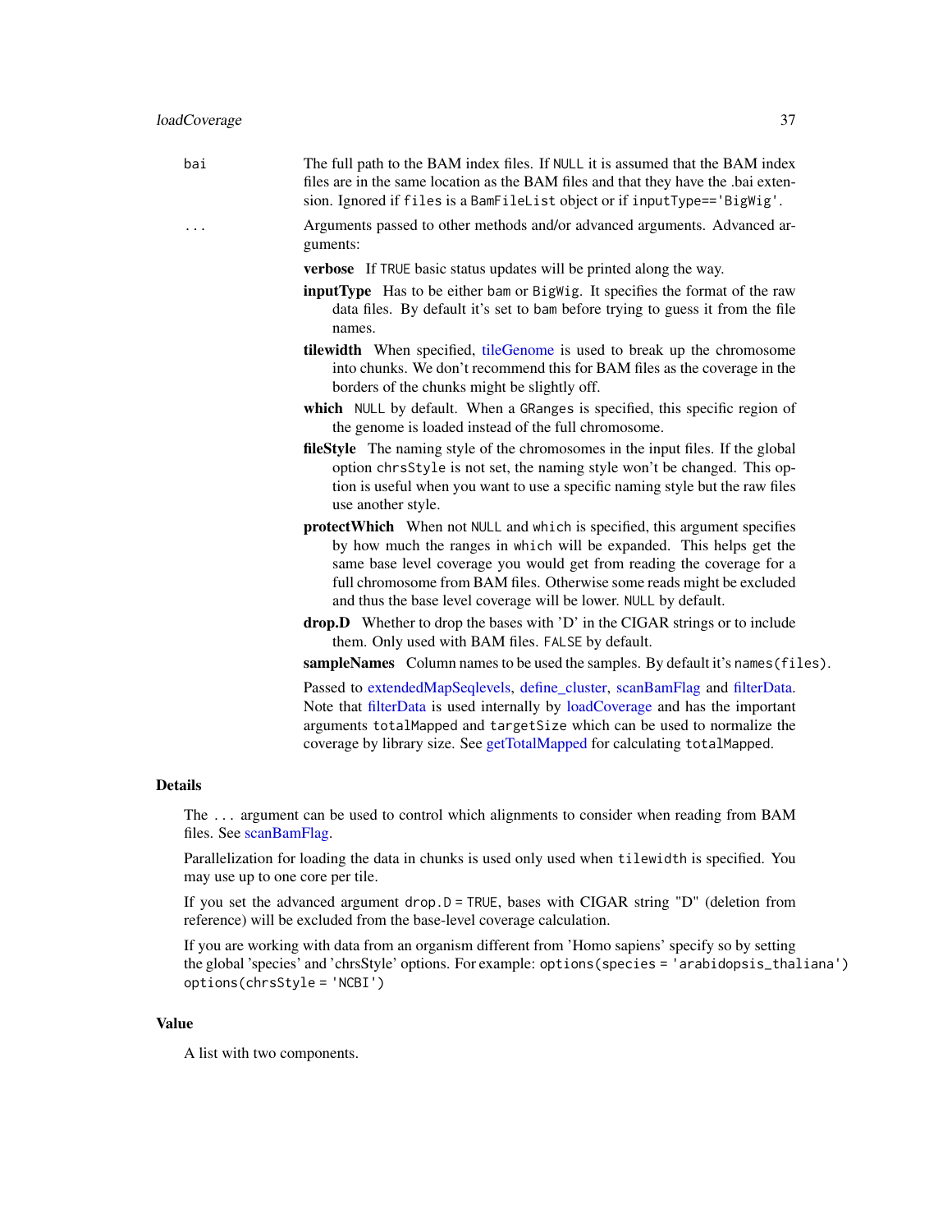bai
: The full path to the BAM index files. If `NULL` it is assumed that the BAM index files are in the same location as the BAM files and that they have the .bai extension. Ignored if `files` is a `BamFileList` object or if `inputType=='BigWig'`.

...
: Arguments passed to other methods and/or advanced arguments. Advanced arguments:

  **verbose** If `TRUE` basic status updates will be printed along the way.

  **inputType** Has to be either `bam` or `BigWig`. It specifies the format of the raw data files. By default it's set to `bam` before trying to guess it from the file names.

  **tilewidth** When specified, tileGenome is used to break up the chromosome into chunks. We don't recommend this for BAM files as the coverage in the borders of the chunks might be slightly off.

  **which** `NULL` by default. When a `GRanges` is specified, this specific region of the genome is loaded instead of the full chromosome.

  **fileStyle** The naming style of the chromosomes in the input files. If the global option `chrsStyle` is not set, the naming style won't be changed. This option is useful when you want to use a specific naming style but the raw files use another style.

  **protectWhich** When not `NULL` and `which` is specified, this argument specifies by how much the ranges in `which` will be expanded. This helps get the same base level coverage you would get from reading the coverage for a full chromosome from BAM files. Otherwise some reads might be excluded and thus the base level coverage will be lower. `NULL` by default.

  **drop.D** Whether to drop the bases with 'D' in the CIGAR strings or to include them. Only used with BAM files. `FALSE` by default.

  **sampleNames** Column names to be used the samples. By default it's `names(files)`.

  Passed to extendedMapSeqlevels, define_cluster, scanBamFlag and filterData. Note that filterData is used internally by loadCoverage and has the important arguments `totalMapped` and `targetSize` which can be used to normalize the coverage by library size. See getTotalMapped for calculating `totalMapped`.

## Details

The `...` argument can be used to control which alignments to consider when reading from BAM files. See scanBamFlag.

Parallelization for loading the data in chunks is used only used when `tilewidth` is specified. You may use up to one core per tile.

If you set the advanced argument `drop.D = TRUE`, bases with CIGAR string "D" (deletion from reference) will be excluded from the base-level coverage calculation.

If you are working with data from an organism different from 'Homo sapiens' specify so by setting the global 'species' and 'chrsStyle' options. For example: `options(species = 'arabidopsis_thaliana')` `options(chrsStyle = 'NCBI')`

## Value

A list with two components.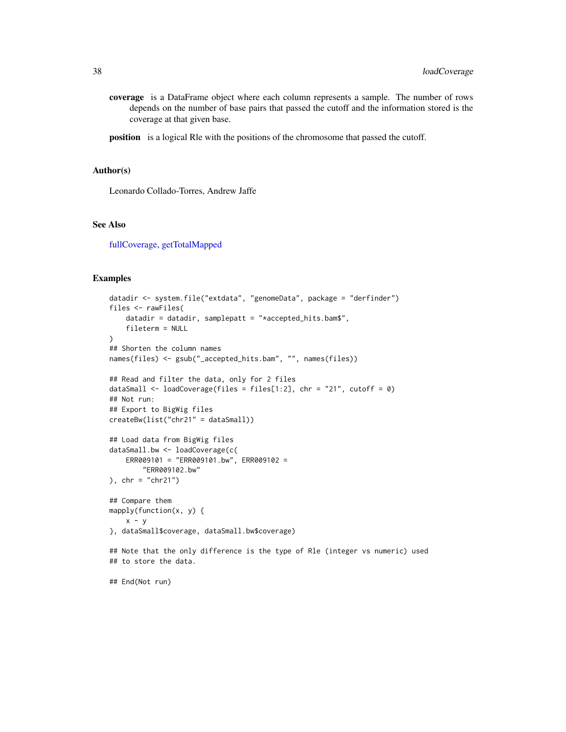**coverage** is a DataFrame object where each column represents a sample. The number of rows depends on the number of base pairs that passed the cutoff and the information stored is the coverage at that given base.

**position** is a logical Rle with the positions of the chromosome that passed the cutoff.

## Author(s)

Leonardo Collado-Torres, Andrew Jaffe

## See Also

fullCoverage, getTotalMapped

## Examples

```
datadir <- system.file("extdata", "genomeData", package = "derfinder")
files <- rawFiles(
    datadir = datadir, samplepatt = "*accepted_hits.bam$",
    fileterm = NULL
)
## Shorten the column names
names(files) <- gsub("_accepted_hits.bam", "", names(files))

## Read and filter the data, only for 2 files
dataSmall <- loadCoverage(files = files[1:2], chr = "21", cutoff = 0)
## Not run:
## Export to BigWig files
createBw(list("chr21" = dataSmall))

## Load data from BigWig files
dataSmall.bw <- loadCoverage(c(
    ERR009101 = "ERR009101.bw", ERR009102 =
        "ERR009102.bw"
), chr = "chr21")

## Compare them
mapply(function(x, y) {
    x - y
}, dataSmall$coverage, dataSmall.bw$coverage)

## Note that the only difference is the type of Rle (integer vs numeric) used
## to store the data.

## End(Not run)
```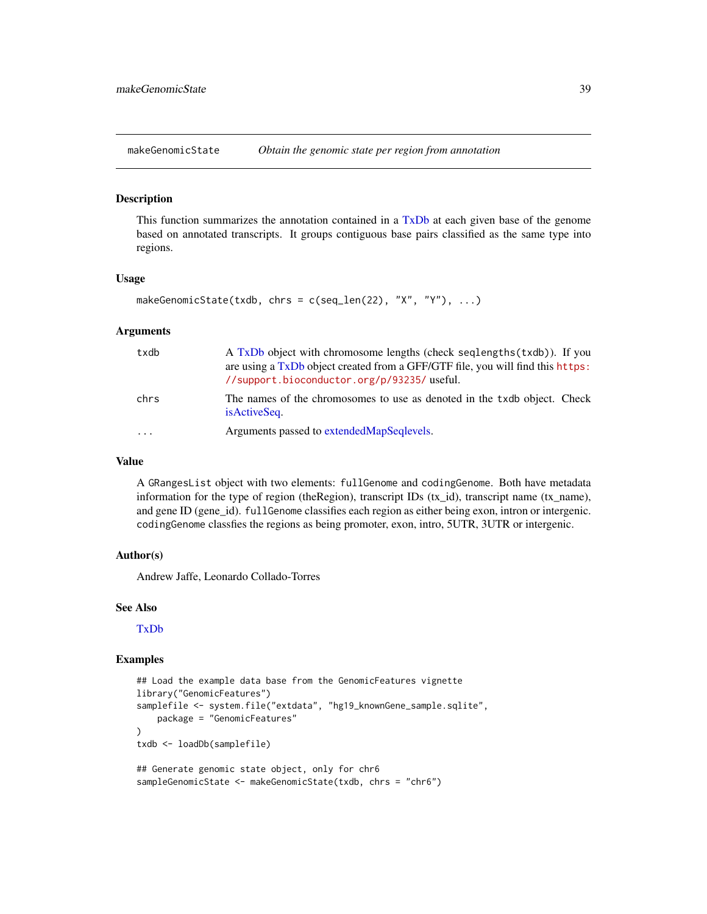## makeGenomicState — *Obtain the genomic state per region from annotation*

### Description

This function summarizes the annotation contained in a TxDb at each given base of the genome based on annotated transcripts. It groups contiguous base pairs classified as the same type into regions.

### Usage

```
makeGenomicState(txdb, chrs = c(seq_len(22), "X", "Y"), ...)
```

### Arguments

| | |
|---|---|
| txdb | A TxDb object with chromosome lengths (check `seqlengths(txdb)`). If you are using a TxDb object created from a GFF/GTF file, you will find this https://support.bioconductor.org/p/93235/ useful. |
| chrs | The names of the chromosomes to use as denoted in the `txdb` object. Check isActiveSeq. |
| ... | Arguments passed to extendedMapSeqlevels. |

### Value

A `GRangesList` object with two elements: `fullGenome` and `codingGenome`. Both have metadata information for the type of region (theRegion), transcript IDs (tx_id), transcript name (tx_name), and gene ID (gene_id). `fullGenome` classifies each region as either being exon, intron or intergenic. `codingGenome` classfies the regions as being promoter, exon, intro, 5UTR, 3UTR or intergenic.

### Author(s)

Andrew Jaffe, Leonardo Collado-Torres

### See Also

TxDb

### Examples

```
## Load the example data base from the GenomicFeatures vignette
library("GenomicFeatures")
samplefile <- system.file("extdata", "hg19_knownGene_sample.sqlite",
    package = "GenomicFeatures"
)
txdb <- loadDb(samplefile)

## Generate genomic state object, only for chr6
sampleGenomicState <- makeGenomicState(txdb, chrs = "chr6")
```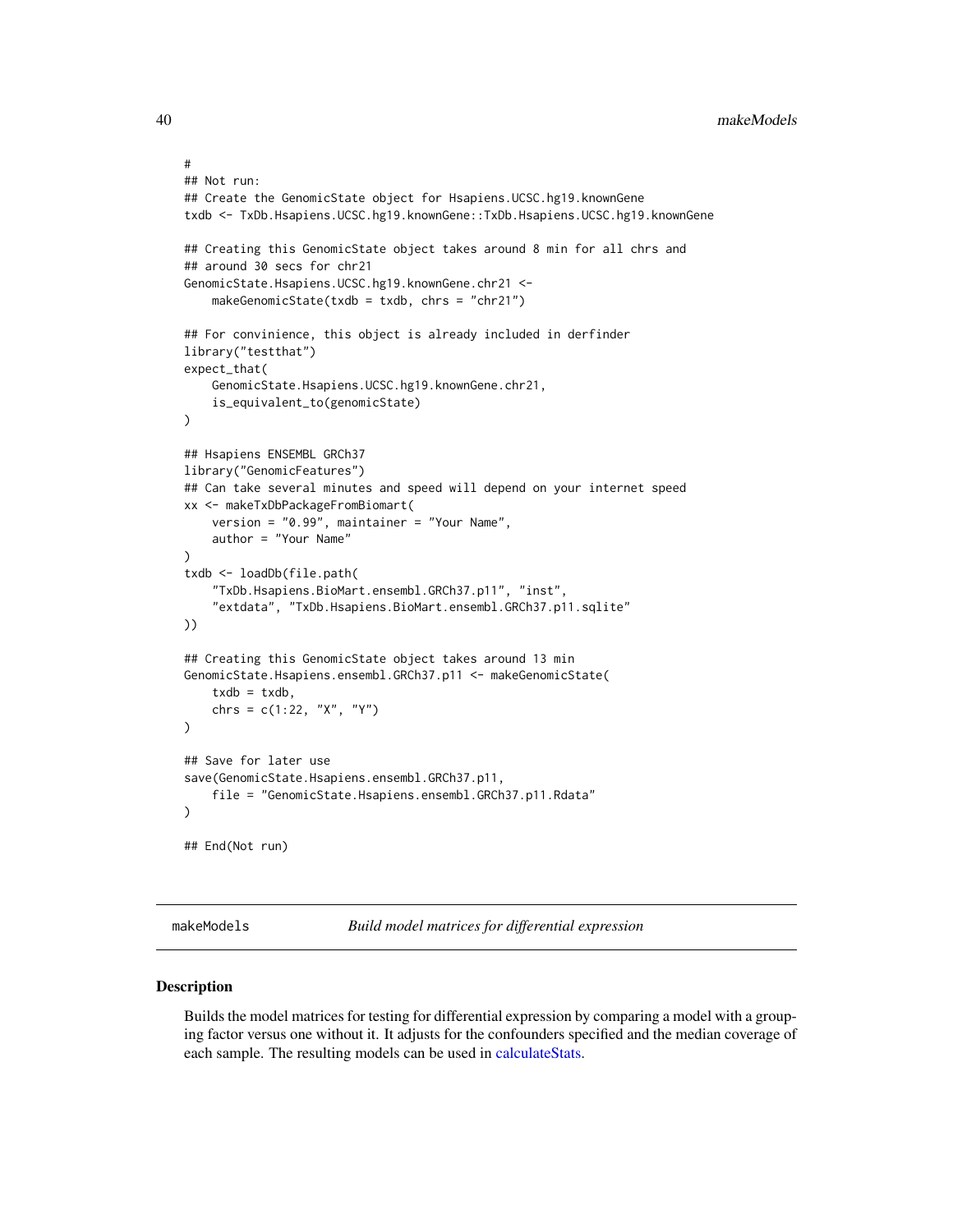```
#
## Not run:
## Create the GenomicState object for Hsapiens.UCSC.hg19.knownGene
txdb <- TxDb.Hsapiens.UCSC.hg19.knownGene::TxDb.Hsapiens.UCSC.hg19.knownGene

## Creating this GenomicState object takes around 8 min for all chrs and
## around 30 secs for chr21
GenomicState.Hsapiens.UCSC.hg19.knownGene.chr21 <-
    makeGenomicState(txdb = txdb, chrs = "chr21")

## For convinience, this object is already included in derfinder
library("testthat")
expect_that(
    GenomicState.Hsapiens.UCSC.hg19.knownGene.chr21,
    is_equivalent_to(genomicState)
)

## Hsapiens ENSEMBL GRCh37
library("GenomicFeatures")
## Can take several minutes and speed will depend on your internet speed
xx <- makeTxDbPackageFromBiomart(
    version = "0.99", maintainer = "Your Name",
    author = "Your Name"
)
txdb <- loadDb(file.path(
    "TxDb.Hsapiens.BioMart.ensembl.GRCh37.p11", "inst",
    "extdata", "TxDb.Hsapiens.BioMart.ensembl.GRCh37.p11.sqlite"
))

## Creating this GenomicState object takes around 13 min
GenomicState.Hsapiens.ensembl.GRCh37.p11 <- makeGenomicState(
    txdb = txdb,
    chrs = c(1:22, "X", "Y")
)

## Save for later use
save(GenomicState.Hsapiens.ensembl.GRCh37.p11,
    file = "GenomicState.Hsapiens.ensembl.GRCh37.p11.Rdata"
)

## End(Not run)
```

## makeModels *Build model matrices for differential expression*

### Description

Builds the model matrices for testing for differential expression by comparing a model with a grouping factor versus one without it. It adjusts for the confounders specified and the median coverage of each sample. The resulting models can be used in calculateStats.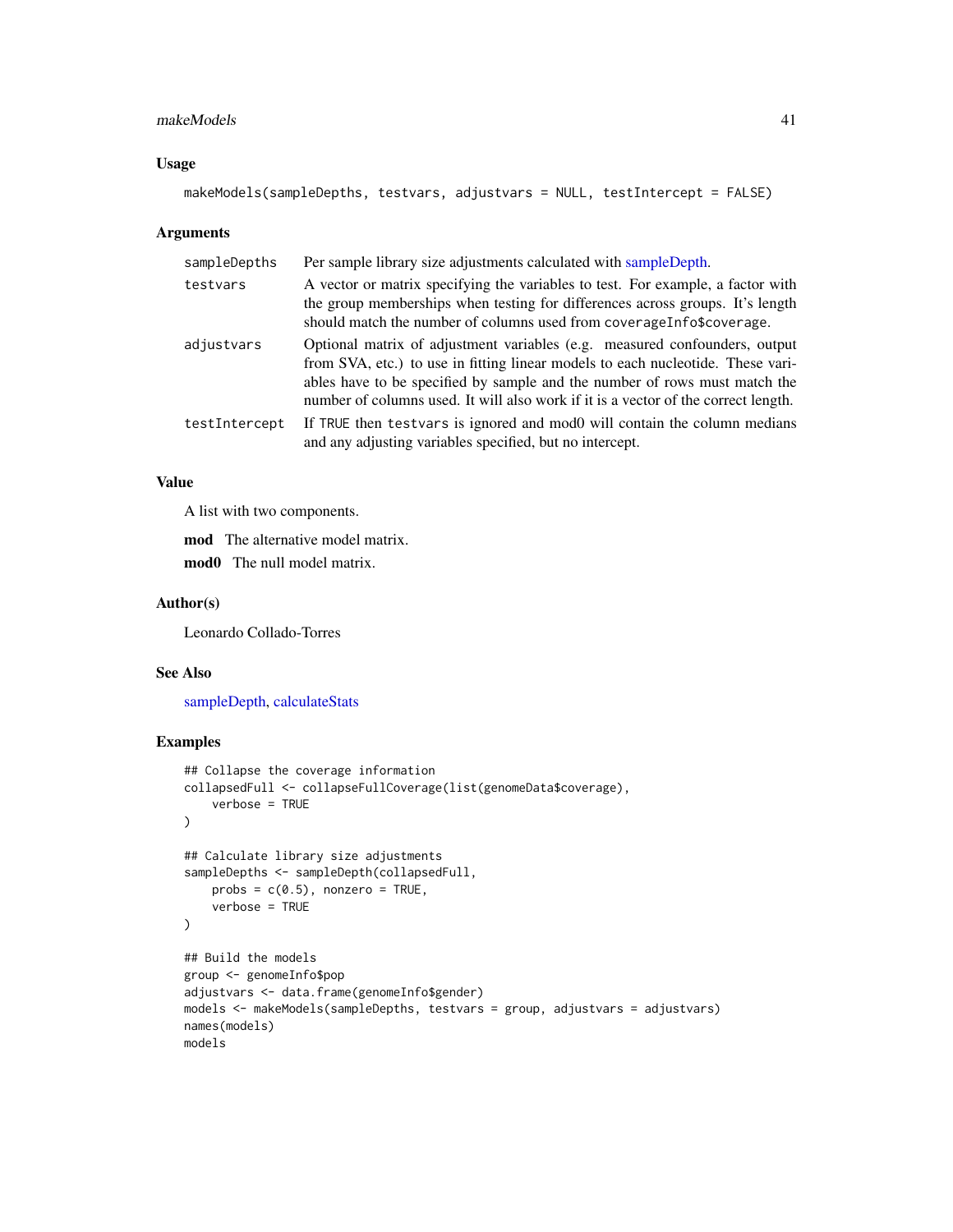## Usage

```
makeModels(sampleDepths, testvars, adjustvars = NULL, testIntercept = FALSE)
```

## Arguments

| | |
|---|---|
| `sampleDepths` | Per sample library size adjustments calculated with sampleDepth. |
| `testvars` | A vector or matrix specifying the variables to test. For example, a factor with the group memberships when testing for differences across groups. It's length should match the number of columns used from `coverageInfo$coverage`. |
| `adjustvars` | Optional matrix of adjustment variables (e.g. measured confounders, output from SVA, etc.) to use in fitting linear models to each nucleotide. These variables have to be specified by sample and the number of rows must match the number of columns used. It will also work if it is a vector of the correct length. |
| `testIntercept` | If `TRUE` then `testvars` is ignored and mod0 will contain the column medians and any adjusting variables specified, but no intercept. |

## Value

A list with two components.

**mod** The alternative model matrix.

**mod0** The null model matrix.

## Author(s)

Leonardo Collado-Torres

## See Also

sampleDepth, calculateStats

## Examples

```
## Collapse the coverage information
collapsedFull <- collapseFullCoverage(list(genomeData$coverage),
    verbose = TRUE
)

## Calculate library size adjustments
sampleDepths <- sampleDepth(collapsedFull,
    probs = c(0.5), nonzero = TRUE,
    verbose = TRUE
)

## Build the models
group <- genomeInfo$pop
adjustvars <- data.frame(genomeInfo$gender)
models <- makeModels(sampleDepths, testvars = group, adjustvars = adjustvars)
names(models)
models
```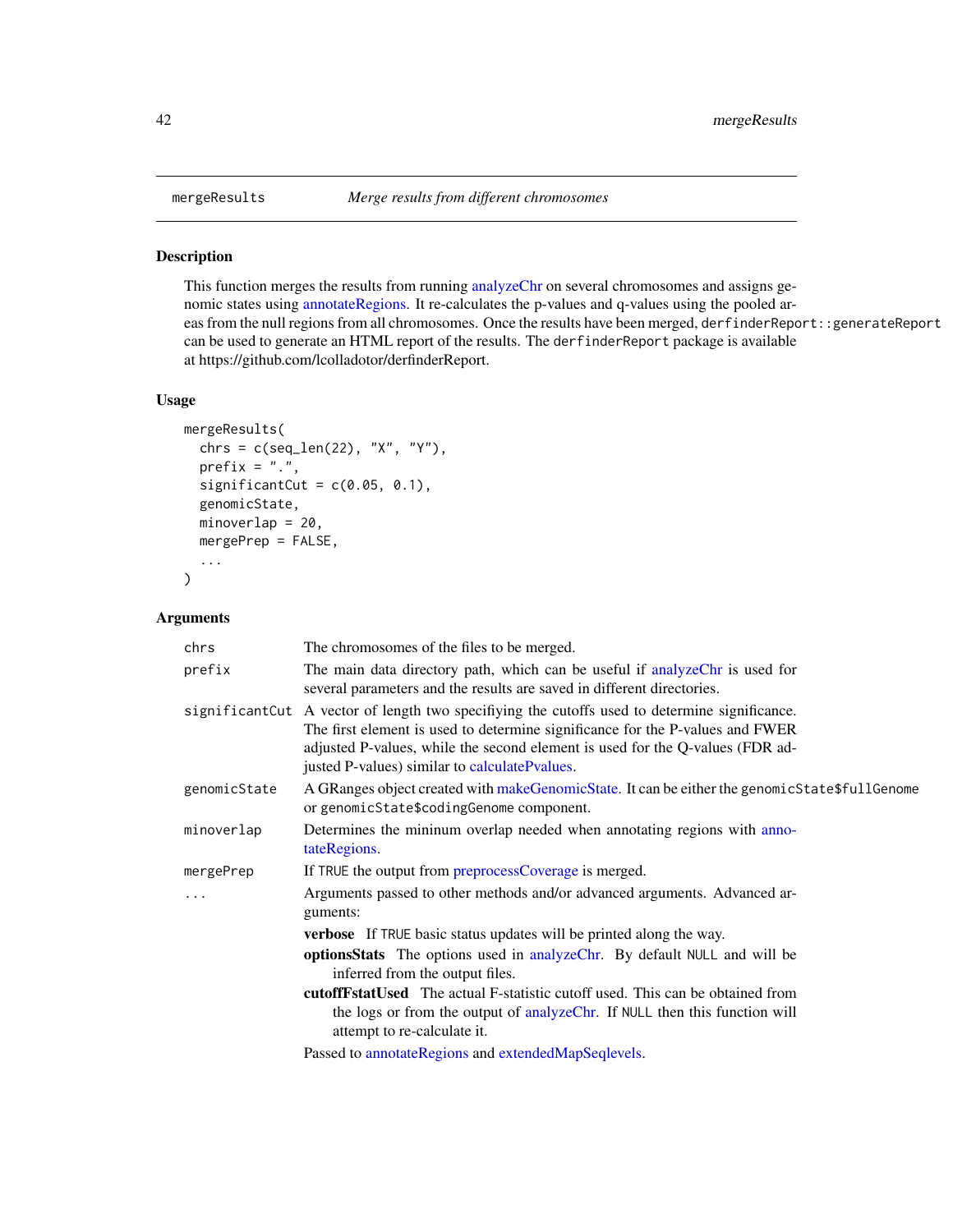# mergeResults *Merge results from different chromosomes*

## Description

This function merges the results from running analyzeChr on several chromosomes and assigns genomic states using annotateRegions. It re-calculates the p-values and q-values using the pooled areas from the null regions from all chromosomes. Once the results have been merged, `derfinderReport::generateReport` can be used to generate an HTML report of the results. The `derfinderReport` package is available at https://github.com/lcolladotor/derfinderReport.

## Usage

```
mergeResults(
  chrs = c(seq_len(22), "X", "Y"),
  prefix = ".",
  significantCut = c(0.05, 0.1),
  genomicState,
  minoverlap = 20,
  mergePrep = FALSE,
  ...
)
```

## Arguments

| | |
|---|---|
| `chrs` | The chromosomes of the files to be merged. |
| `prefix` | The main data directory path, which can be useful if analyzeChr is used for several parameters and the results are saved in different directories. |
| `significantCut` | A vector of length two specifiying the cutoffs used to determine significance. The first element is used to determine significance for the P-values and FWER adjusted P-values, while the second element is used for the Q-values (FDR adjusted P-values) similar to calculatePvalues. |
| `genomicState` | A GRanges object created with makeGenomicState. It can be either the `genomicState$fullGenome` or `genomicState$codingGenome` component. |
| `minoverlap` | Determines the mininum overlap needed when annotating regions with annotateRegions. |
| `mergePrep` | If `TRUE` the output from preprocessCoverage is merged. |
| `...` | Arguments passed to other methods and/or advanced arguments. Advanced arguments:<br>**verbose** If `TRUE` basic status updates will be printed along the way.<br>**optionsStats** The options used in analyzeChr. By default `NULL` and will be inferred from the output files.<br>**cutoffFstatUsed** The actual F-statistic cutoff used. This can be obtained from the logs or from the output of analyzeChr. If `NULL` then this function will attempt to re-calculate it.<br>Passed to annotateRegions and extendedMapSeqlevels. |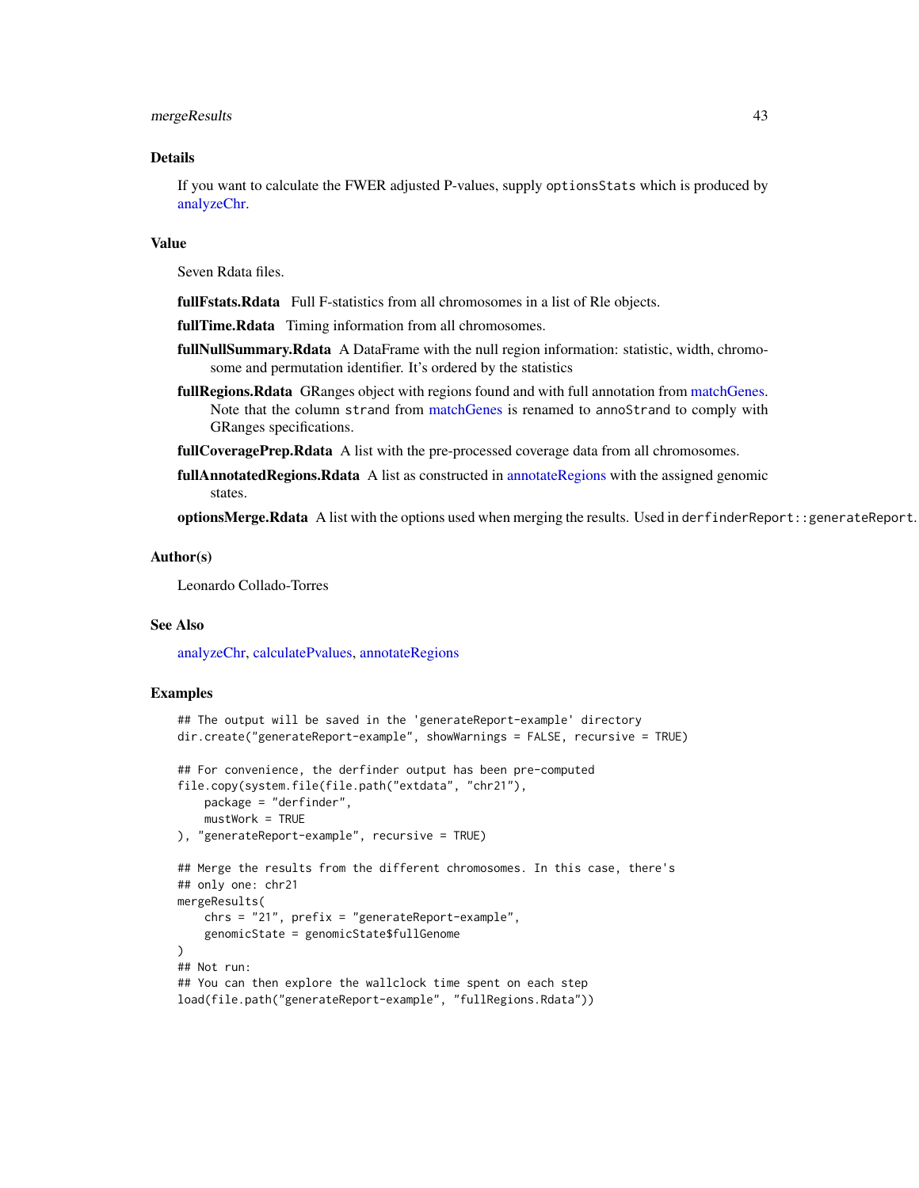## Details

If you want to calculate the FWER adjusted P-values, supply `optionsStats` which is produced by analyzeChr.

## Value

Seven Rdata files.

**fullFstats.Rdata** Full F-statistics from all chromosomes in a list of Rle objects.

**fullTime.Rdata** Timing information from all chromosomes.

**fullNullSummary.Rdata** A DataFrame with the null region information: statistic, width, chromosome and permutation identifier. It's ordered by the statistics

**fullRegions.Rdata** GRanges object with regions found and with full annotation from matchGenes. Note that the column `strand` from matchGenes is renamed to `annoStrand` to comply with GRanges specifications.

**fullCoveragePrep.Rdata** A list with the pre-processed coverage data from all chromosomes.

**fullAnnotatedRegions.Rdata** A list as constructed in annotateRegions with the assigned genomic states.

**optionsMerge.Rdata** A list with the options used when merging the results. Used in `derfinderReport::generateReport`.

## Author(s)

Leonardo Collado-Torres

## See Also

analyzeChr, calculatePvalues, annotateRegions

## Examples

```
## The output will be saved in the 'generateReport-example' directory
dir.create("generateReport-example", showWarnings = FALSE, recursive = TRUE)

## For convenience, the derfinder output has been pre-computed
file.copy(system.file(file.path("extdata", "chr21"),
    package = "derfinder",
    mustWork = TRUE
), "generateReport-example", recursive = TRUE)

## Merge the results from the different chromosomes. In this case, there's
## only one: chr21
mergeResults(
    chrs = "21", prefix = "generateReport-example",
    genomicState = genomicState$fullGenome
)
## Not run:
## You can then explore the wallclock time spent on each step
load(file.path("generateReport-example", "fullRegions.Rdata"))
```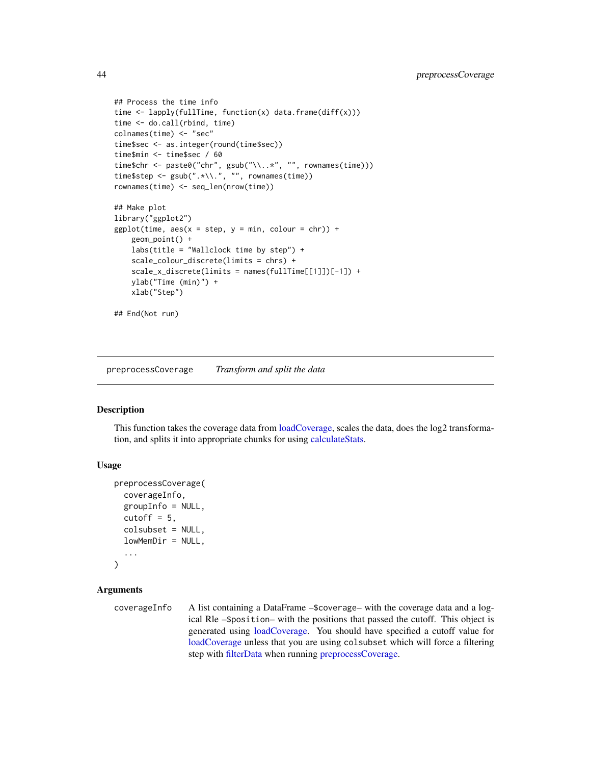```
## Process the time info
time <- lapply(fullTime, function(x) data.frame(diff(x)))
time <- do.call(rbind, time)
colnames(time) <- "sec"
time$sec <- as.integer(round(time$sec))
time$min <- time$sec / 60
time$chr <- paste0("chr", gsub("\\..*", "", rownames(time)))
time$step <- gsub(".*\\.", "", rownames(time))
rownames(time) <- seq_len(nrow(time))

## Make plot
library("ggplot2")
ggplot(time, aes(x = step, y = min, colour = chr)) +
    geom_point() +
    labs(title = "Wallclock time by step") +
    scale_colour_discrete(limits = chrs) +
    scale_x_discrete(limits = names(fullTime[[1]])[-1]) +
    ylab("Time (min)") +
    xlab("Step")

## End(Not run)
```

## preprocessCoverage — *Transform and split the data*

### Description

This function takes the coverage data from loadCoverage, scales the data, does the log2 transformation, and splits it into appropriate chunks for using calculateStats.

### Usage

```
preprocessCoverage(
  coverageInfo,
  groupInfo = NULL,
  cutoff = 5,
  colsubset = NULL,
  lowMemDir = NULL,
  ...
)
```

### Arguments

**coverageInfo** A list containing a DataFrame –`$coverage`– with the coverage data and a logical Rle –`$position`– with the positions that passed the cutoff. This object is generated using loadCoverage. You should have specified a cutoff value for loadCoverage unless that you are using `colsubset` which will force a filtering step with filterData when running preprocessCoverage.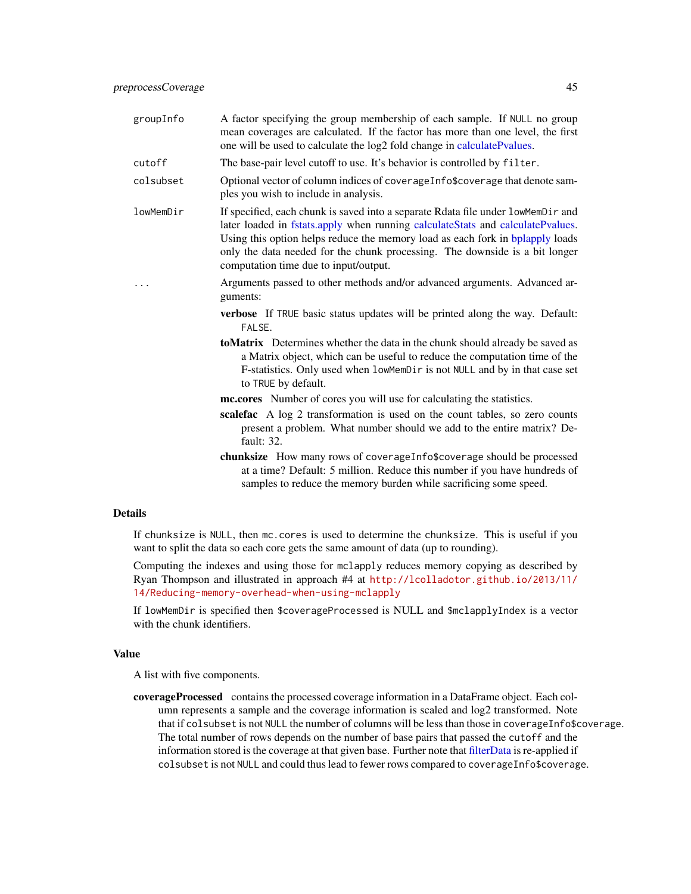| | |
|---|---|
| `groupInfo` | A factor specifying the group membership of each sample. If `NULL` no group mean coverages are calculated. If the factor has more than one level, the first one will be used to calculate the log2 fold change in calculatePvalues. |
| `cutoff` | The base-pair level cutoff to use. It's behavior is controlled by `filter`. |
| `colsubset` | Optional vector of column indices of `coverageInfo$coverage` that denote samples you wish to include in analysis. |
| `lowMemDir` | If specified, each chunk is saved into a separate Rdata file under `lowMemDir` and later loaded in fstats.apply when running calculateStats and calculatePvalues. Using this option helps reduce the memory load as each fork in bplapply loads only the data needed for the chunk processing. The downside is a bit longer computation time due to input/output. |
| `...` | Arguments passed to other methods and/or advanced arguments. Advanced arguments: |

- **verbose** If `TRUE` basic status updates will be printed along the way. Default: `FALSE`.
- **toMatrix** Determines whether the data in the chunk should already be saved as a Matrix object, which can be useful to reduce the computation time of the F-statistics. Only used when `lowMemDir` is not `NULL` and by in that case set to `TRUE` by default.
- **mc.cores** Number of cores you will use for calculating the statistics.
- **scalefac** A log 2 transformation is used on the count tables, so zero counts present a problem. What number should we add to the entire matrix? Default: 32.
- **chunksize** How many rows of `coverageInfo$coverage` should be processed at a time? Default: 5 million. Reduce this number if you have hundreds of samples to reduce the memory burden while sacrificing some speed.

## Details

If `chunksize` is `NULL`, then `mc.cores` is used to determine the `chunksize`. This is useful if you want to split the data so each core gets the same amount of data (up to rounding).

Computing the indexes and using those for `mclapply` reduces memory copying as described by Ryan Thompson and illustrated in approach #4 at `http://lcolladotor.github.io/2013/11/14/Reducing-memory-overhead-when-using-mclapply`

If `lowMemDir` is specified then `$coverageProcessed` is NULL and `$mclapplyIndex` is a vector with the chunk identifiers.

## Value

A list with five components.

**coverageProcessed** contains the processed coverage information in a DataFrame object. Each column represents a sample and the coverage information is scaled and log2 transformed. Note that if `colsubset` is not `NULL` the number of columns will be less than those in `coverageInfo$coverage`. The total number of rows depends on the number of base pairs that passed the `cutoff` and the information stored is the coverage at that given base. Further note that filterData is re-applied if `colsubset` is not `NULL` and could thus lead to fewer rows compared to `coverageInfo$coverage`.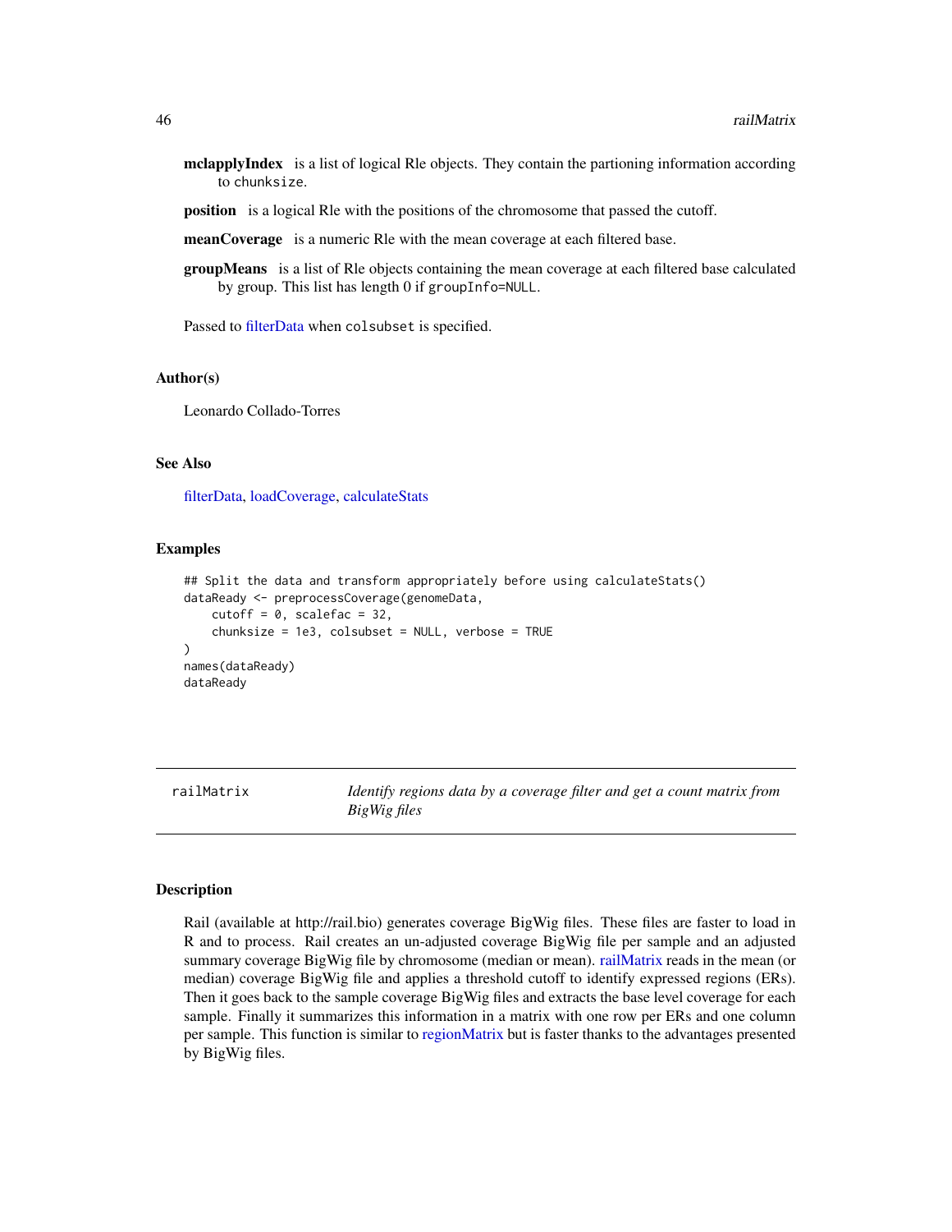**mclapplyIndex** is a list of logical Rle objects. They contain the partioning information according to chunksize.

**position** is a logical Rle with the positions of the chromosome that passed the cutoff.

**meanCoverage** is a numeric Rle with the mean coverage at each filtered base.

**groupMeans** is a list of Rle objects containing the mean coverage at each filtered base calculated by group. This list has length 0 if groupInfo=NULL.

Passed to filterData when colsubset is specified.

### Author(s)

Leonardo Collado-Torres

### See Also

filterData, loadCoverage, calculateStats

### Examples

```
## Split the data and transform appropriately before using calculateStats()
dataReady <- preprocessCoverage(genomeData,
    cutoff = 0, scalefac = 32,
    chunksize = 1e3, colsubset = NULL, verbose = TRUE
)
names(dataReady)
dataReady
```

---

## railMatrix — *Identify regions data by a coverage filter and get a count matrix from BigWig files*

---

### Description

Rail (available at http://rail.bio) generates coverage BigWig files. These files are faster to load in R and to process. Rail creates an un-adjusted coverage BigWig file per sample and an adjusted summary coverage BigWig file by chromosome (median or mean). railMatrix reads in the mean (or median) coverage BigWig file and applies a threshold cutoff to identify expressed regions (ERs). Then it goes back to the sample coverage BigWig files and extracts the base level coverage for each sample. Finally it summarizes this information in a matrix with one row per ERs and one column per sample. This function is similar to regionMatrix but is faster thanks to the advantages presented by BigWig files.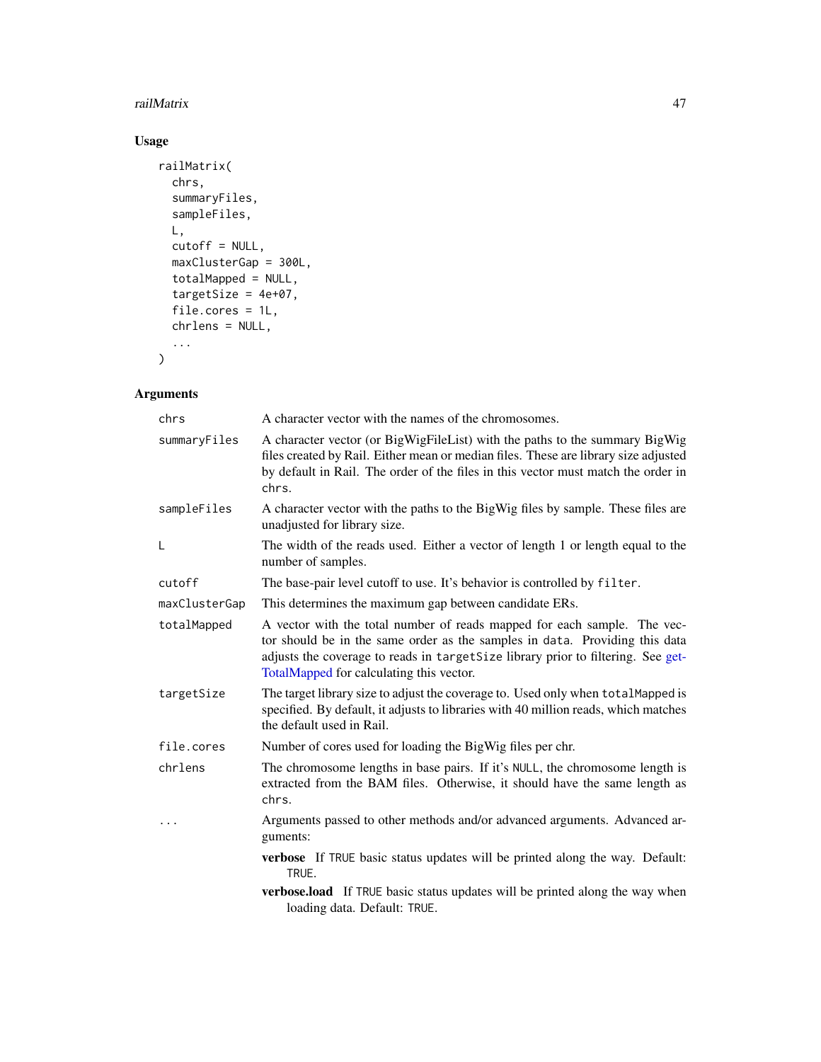## Usage

```
railMatrix(
  chrs,
  summaryFiles,
  sampleFiles,
  L,
  cutoff = NULL,
  maxClusterGap = 300L,
  totalMapped = NULL,
  targetSize = 4e+07,
  file.cores = 1L,
  chrlens = NULL,
  ...
)
```

## Arguments

| | |
|---|---|
| `chrs` | A character vector with the names of the chromosomes. |
| `summaryFiles` | A character vector (or BigWigFileList) with the paths to the summary BigWig files created by Rail. Either mean or median files. These are library size adjusted by default in Rail. The order of the files in this vector must match the order in `chrs`. |
| `sampleFiles` | A character vector with the paths to the BigWig files by sample. These files are unadjusted for library size. |
| `L` | The width of the reads used. Either a vector of length 1 or length equal to the number of samples. |
| `cutoff` | The base-pair level cutoff to use. It's behavior is controlled by `filter`. |
| `maxClusterGap` | This determines the maximum gap between candidate ERs. |
| `totalMapped` | A vector with the total number of reads mapped for each sample. The vector should be in the same order as the samples in `data`. Providing this data adjusts the coverage to reads in `targetSize` library prior to filtering. See getTotalMapped for calculating this vector. |
| `targetSize` | The target library size to adjust the coverage to. Used only when `totalMapped` is specified. By default, it adjusts to libraries with 40 million reads, which matches the default used in Rail. |
| `file.cores` | Number of cores used for loading the BigWig files per chr. |
| `chrlens` | The chromosome lengths in base pairs. If it's `NULL`, the chromosome length is extracted from the BAM files. Otherwise, it should have the same length as `chrs`. |
| `...` | Arguments passed to other methods and/or advanced arguments. Advanced arguments:<br>**verbose** If `TRUE` basic status updates will be printed along the way. Default: `TRUE`.<br>**verbose.load** If `TRUE` basic status updates will be printed along the way when loading data. Default: `TRUE`. |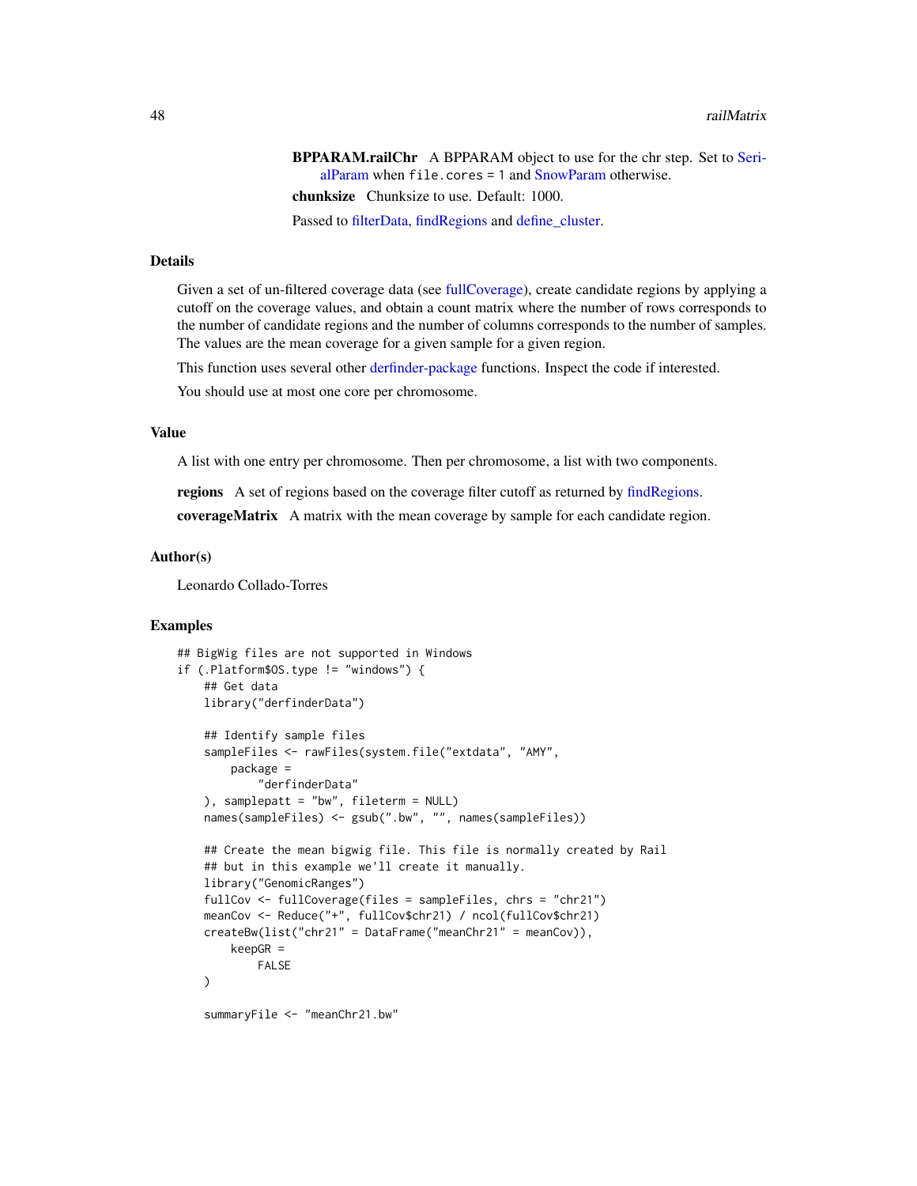**BPPARAM.railChr** A BPPARAM object to use for the chr step. Set to SerialParam when `file.cores = 1` and SnowParam otherwise.

**chunksize** Chunksize to use. Default: 1000.

Passed to filterData, findRegions and define_cluster.

## Details

Given a set of un-filtered coverage data (see fullCoverage), create candidate regions by applying a cutoff on the coverage values, and obtain a count matrix where the number of rows corresponds to the number of candidate regions and the number of columns corresponds to the number of samples. The values are the mean coverage for a given sample for a given region.

This function uses several other derfinder-package functions. Inspect the code if interested.

You should use at most one core per chromosome.

## Value

A list with one entry per chromosome. Then per chromosome, a list with two components.

**regions** A set of regions based on the coverage filter cutoff as returned by findRegions.

**coverageMatrix** A matrix with the mean coverage by sample for each candidate region.

## Author(s)

Leonardo Collado-Torres

## Examples

```
## BigWig files are not supported in Windows
if (.Platform$OS.type != "windows") {
    ## Get data
    library("derfinderData")

    ## Identify sample files
    sampleFiles <- rawFiles(system.file("extdata", "AMY",
        package =
            "derfinderData"
    ), samplepatt = "bw", fileterm = NULL)
    names(sampleFiles) <- gsub(".bw", "", names(sampleFiles))

    ## Create the mean bigwig file. This file is normally created by Rail
    ## but in this example we'll create it manually.
    library("GenomicRanges")
    fullCov <- fullCoverage(files = sampleFiles, chrs = "chr21")
    meanCov <- Reduce("+", fullCov$chr21) / ncol(fullCov$chr21)
    createBw(list("chr21" = DataFrame("meanChr21" = meanCov)),
        keepGR =
            FALSE
    )

    summaryFile <- "meanChr21.bw"
```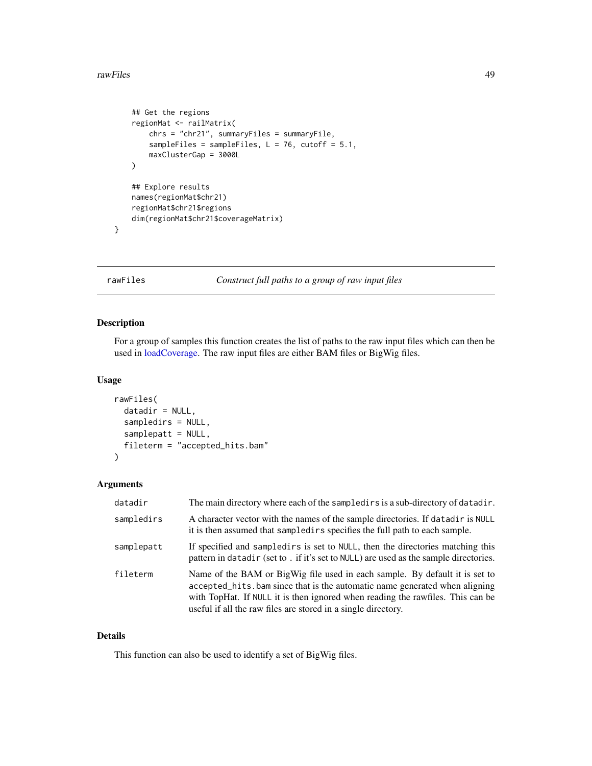```
    ## Get the regions
    regionMat <- railMatrix(
        chrs = "chr21", summaryFiles = summaryFile,
        sampleFiles = sampleFiles, L = 76, cutoff = 5.1,
        maxClusterGap = 3000L
    )

    ## Explore results
    names(regionMat$chr21)
    regionMat$chr21$regions
    dim(regionMat$chr21$coverageMatrix)
}
```

---

## rawFiles — *Construct full paths to a group of raw input files*

### Description

For a group of samples this function creates the list of paths to the raw input files which can then be used in loadCoverage. The raw input files are either BAM files or BigWig files.

### Usage

```
rawFiles(
  datadir = NULL,
  sampledirs = NULL,
  samplepatt = NULL,
  fileterm = "accepted_hits.bam"
)
```

### Arguments

| | |
|---|---|
| `datadir` | The main directory where each of the `sampledirs` is a sub-directory of `datadir`. |
| `sampledirs` | A character vector with the names of the sample directories. If `datadir` is `NULL` it is then assumed that `sampledirs` specifies the full path to each sample. |
| `samplepatt` | If specified and `sampledirs` is set to `NULL`, then the directories matching this pattern in `datadir` (set to `.` if it's set to `NULL`) are used as the sample directories. |
| `fileterm` | Name of the BAM or BigWig file used in each sample. By default it is set to `accepted_hits.bam` since that is the automatic name generated when aligning with TopHat. If `NULL` it is then ignored when reading the rawfiles. This can be useful if all the raw files are stored in a single directory. |

### Details

This function can also be used to identify a set of BigWig files.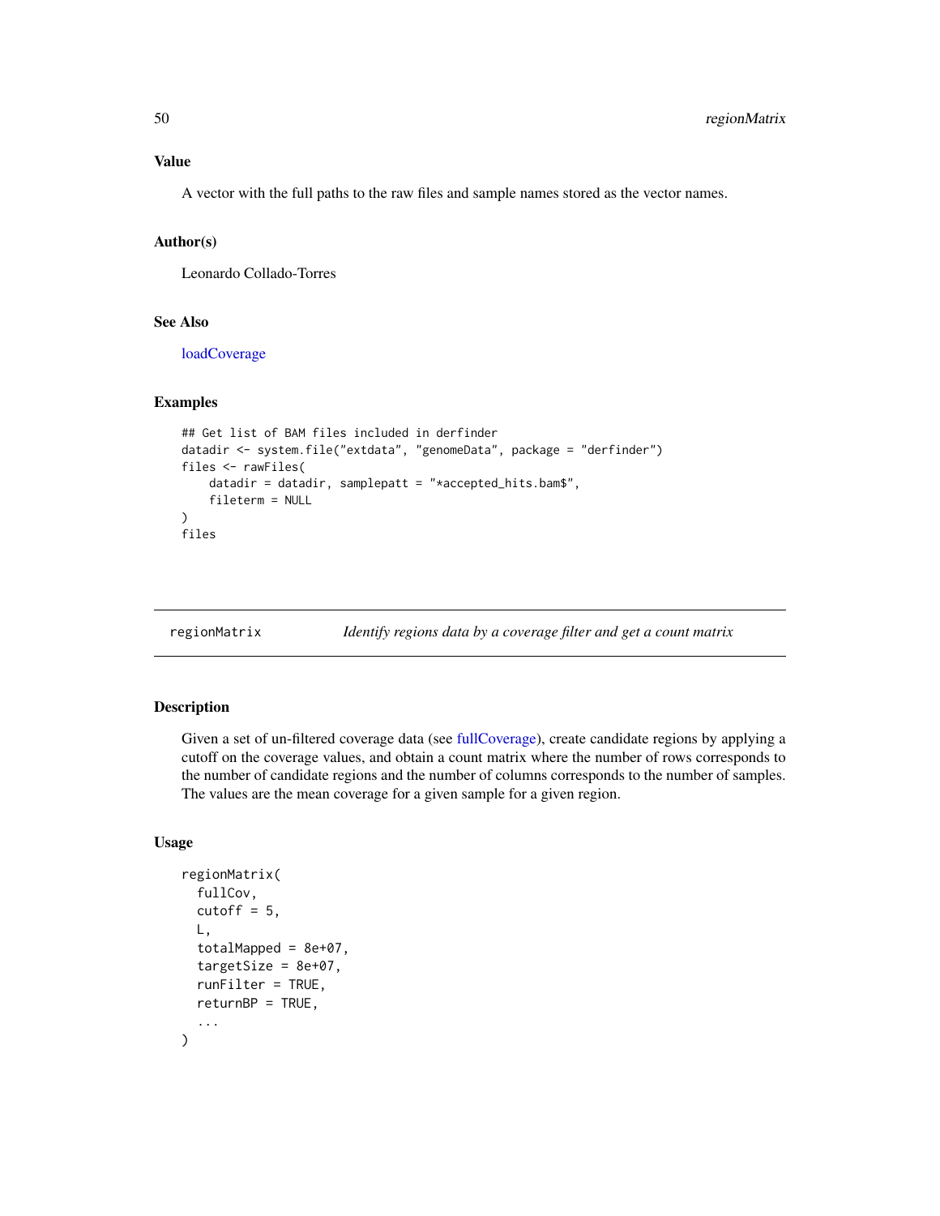### Value

A vector with the full paths to the raw files and sample names stored as the vector names.

### Author(s)

Leonardo Collado-Torres

### See Also

loadCoverage

### Examples

```
## Get list of BAM files included in derfinder
datadir <- system.file("extdata", "genomeData", package = "derfinder")
files <- rawFiles(
    datadir = datadir, samplepatt = "*accepted_hits.bam$",
    fileterm = NULL
)
files
```

---

## regionMatrix — *Identify regions data by a coverage filter and get a count matrix*

---

### Description

Given a set of un-filtered coverage data (see fullCoverage), create candidate regions by applying a cutoff on the coverage values, and obtain a count matrix where the number of rows corresponds to the number of candidate regions and the number of columns corresponds to the number of samples. The values are the mean coverage for a given sample for a given region.

### Usage

```
regionMatrix(
  fullCov,
  cutoff = 5,
  L,
  totalMapped = 8e+07,
  targetSize = 8e+07,
  runFilter = TRUE,
  returnBP = TRUE,
  ...
)
```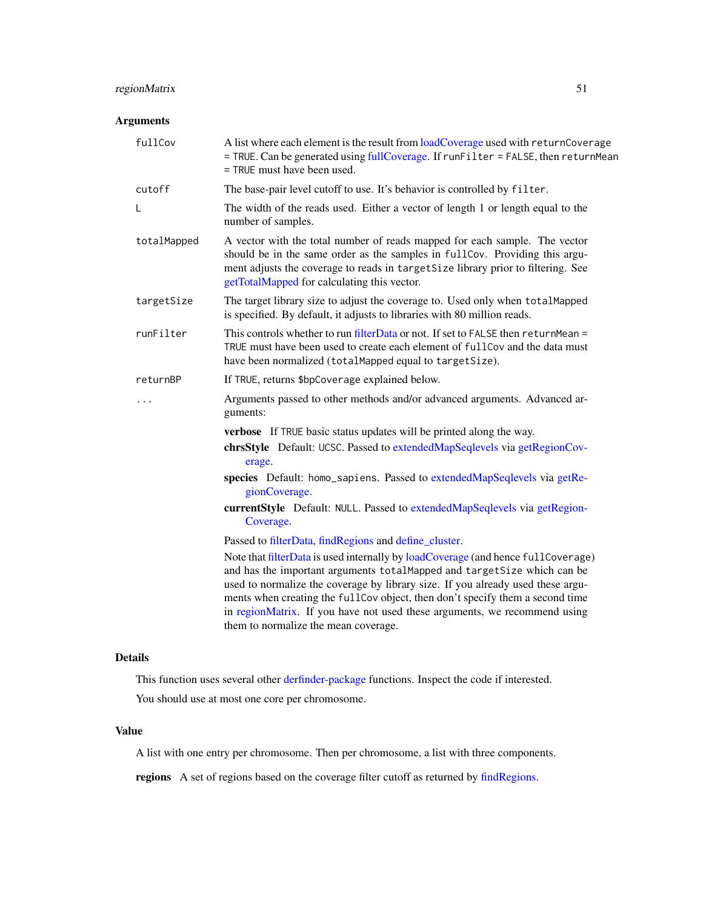## Arguments

fullCov
: A list where each element is the result from loadCoverage used with `returnCoverage = TRUE`. Can be generated using fullCoverage. If `runFilter = FALSE`, then `returnMean = TRUE` must have been used.

cutoff
: The base-pair level cutoff to use. It's behavior is controlled by `filter`.

L
: The width of the reads used. Either a vector of length 1 or length equal to the number of samples.

totalMapped
: A vector with the total number of reads mapped for each sample. The vector should be in the same order as the samples in `fullCov`. Providing this argument adjusts the coverage to reads in `targetSize` library prior to filtering. See getTotalMapped for calculating this vector.

targetSize
: The target library size to adjust the coverage to. Used only when `totalMapped` is specified. By default, it adjusts to libraries with 80 million reads.

runFilter
: This controls whether to run filterData or not. If set to `FALSE` then `returnMean = TRUE` must have been used to create each element of `fullCov` and the data must have been normalized (`totalMapped` equal to `targetSize`).

returnBP
: If `TRUE`, returns `$bpCoverage` explained below.

...
: Arguments passed to other methods and/or advanced arguments. Advanced arguments:

  **verbose** If `TRUE` basic status updates will be printed along the way.

  **chrsStyle** Default: `UCSC`. Passed to extendedMapSeqlevels via getRegionCoverage.

  **species** Default: `homo_sapiens`. Passed to extendedMapSeqlevels via getRegionCoverage.

  **currentStyle** Default: `NULL`. Passed to extendedMapSeqlevels via getRegionCoverage.

  Passed to filterData, findRegions and define_cluster.

  Note that filterData is used internally by loadCoverage (and hence `fullCoverage`) and has the important arguments `totalMapped` and `targetSize` which can be used to normalize the coverage by library size. If you already used these arguments when creating the `fullCov` object, then don't specify them a second time in regionMatrix. If you have not used these arguments, we recommend using them to normalize the mean coverage.

## Details

This function uses several other derfinder-package functions. Inspect the code if interested.

You should use at most one core per chromosome.

## Value

A list with one entry per chromosome. Then per chromosome, a list with three components.

**regions** A set of regions based on the coverage filter cutoff as returned by findRegions.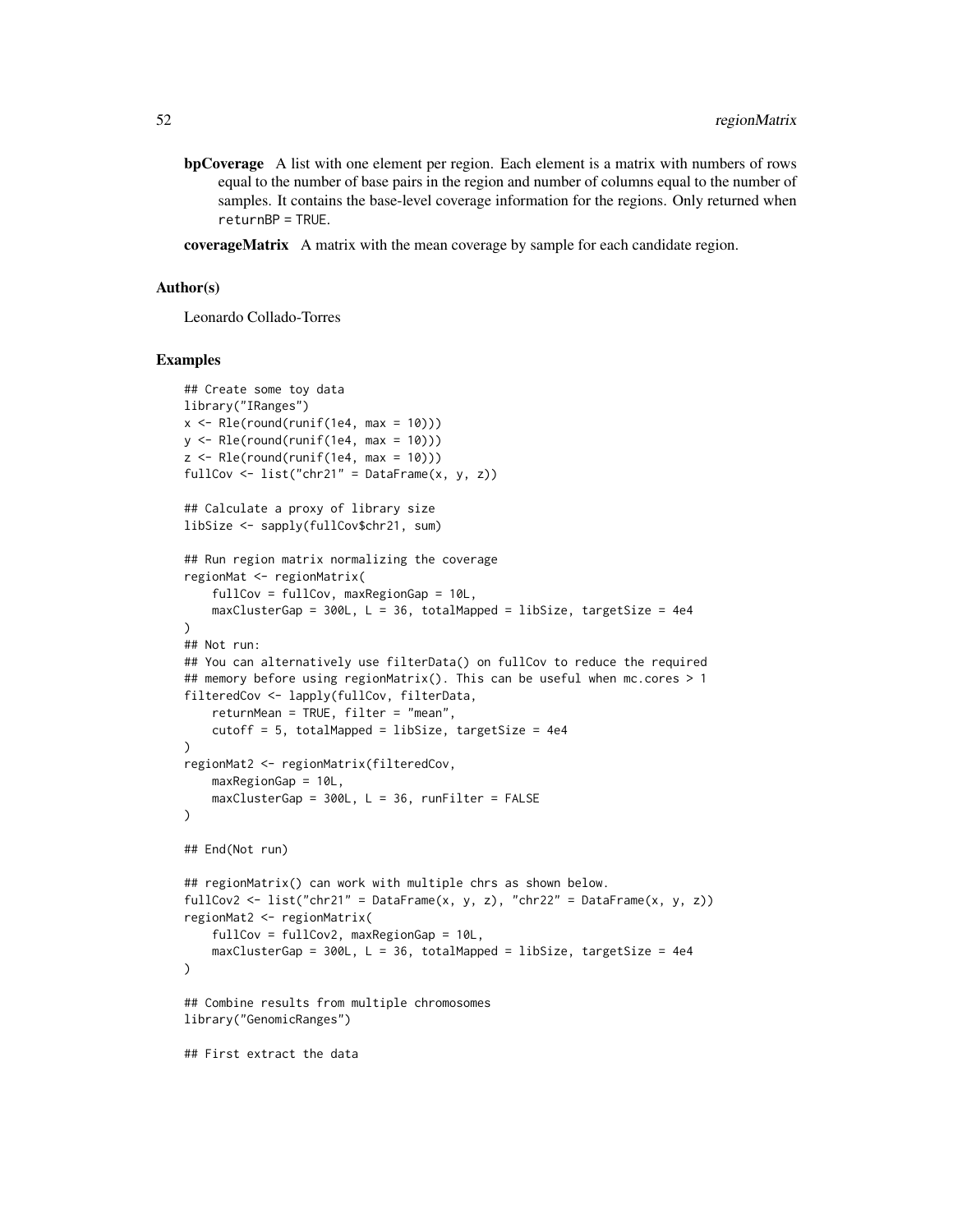**bpCoverage** A list with one element per region. Each element is a matrix with numbers of rows equal to the number of base pairs in the region and number of columns equal to the number of samples. It contains the base-level coverage information for the regions. Only returned when `returnBP = TRUE`.

**coverageMatrix** A matrix with the mean coverage by sample for each candidate region.

### Author(s)

Leonardo Collado-Torres

### Examples

```
## Create some toy data
library("IRanges")
x <- Rle(round(runif(1e4, max = 10)))
y <- Rle(round(runif(1e4, max = 10)))
z <- Rle(round(runif(1e4, max = 10)))
fullCov <- list("chr21" = DataFrame(x, y, z))

## Calculate a proxy of library size
libSize <- sapply(fullCov$chr21, sum)

## Run region matrix normalizing the coverage
regionMat <- regionMatrix(
    fullCov = fullCov, maxRegionGap = 10L,
    maxClusterGap = 300L, L = 36, totalMapped = libSize, targetSize = 4e4
)
## Not run:
## You can alternatively use filterData() on fullCov to reduce the required
## memory before using regionMatrix(). This can be useful when mc.cores > 1
filteredCov <- lapply(fullCov, filterData,
    returnMean = TRUE, filter = "mean",
    cutoff = 5, totalMapped = libSize, targetSize = 4e4
)
regionMat2 <- regionMatrix(filteredCov,
    maxRegionGap = 10L,
    maxClusterGap = 300L, L = 36, runFilter = FALSE
)

## End(Not run)

## regionMatrix() can work with multiple chrs as shown below.
fullCov2 <- list("chr21" = DataFrame(x, y, z), "chr22" = DataFrame(x, y, z))
regionMat2 <- regionMatrix(
    fullCov = fullCov2, maxRegionGap = 10L,
    maxClusterGap = 300L, L = 36, totalMapped = libSize, targetSize = 4e4
)

## Combine results from multiple chromosomes
library("GenomicRanges")

## First extract the data
```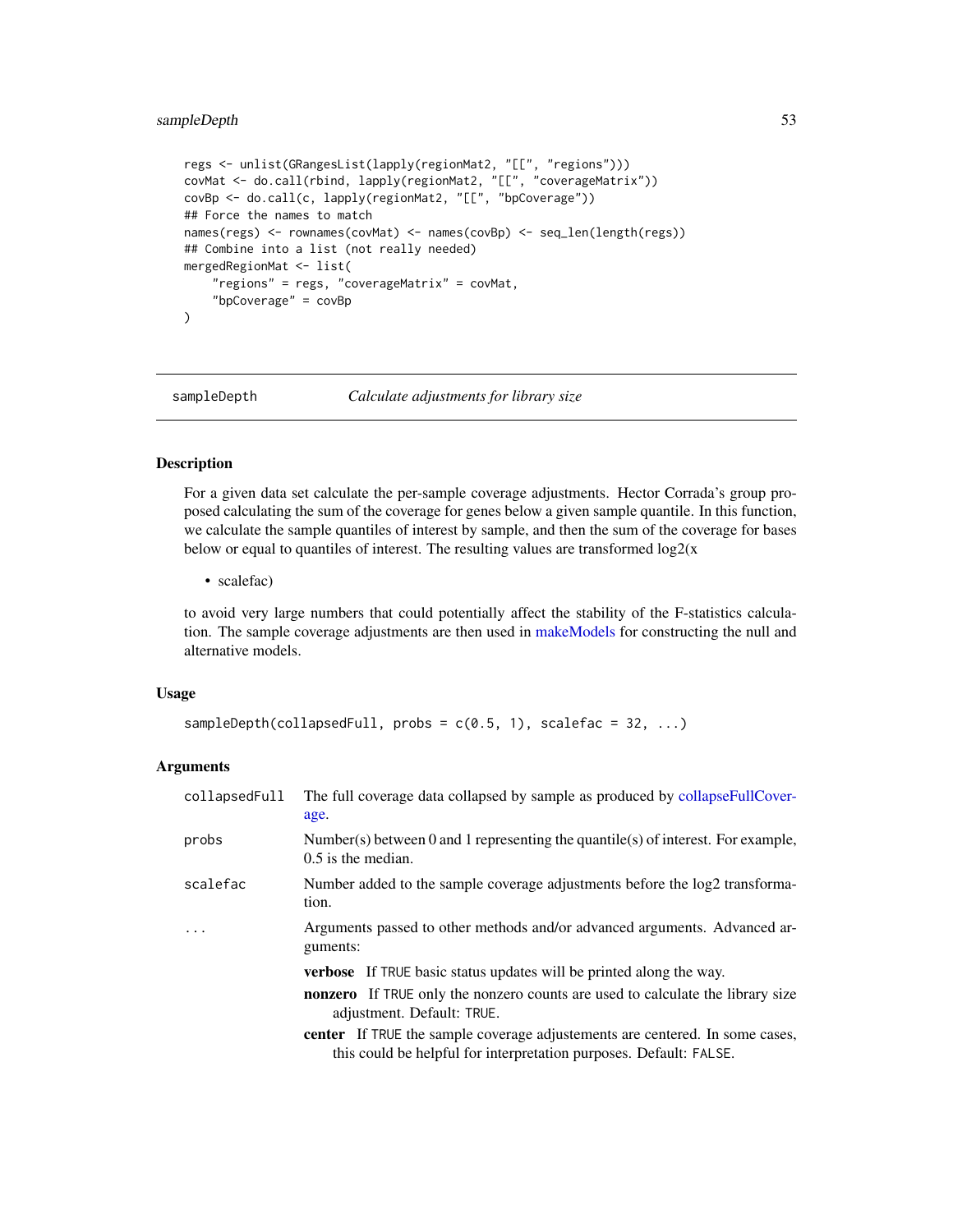```
regs <- unlist(GRangesList(lapply(regionMat2, "[[", "regions")))
covMat <- do.call(rbind, lapply(regionMat2, "[[", "coverageMatrix"))
covBp <- do.call(c, lapply(regionMat2, "[[", "bpCoverage"))
## Force the names to match
names(regs) <- rownames(covMat) <- names(covBp) <- seq_len(length(regs))
## Combine into a list (not really needed)
mergedRegionMat <- list(
    "regions" = regs, "coverageMatrix" = covMat,
    "bpCoverage" = covBp
)
```

---

## sampleDepth — *Calculate adjustments for library size*

### Description

For a given data set calculate the per-sample coverage adjustments. Hector Corrada's group proposed calculating the sum of the coverage for genes below a given sample quantile. In this function, we calculate the sample quantiles of interest by sample, and then the sum of the coverage for bases below or equal to quantiles of interest. The resulting values are transformed log2(x

- scalefac)

to avoid very large numbers that could potentially affect the stability of the F-statistics calculation. The sample coverage adjustments are then used in makeModels for constructing the null and alternative models.

### Usage

```
sampleDepth(collapsedFull, probs = c(0.5, 1), scalefac = 32, ...)
```

### Arguments

| | |
|---|---|
| `collapsedFull` | The full coverage data collapsed by sample as produced by collapseFullCoverage. |
| `probs` | Number(s) between 0 and 1 representing the quantile(s) of interest. For example, 0.5 is the median. |
| `scalefac` | Number added to the sample coverage adjustments before the log2 transformation. |
| `...` | Arguments passed to other methods and/or advanced arguments. Advanced arguments: **verbose** If TRUE basic status updates will be printed along the way. **nonzero** If TRUE only the nonzero counts are used to calculate the library size adjustment. Default: TRUE. **center** If TRUE the sample coverage adjustements are centered. In some cases, this could be helpful for interpretation purposes. Default: FALSE. |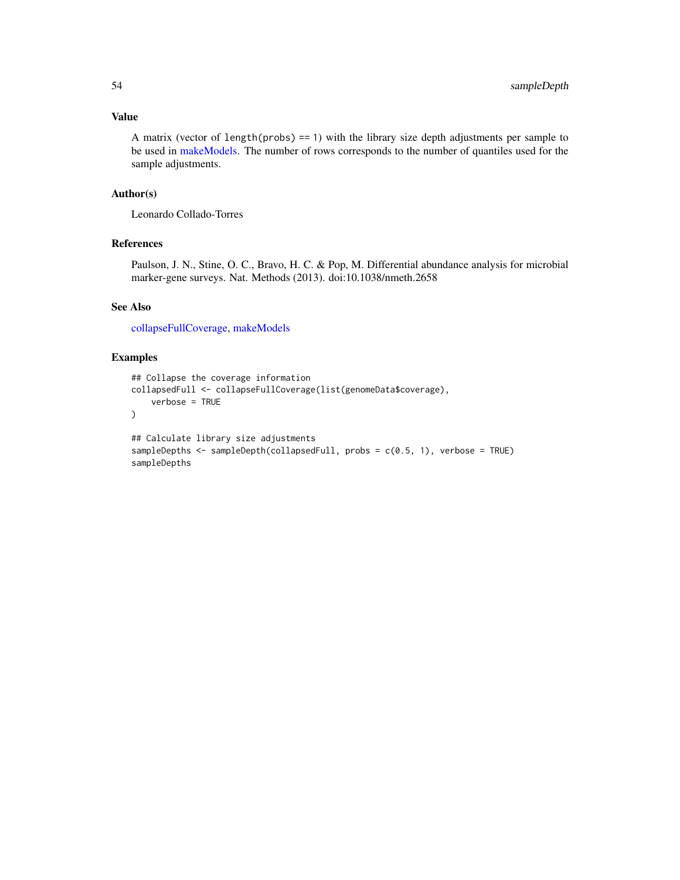### Value

A matrix (vector of `length(probs) == 1`) with the library size depth adjustments per sample to be used in makeModels. The number of rows corresponds to the number of quantiles used for the sample adjustments.

### Author(s)

Leonardo Collado-Torres

### References

Paulson, J. N., Stine, O. C., Bravo, H. C. & Pop, M. Differential abundance analysis for microbial marker-gene surveys. Nat. Methods (2013). doi:10.1038/nmeth.2658

### See Also

collapseFullCoverage, makeModels

### Examples

```
## Collapse the coverage information
collapsedFull <- collapseFullCoverage(list(genomeData$coverage),
    verbose = TRUE
)

## Calculate library size adjustments
sampleDepths <- sampleDepth(collapsedFull, probs = c(0.5, 1), verbose = TRUE)
sampleDepths
```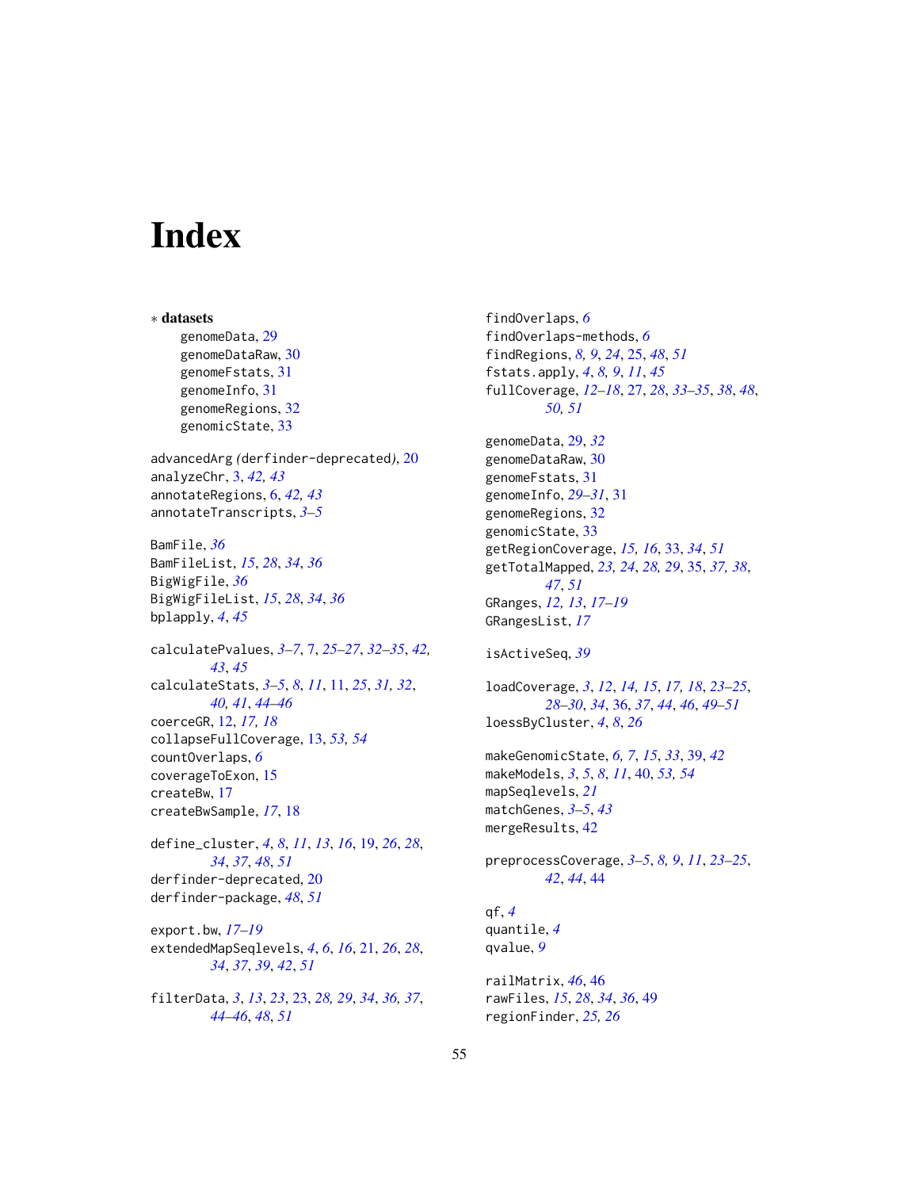# Index

∗ **datasets**

genomeData, 29
genomeDataRaw, 30
genomeFstats, 31
genomeInfo, 31
genomeRegions, 32
genomicState, 33

advancedArg *(*derfinder-deprecated*)*, 20
analyzeChr, 3, *42, 43*
annotateRegions, 6, *42, 43*
annotateTranscripts, *3–5*

BamFile, *36*
BamFileList, *15*, *28*, *34*, *36*
BigWigFile, *36*
BigWigFileList, *15*, *28*, *34*, *36*
bplapply, *4*, *45*

calculatePvalues, *3–7*, 7, *25–27*, *32–35*, *42, 43*, *45*
calculateStats, *3–5*, *8*, *11*, 11, *25*, *31, 32*, *40, 41*, *44–46*
coerceGR, 12, *17, 18*
collapseFullCoverage, 13, *53, 54*
countOverlaps, *6*
coverageToExon, 15
createBw, 17
createBwSample, *17*, 18

define_cluster, *4*, *8*, *11*, *13*, *16*, 19, *26*, *28*, *34*, *37*, *48*, *51*
derfinder-deprecated, 20
derfinder-package, *48*, *51*

export.bw, *17–19*
extendedMapSeqlevels, *4*, *6*, *16*, 21, *26*, *28*, *34*, *37*, *39*, *42*, *51*

filterData, *3*, *13*, *23*, 23, *28, 29*, *34*, *36, 37*, *44–46*, *48*, *51*
findOverlaps, *6*
findOverlaps-methods, *6*
findRegions, *8, 9*, *24*, 25, *48*, *51*
fstats.apply, *4*, *8, 9*, *11*, *45*
fullCoverage, *12–18*, 27, *28*, *33–35*, *38*, *48*, *50, 51*

genomeData, 29, *32*
genomeDataRaw, 30
genomeFstats, 31
genomeInfo, *29–31*, 31
genomeRegions, 32
genomicState, 33
getRegionCoverage, *15, 16*, 33, *34*, *51*
getTotalMapped, *23, 24*, *28, 29*, 35, *37, 38*, *47*, *51*
GRanges, *12, 13*, *17–19*
GRangesList, *17*

isActiveSeq, *39*

loadCoverage, *3*, *12*, *14, 15*, *17, 18*, *23–25*, *28–30*, *34*, 36, *37*, *44*, *46*, *49–51*
loessByCluster, *4*, *8*, *26*

makeGenomicState, *6, 7*, *15*, *33*, 39, *42*
makeModels, *3*, *5*, *8*, *11*, 40, *53, 54*
mapSeqlevels, *21*
matchGenes, *3–5*, *43*
mergeResults, 42

preprocessCoverage, *3–5*, *8, 9*, *11*, *23–25*, *42*, *44*, 44

qf, *4*
quantile, *4*
qvalue, *9*

railMatrix, *46*, 46
rawFiles, *15*, *28*, *34*, *36*, 49
regionFinder, *25, 26*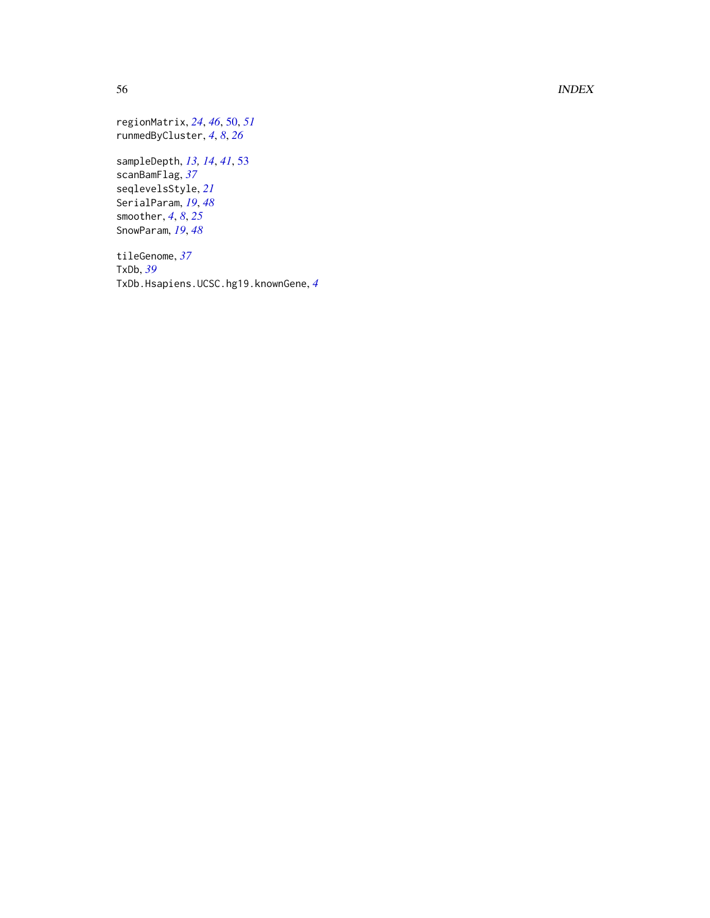regionMatrix, *24*, *46*, 50, *51*
runmedByCluster, *4*, *8*, *26*

sampleDepth, *13, 14*, *41*, 53
scanBamFlag, *37*
seqlevelsStyle, *21*
SerialParam, *19*, *48*
smoother, *4*, *8*, *25*
SnowParam, *19*, *48*

tileGenome, *37*
TxDb, *39*
TxDb.Hsapiens.UCSC.hg19.knownGene, *4*